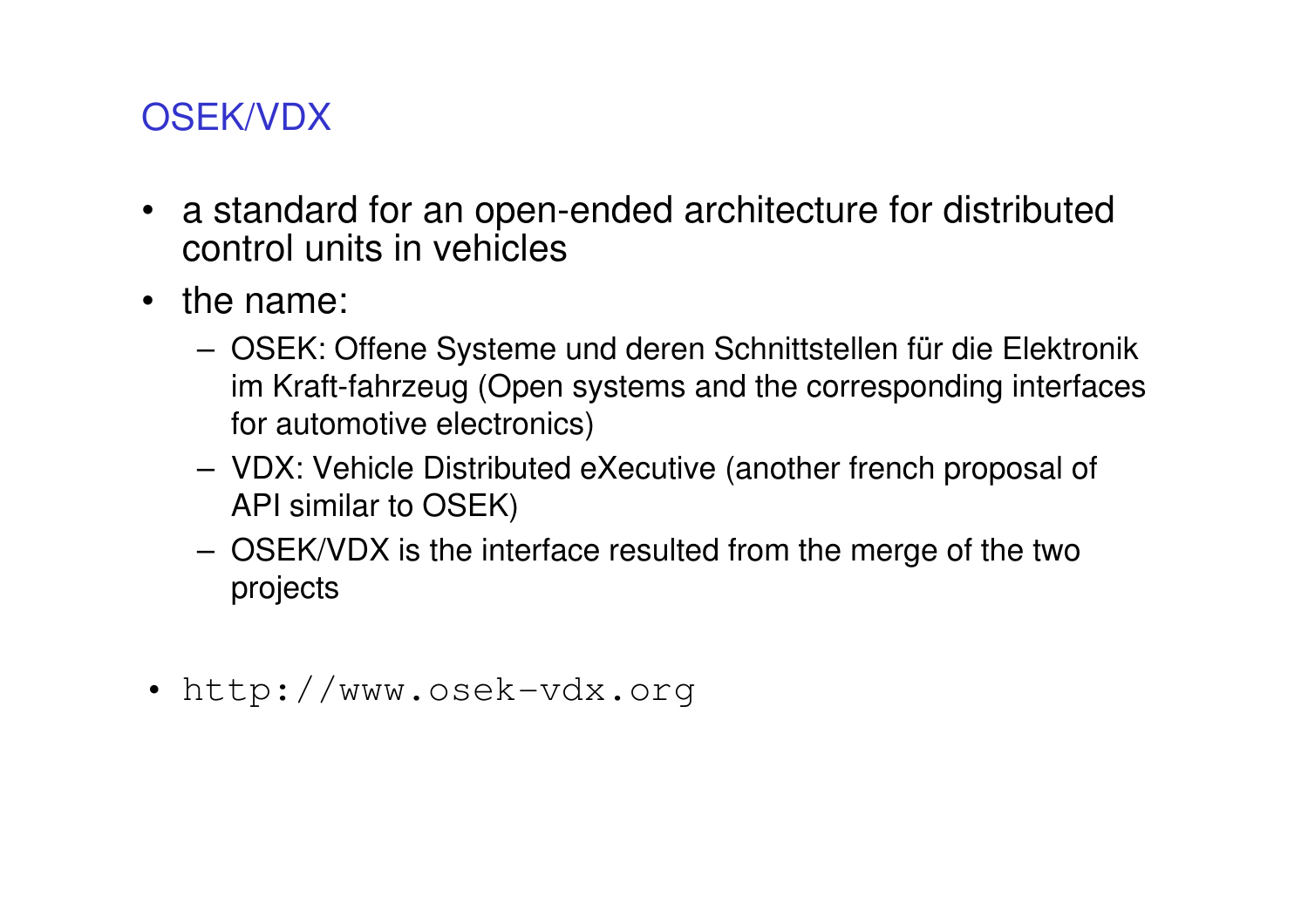# OSEK/VDX

- a standard for an open-ended architecture for distributed control units in vehicles
- the name:
  - OSEK: Offene Systeme und deren Schnittstellen für die Elektronik im Kraft-fahrzeug (Open systems and the corresponding interfaces for automotive electronics)
  - VDX: Vehicle Distributed eXecutive (another french proposal of API similar to OSEK)
  - OSEK/VDX is the interface resulted from the merge of the two projects
- `http://www.osek-vdx.org`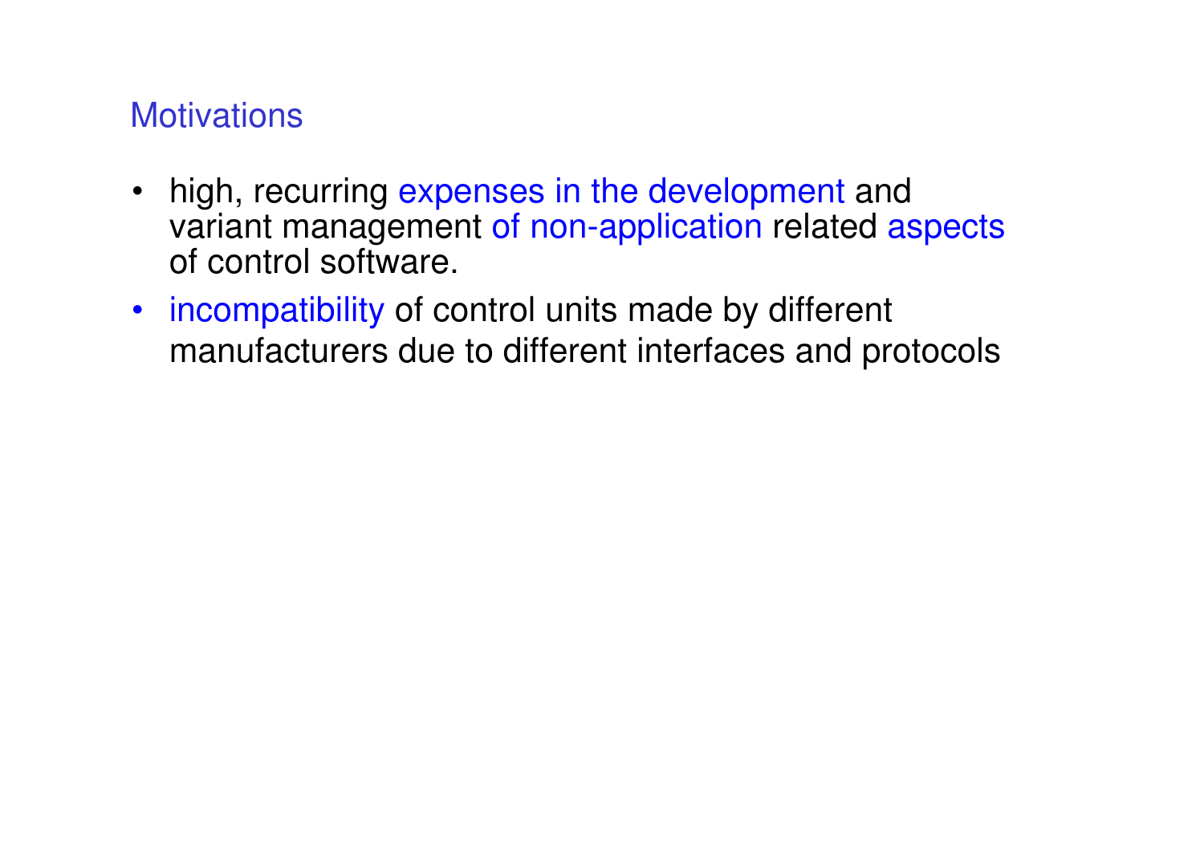## Motivations

- high, recurring expenses in the development and variant management of non-application related aspects of control software.
- incompatibility of control units made by different manufacturers due to different interfaces and protocols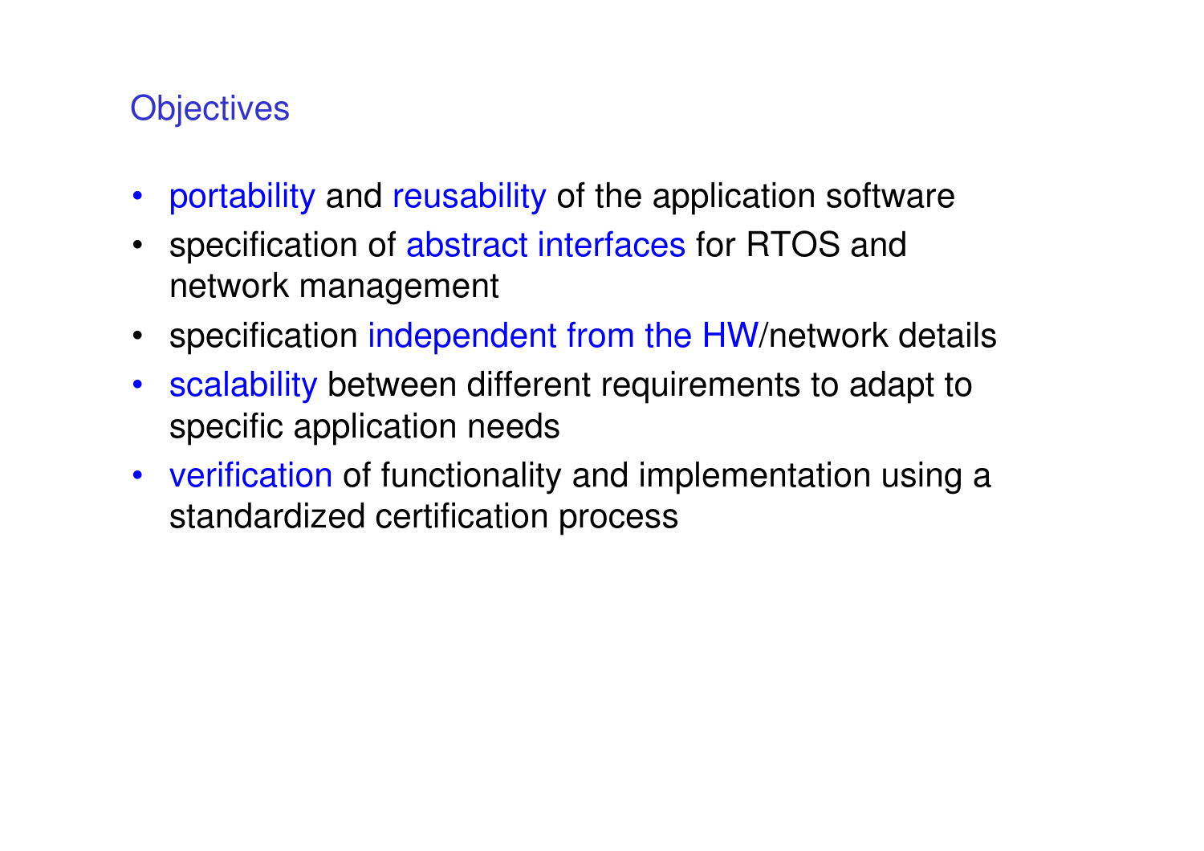## Objectives

- portability and reusability of the application software
- specification of abstract interfaces for RTOS and network management
- specification independent from the HW/network details
- scalability between different requirements to adapt to specific application needs
- verification of functionality and implementation using a standardized certification process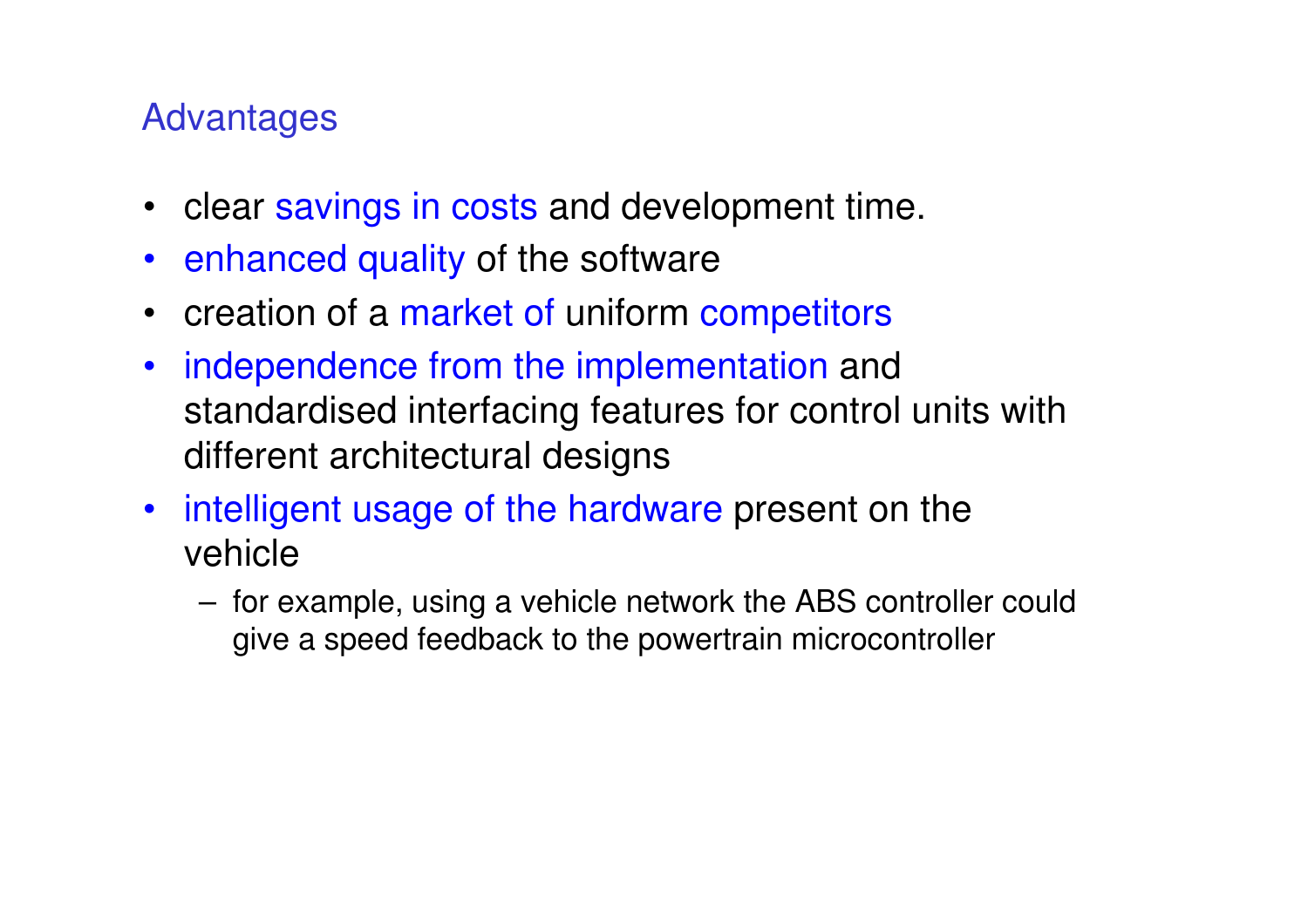## Advantages

- clear savings in costs and development time.
- enhanced quality of the software
- creation of a market of uniform competitors
- independence from the implementation and standardised interfacing features for control units with different architectural designs
- intelligent usage of the hardware present on the vehicle
  - for example, using a vehicle network the ABS controller could give a speed feedback to the powertrain microcontroller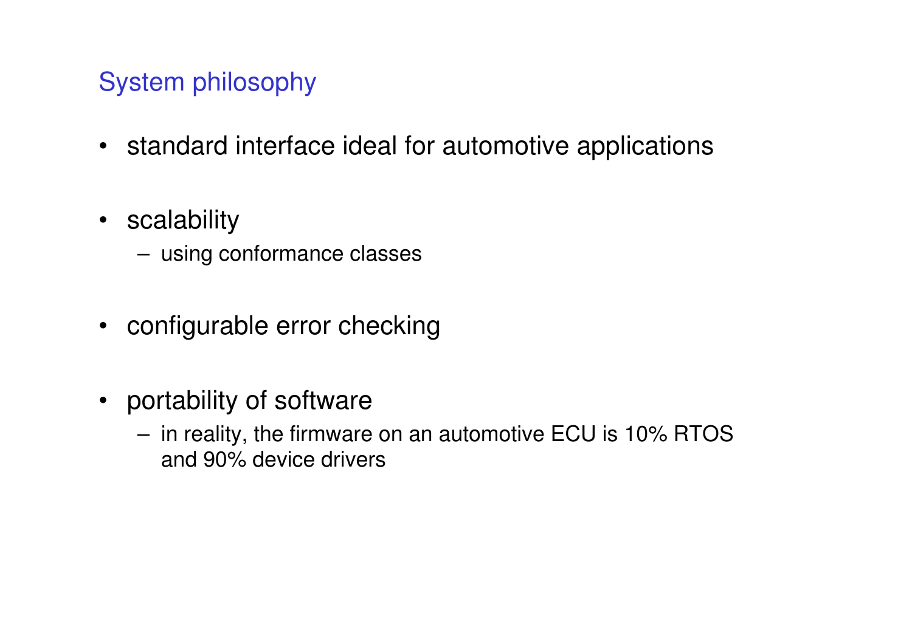## System philosophy

- standard interface ideal for automotive applications
- scalability
  - using conformance classes
- configurable error checking
- portability of software
  - in reality, the firmware on an automotive ECU is 10% RTOS and 90% device drivers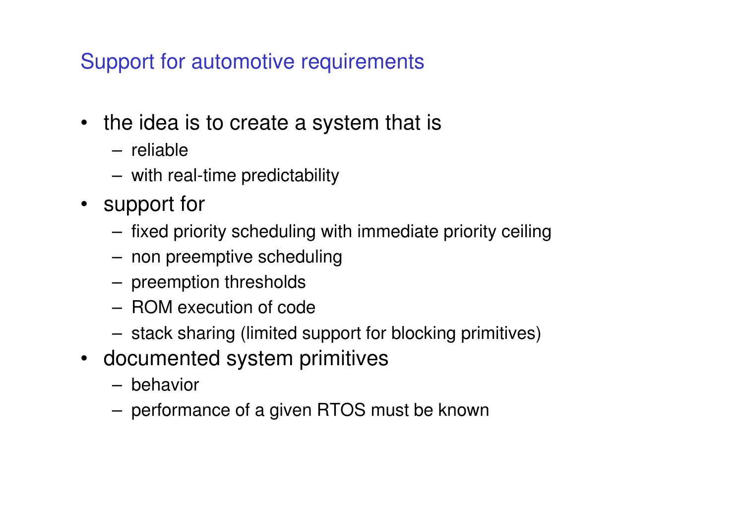## Support for automotive requirements

- the idea is to create a system that is
  - reliable
  - with real-time predictability
- support for
  - fixed priority scheduling with immediate priority ceiling
  - non preemptive scheduling
  - preemption thresholds
  - ROM execution of code
  - stack sharing (limited support for blocking primitives)
- documented system primitives
  - behavior
  - performance of a given RTOS must be known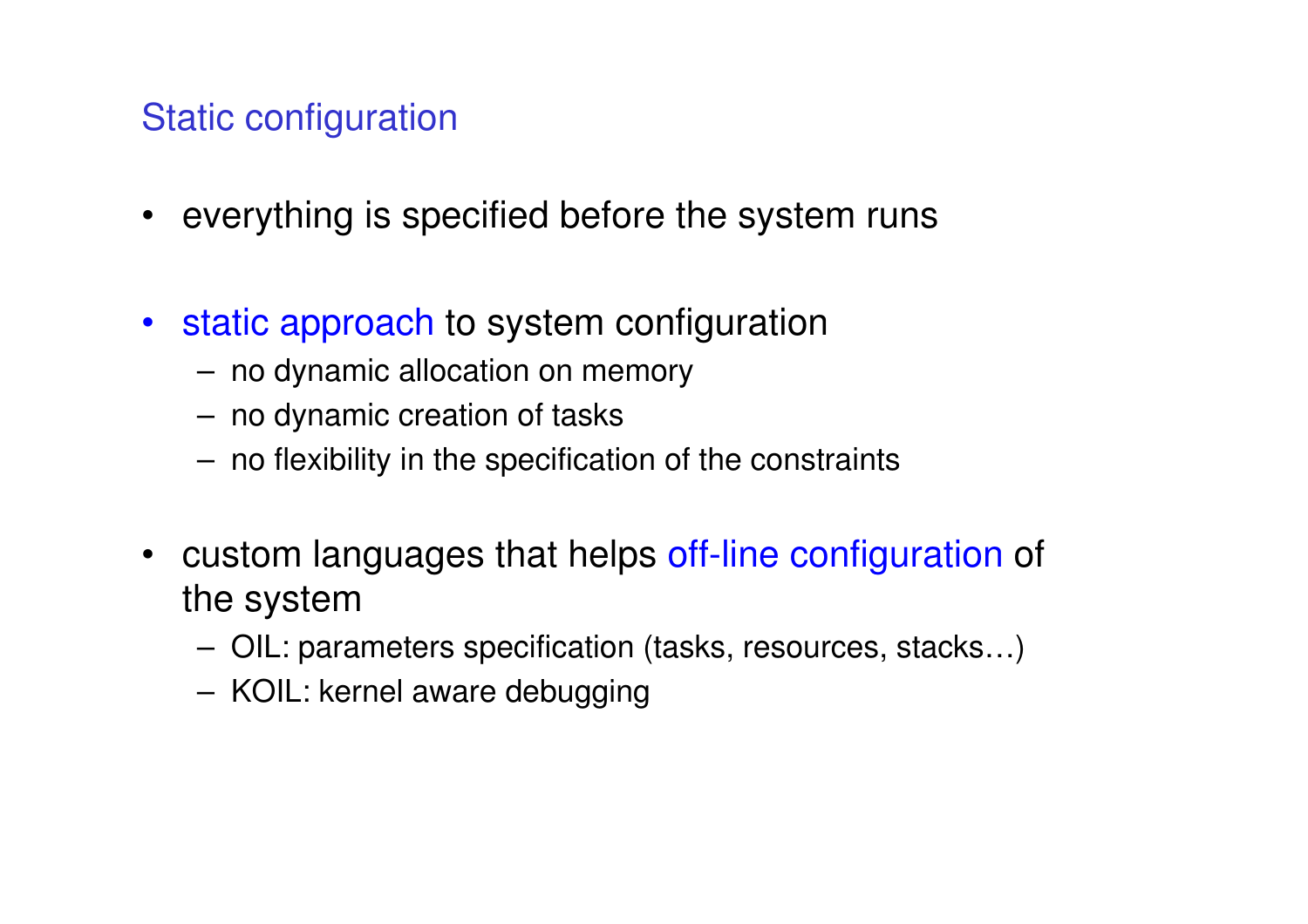## Static configuration

- everything is specified before the system runs
- static approach to system configuration
  - no dynamic allocation on memory
  - no dynamic creation of tasks
  - no flexibility in the specification of the constraints
- custom languages that helps off-line configuration of the system
  - OIL: parameters specification (tasks, resources, stacks…)
  - KOIL: kernel aware debugging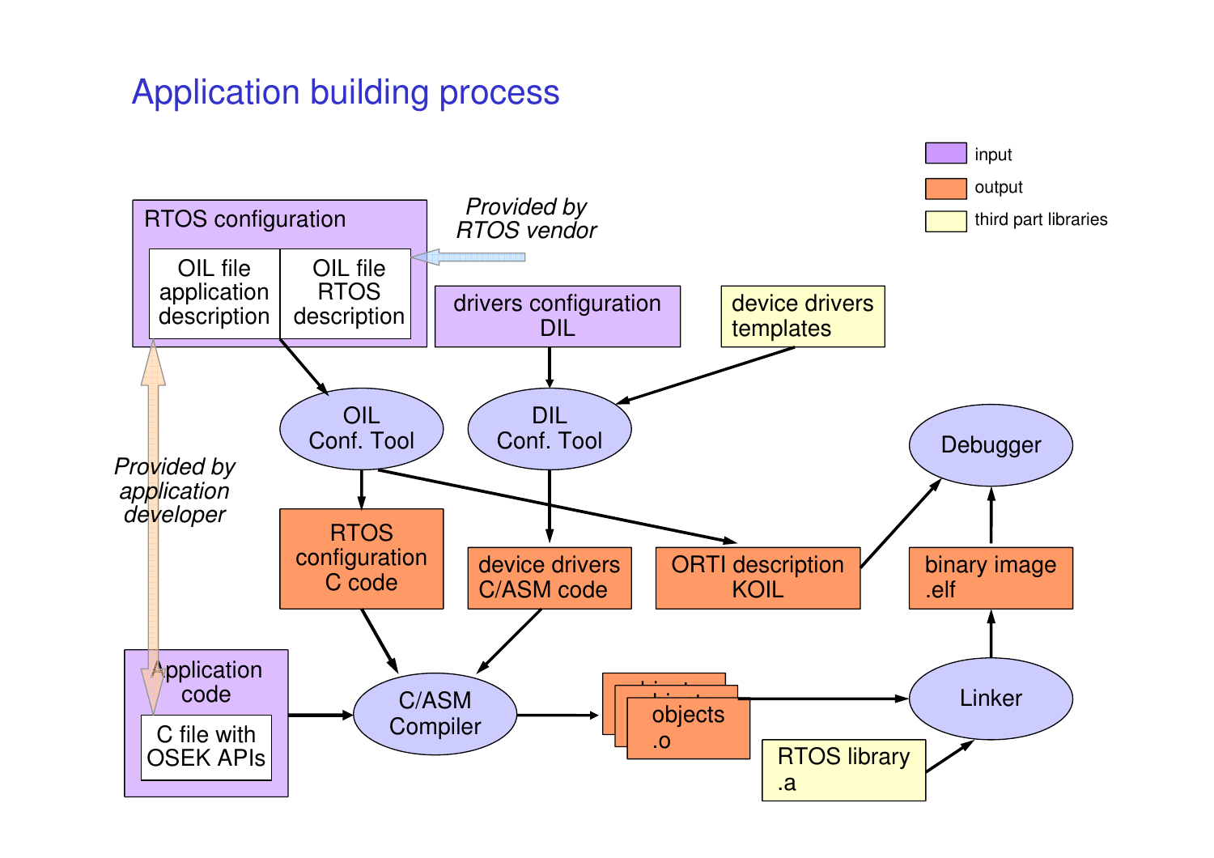# Application building process

- input
- output
- third part libraries

RTOS configuration

- OIL file application description
- OIL file RTOS description

*Provided by RTOS vendor*

drivers configuration DIL

device drivers templates

OIL Conf. Tool

DIL Conf. Tool

Debugger

*Provided by application developer*

RTOS configuration C code

device drivers C/ASM code

ORTI description KOIL

binary image .elf

Application code

- C file with OSEK APIs

C/ASM Compiler

objects .o

Linker

RTOS library .a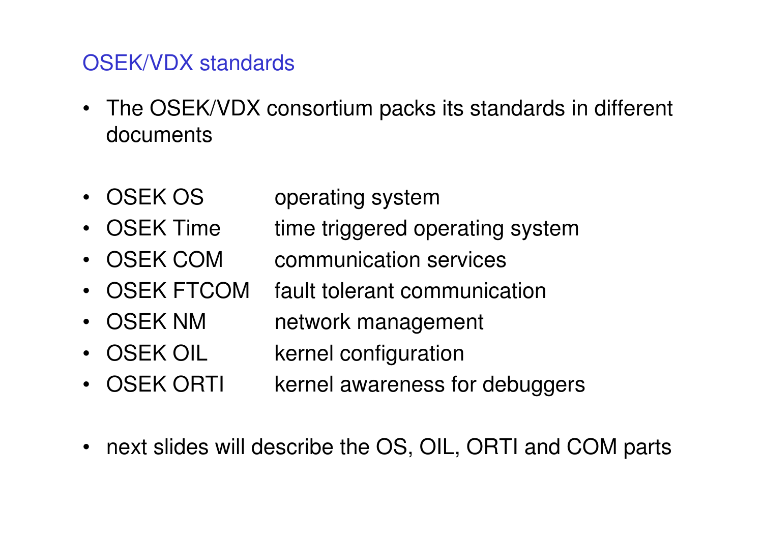## OSEK/VDX standards

- The OSEK/VDX consortium packs its standards in different documents

- OSEK OS — operating system
- OSEK Time — time triggered operating system
- OSEK COM — communication services
- OSEK FTCOM — fault tolerant communication
- OSEK NM — network management
- OSEK OIL — kernel configuration
- OSEK ORTI — kernel awareness for debuggers

- next slides will describe the OS, OIL, ORTI and COM parts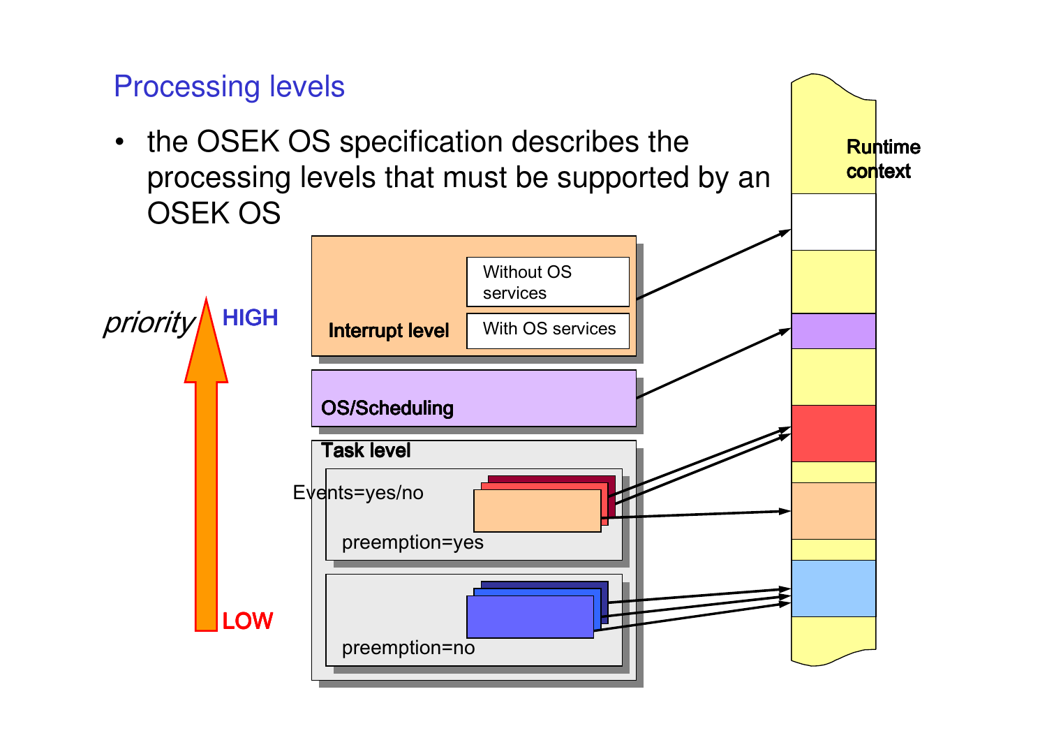## Processing levels

- the OSEK OS specification describes the processing levels that must be supported by an OSEK OS

priority HIGH

LOW

Interrupt level

Without OS services

With OS services

OS/Scheduling

Task level

Events=yes/no

preemption=yes

preemption=no

Runtime context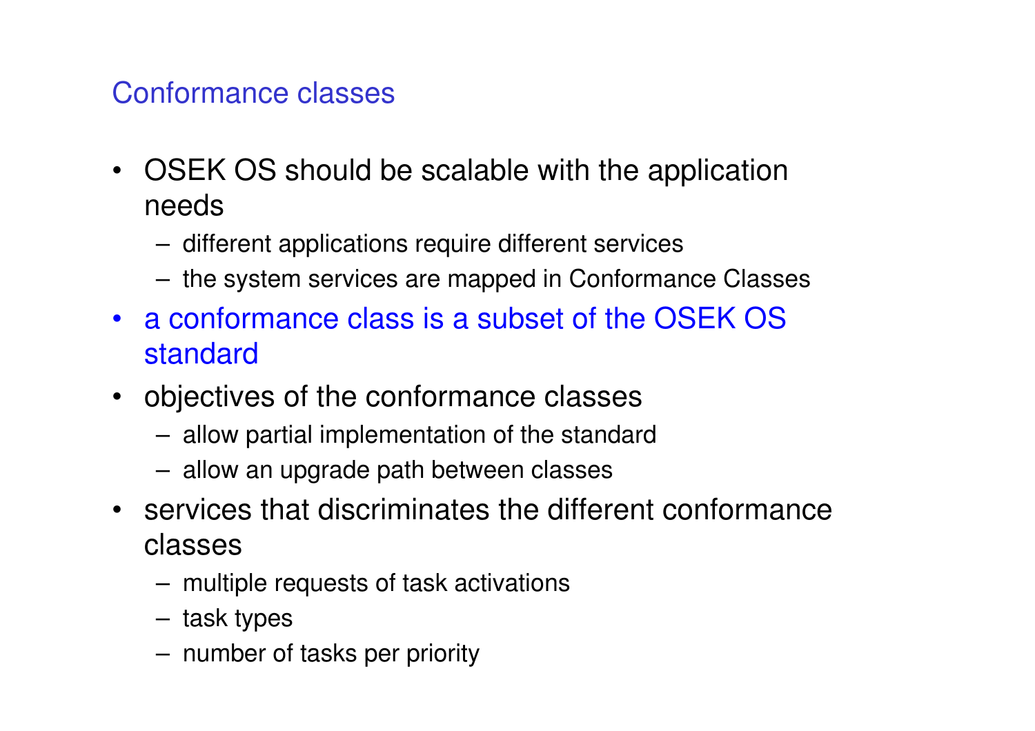## Conformance classes

- OSEK OS should be scalable with the application needs
  - different applications require different services
  - the system services are mapped in Conformance Classes
- a conformance class is a subset of the OSEK OS standard
- objectives of the conformance classes
  - allow partial implementation of the standard
  - allow an upgrade path between classes
- services that discriminates the different conformance classes
  - multiple requests of task activations
  - task types
  - number of tasks per priority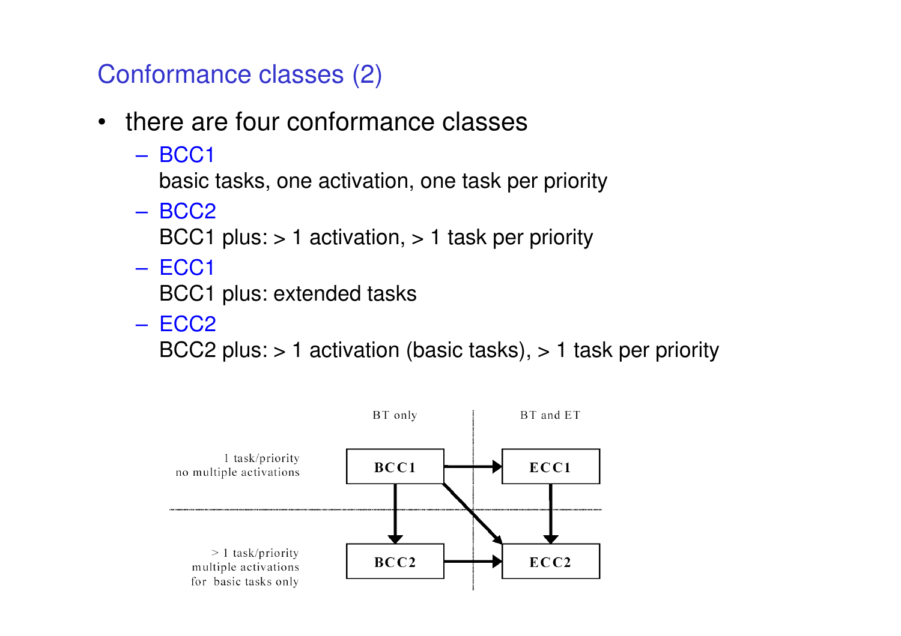## Conformance classes (2)

- there are four conformance classes
  - BCC1
    basic tasks, one activation, one task per priority
  - BCC2
    BCC1 plus: > 1 activation, > 1 task per priority
  - ECC1
    BCC1 plus: extended tasks
  - ECC2
    BCC2 plus: > 1 activation (basic tasks), > 1 task per priority

|  | BT only | BT and ET |
| --- | --- | --- |
| 1 task/priority<br>no multiple activations | BCC1 | ECC1 |
| > 1 task/priority<br>multiple activations<br>for basic tasks only | BCC2 | ECC2 |

Arrows: BCC1 → ECC1, BCC1 → BCC2, BCC1 → ECC2, ECC1 → ECC2, BCC2 → ECC2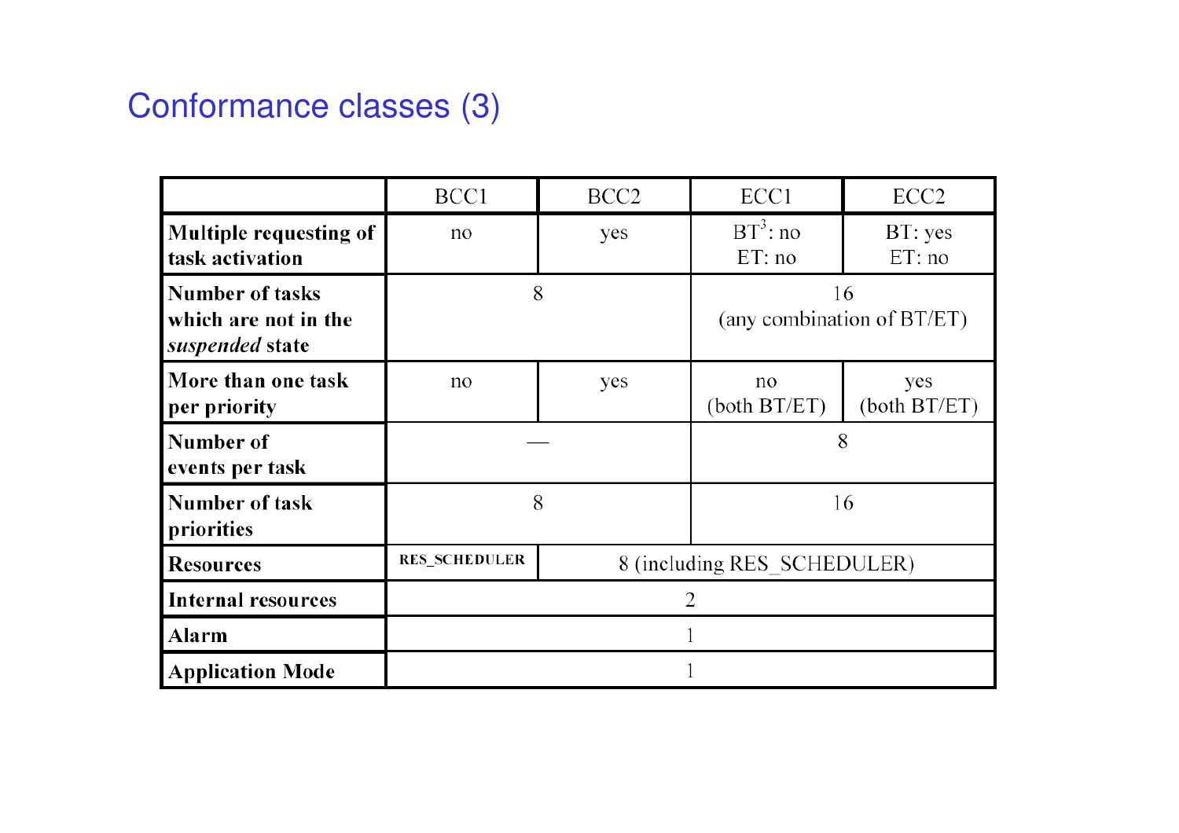# Conformance classes (3)

| | BCC1 | BCC2 | ECC1 | ECC2 |
|---|---|---|---|---|
| **Multiple requesting of task activation** | no | yes | BT[3]: no ET: no | BT: yes ET: no |
| **Number of tasks which are not in the *suspended* state** | 8 | | 16 (any combination of BT/ET) | |
| **More than one task per priority** | no | yes | no (both BT/ET) | yes (both BT/ET) |
| **Number of events per task** | — | | 8 | |
| **Number of task priorities** | 8 | | 16 | |
| **Resources** | RES_SCHEDULER | 8 (including RES_SCHEDULER) | | |
| **Internal resources** | 2 | | | |
| **Alarm** | 1 | | | |
| **Application Mode** | 1 | | | |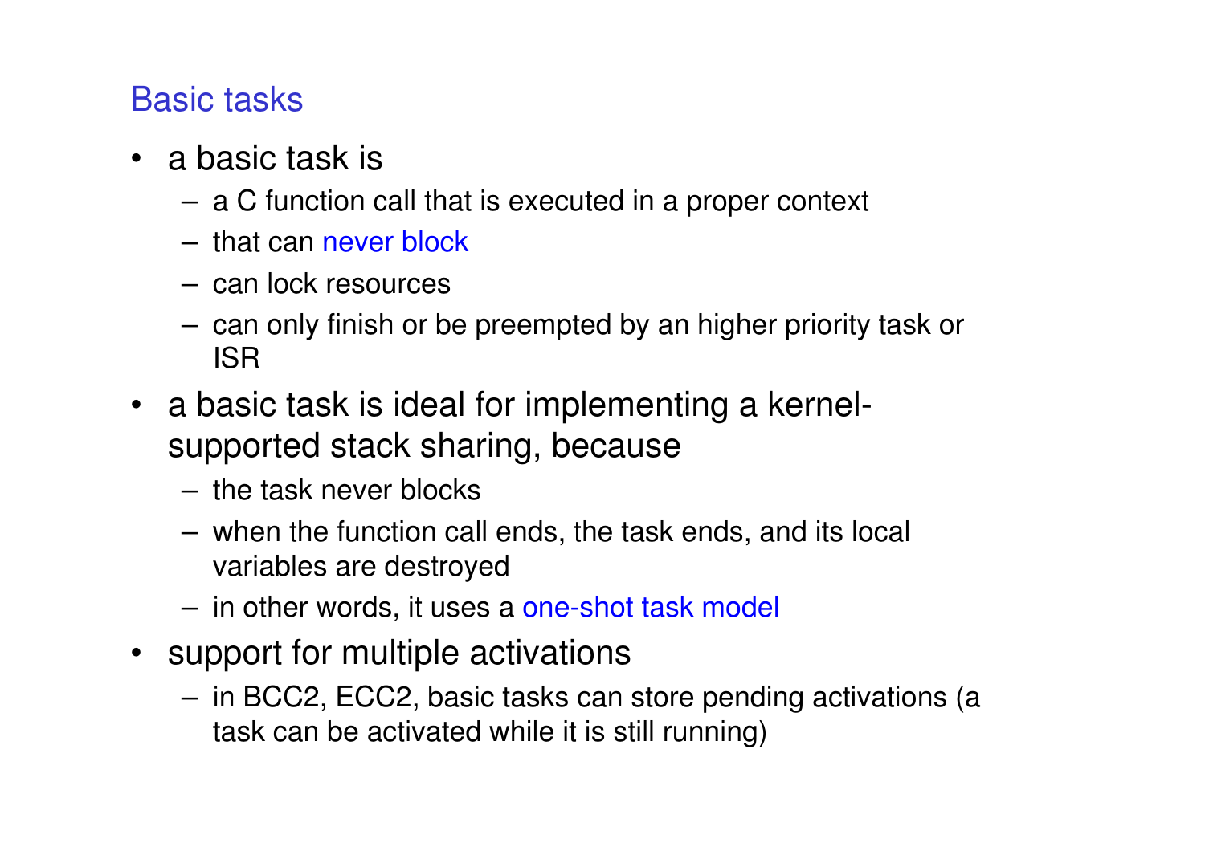## Basic tasks

- a basic task is
  - a C function call that is executed in a proper context
  - that can never block
  - can lock resources
  - can only finish or be preempted by an higher priority task or ISR
- a basic task is ideal for implementing a kernel-supported stack sharing, because
  - the task never blocks
  - when the function call ends, the task ends, and its local variables are destroyed
  - in other words, it uses a one-shot task model
- support for multiple activations
  - in BCC2, ECC2, basic tasks can store pending activations (a task can be activated while it is still running)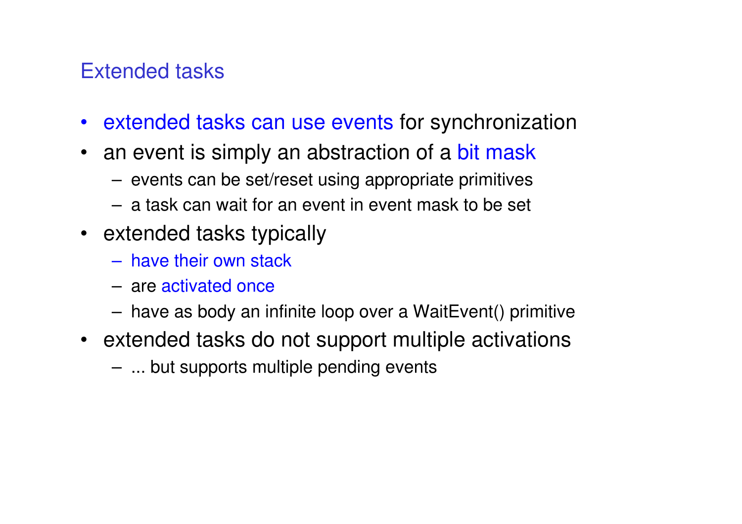## Extended tasks

- extended tasks can use events for synchronization
- an event is simply an abstraction of a bit mask
  - events can be set/reset using appropriate primitives
  - a task can wait for an event in event mask to be set
- extended tasks typically
  - have their own stack
  - are activated once
  - have as body an infinite loop over a WaitEvent() primitive
- extended tasks do not support multiple activations
  - ... but supports multiple pending events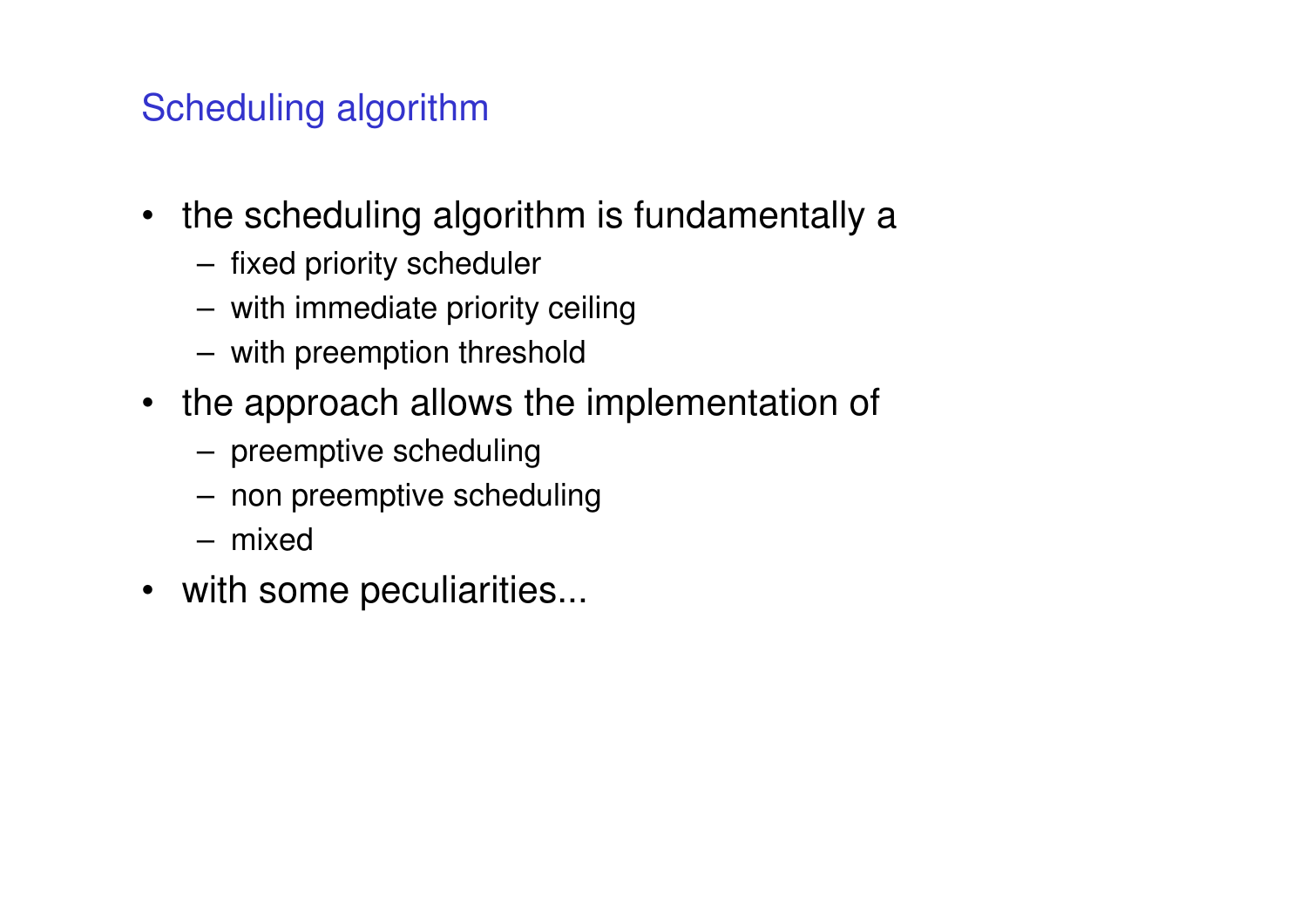## Scheduling algorithm

- the scheduling algorithm is fundamentally a
  - fixed priority scheduler
  - with immediate priority ceiling
  - with preemption threshold
- the approach allows the implementation of
  - preemptive scheduling
  - non preemptive scheduling
  - mixed
- with some peculiarities...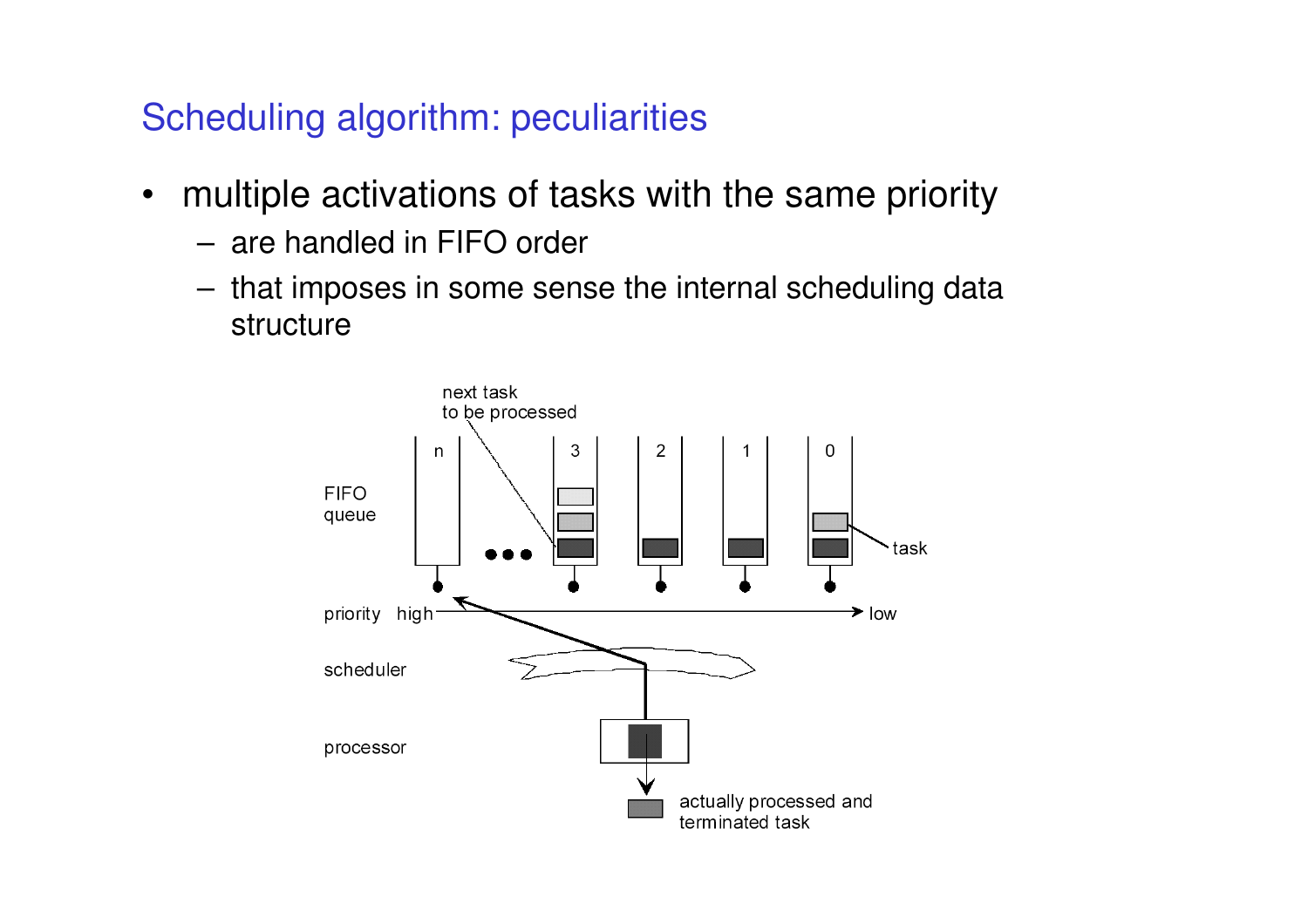## Scheduling algorithm: peculiarities

- multiple activations of tasks with the same priority
  - are handled in FIFO order
  - that imposes in some sense the internal scheduling data structure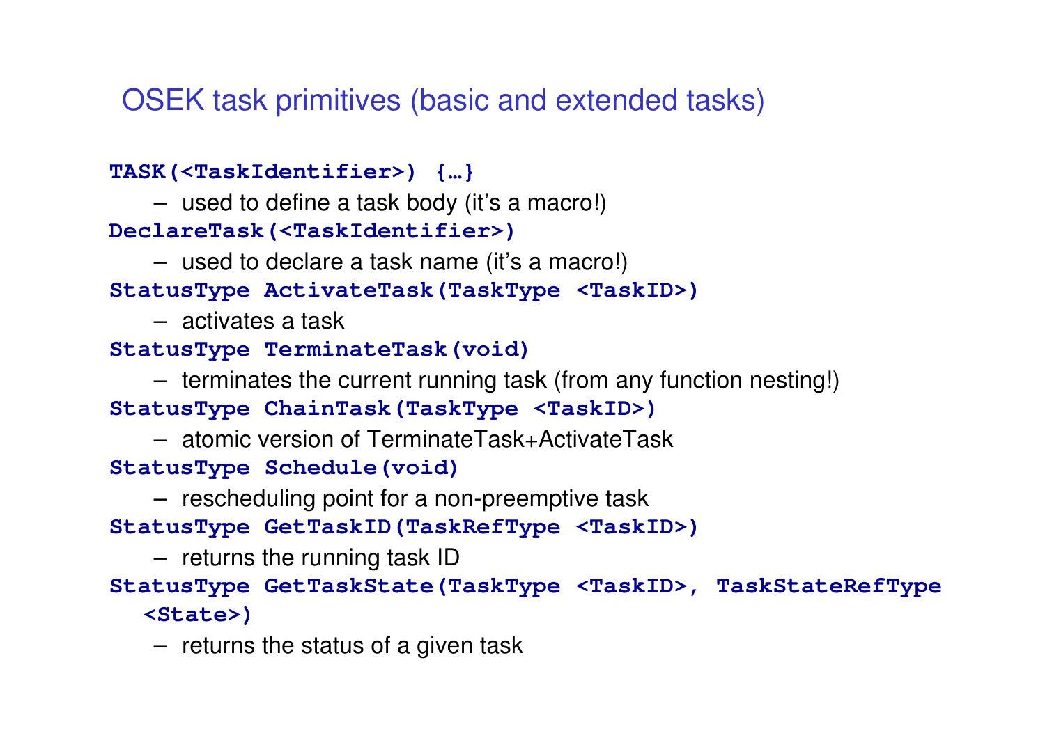# OSEK task primitives (basic and extended tasks)

**`TASK(<TaskIdentifier>) {…}`**

- used to define a task body (it's a macro!)

**`DeclareTask(<TaskIdentifier>)`**

- used to declare a task name (it's a macro!)

**`StatusType ActivateTask(TaskType <TaskID>)`**

- activates a task

**`StatusType TerminateTask(void)`**

- terminates the current running task (from any function nesting!)

**`StatusType ChainTask(TaskType <TaskID>)`**

- atomic version of TerminateTask+ActivateTask

**`StatusType Schedule(void)`**

- rescheduling point for a non-preemptive task

**`StatusType GetTaskID(TaskRefType <TaskID>)`**

- returns the running task ID

**`StatusType GetTaskState(TaskType <TaskID>, TaskStateRefType <State>)`**

- returns the status of a given task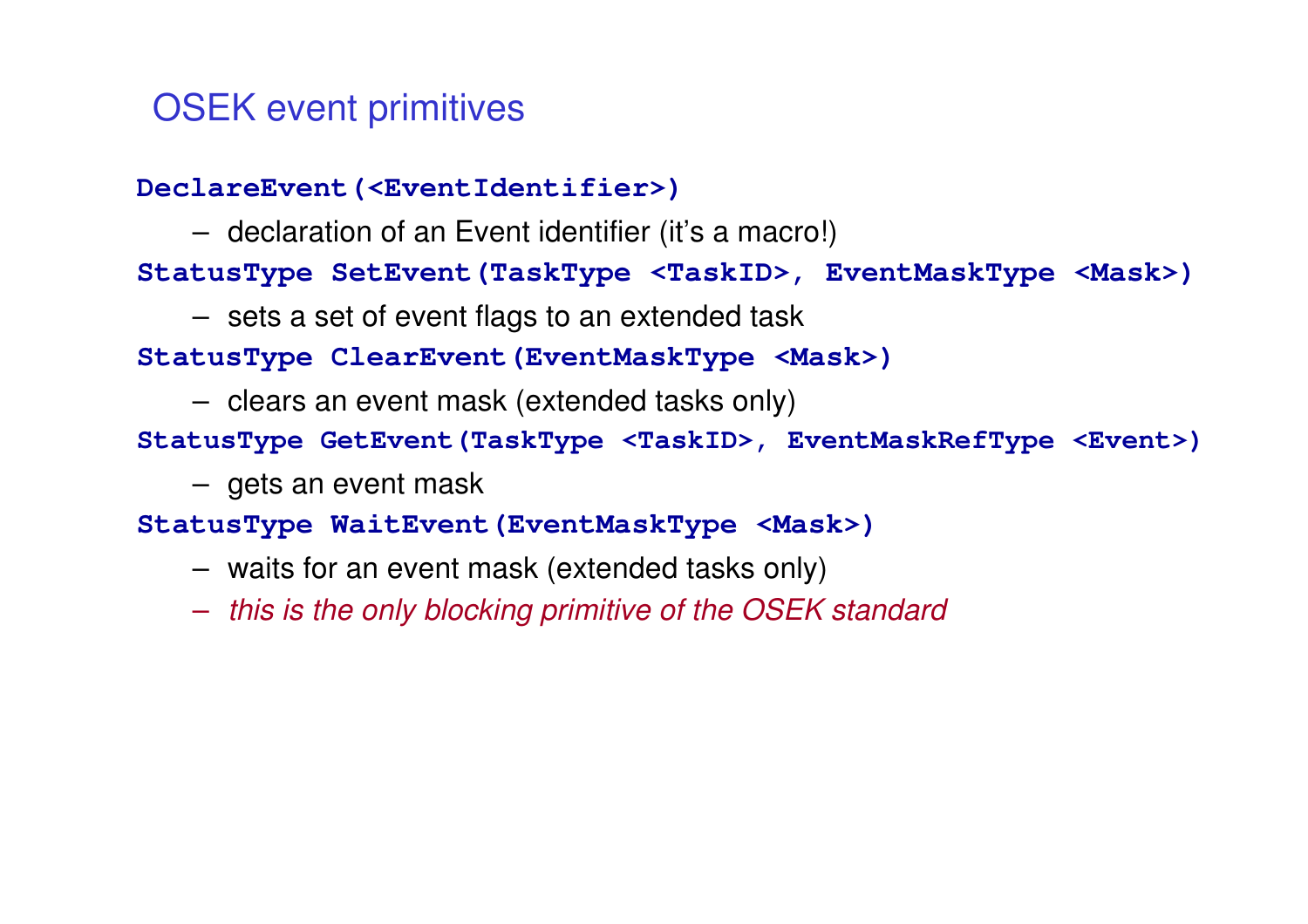# OSEK event primitives

**`DeclareEvent(<EventIdentifier>)`**

- declaration of an Event identifier (it's a macro!)

**`StatusType SetEvent(TaskType <TaskID>, EventMaskType <Mask>)`**

- sets a set of event flags to an extended task

**`StatusType ClearEvent(EventMaskType <Mask>)`**

- clears an event mask (extended tasks only)

**`StatusType GetEvent(TaskType <TaskID>, EventMaskRefType <Event>)`**

- gets an event mask

**`StatusType WaitEvent(EventMaskType <Mask>)`**

- waits for an event mask (extended tasks only)
- *this is the only blocking primitive of the OSEK standard*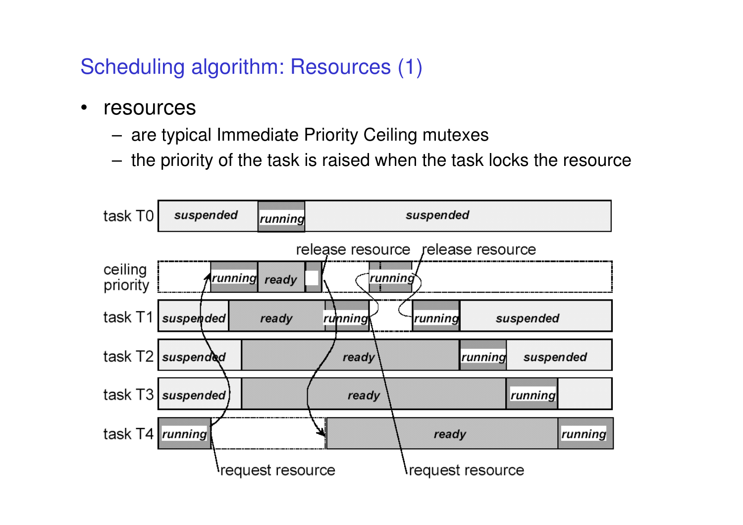# Scheduling algorithm: Resources (1)

- resources
  - are typical Immediate Priority Ceiling mutexes
  - the priority of the task is raised when the task locks the resource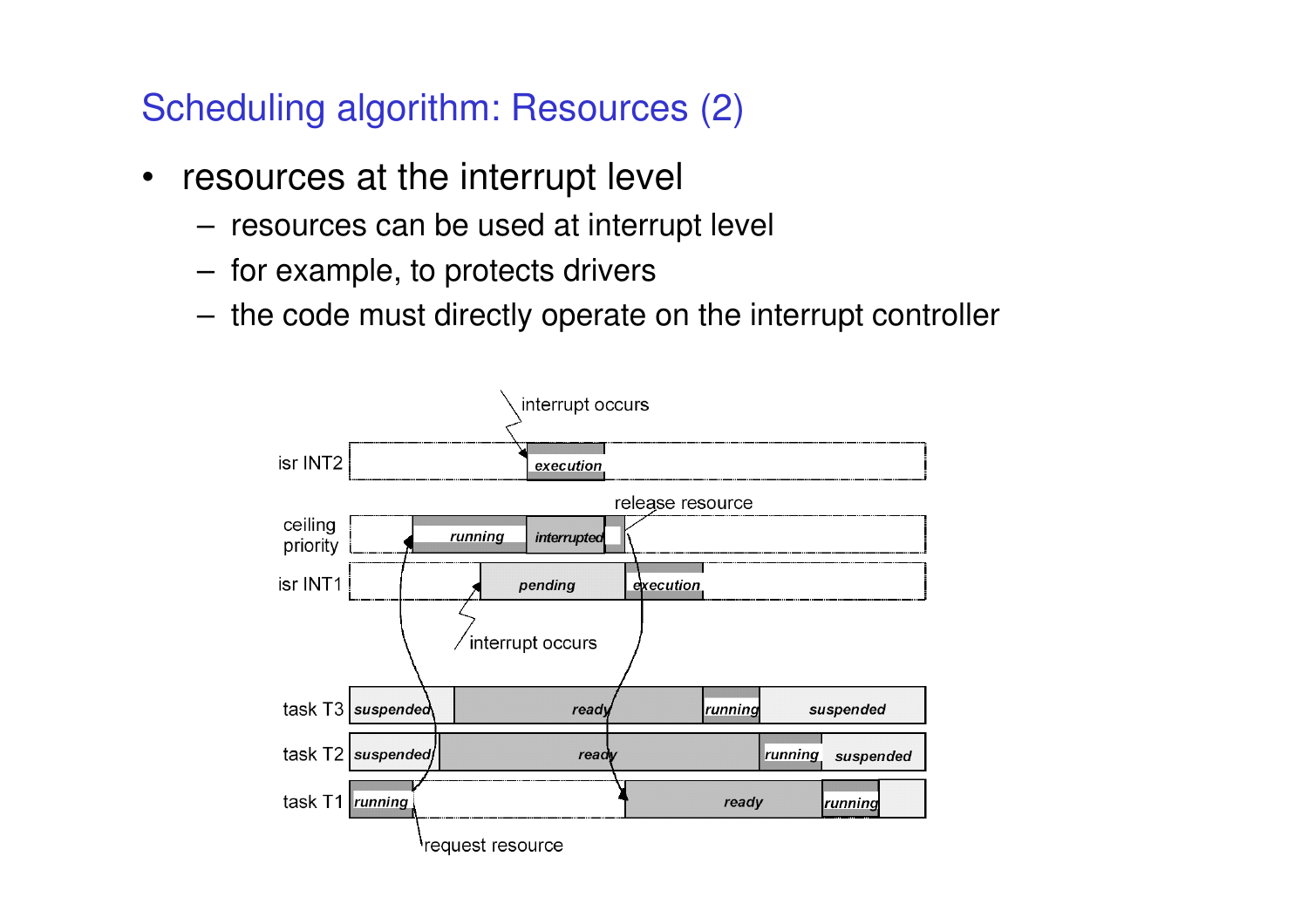# Scheduling algorithm: Resources (2)

- resources at the interrupt level
  - resources can be used at interrupt level
  - for example, to protects drivers
  - the code must directly operate on the interrupt controller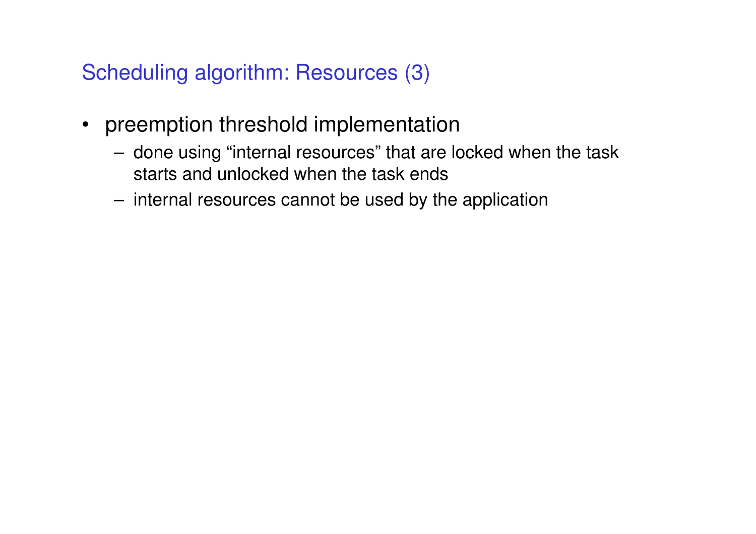## Scheduling algorithm: Resources (3)

- preemption threshold implementation
  - done using “internal resources” that are locked when the task starts and unlocked when the task ends
  - internal resources cannot be used by the application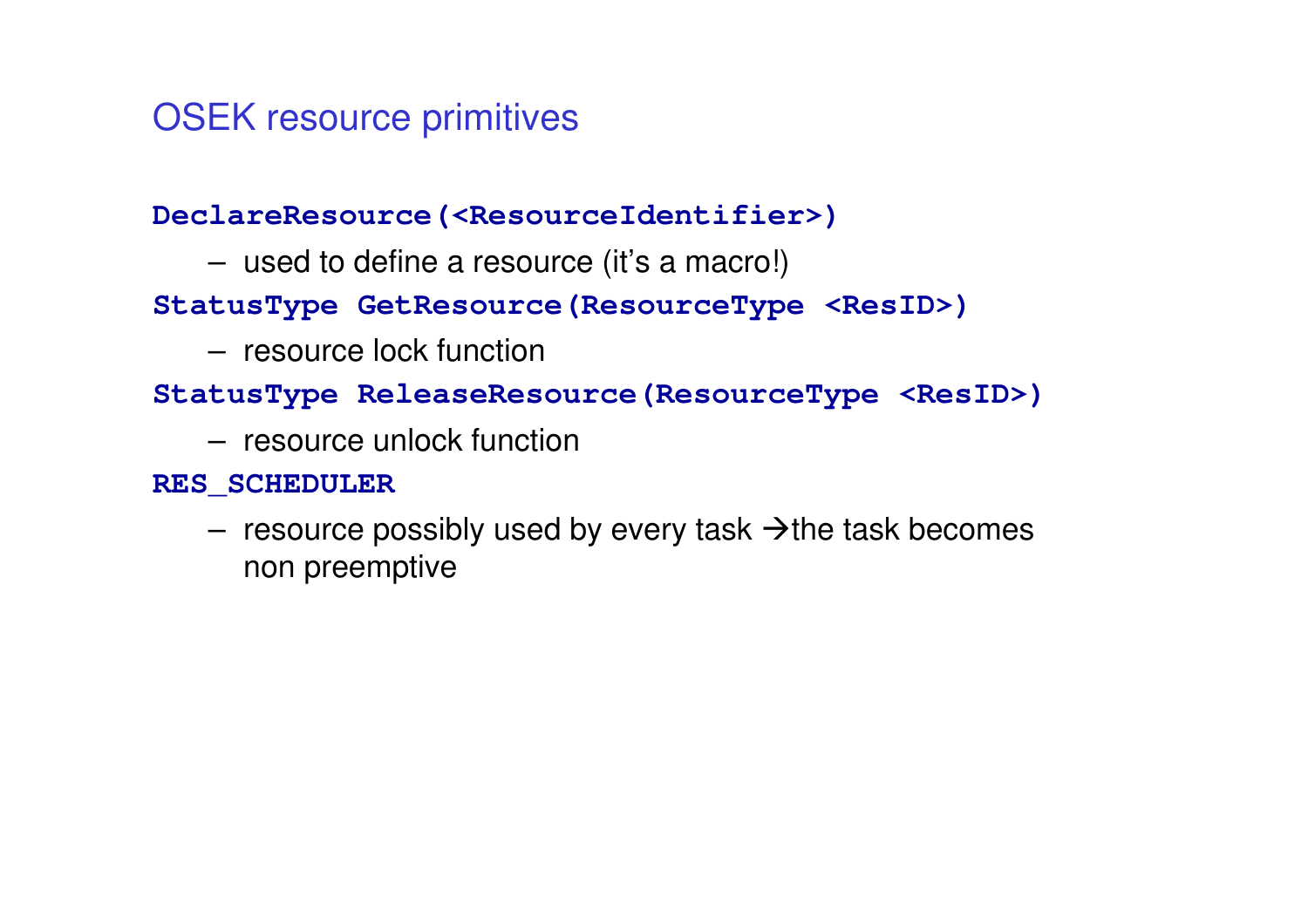# OSEK resource primitives

**`DeclareResource(<ResourceIdentifier>)`**

- used to define a resource (it's a macro!)

**`StatusType GetResource(ResourceType <ResID>)`**

- resource lock function

**`StatusType ReleaseResource(ResourceType <ResID>)`**

- resource unlock function

**`RES_SCHEDULER`**

- resource possibly used by every task →the task becomes non preemptive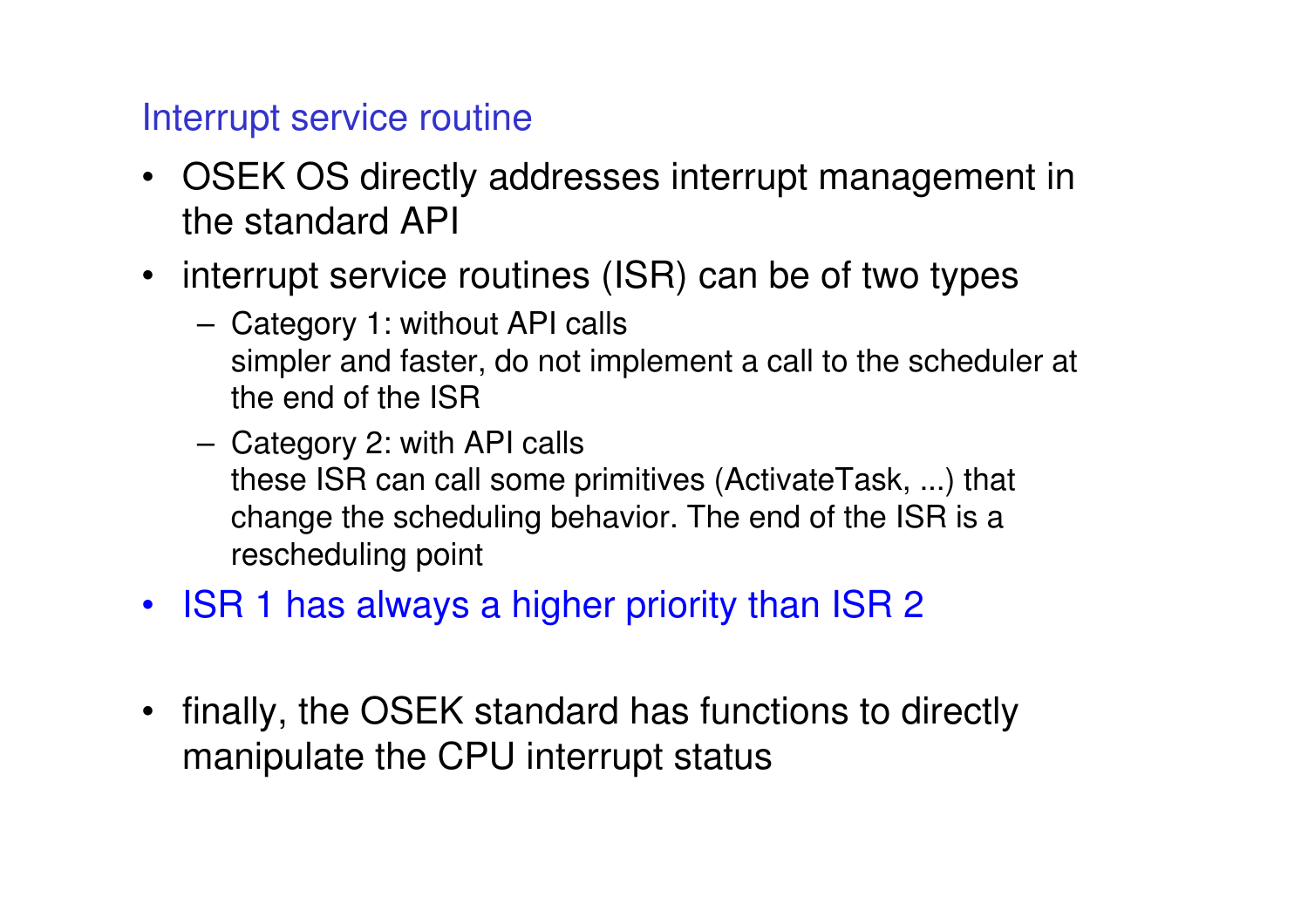## Interrupt service routine

- OSEK OS directly addresses interrupt management in the standard API
- interrupt service routines (ISR) can be of two types
  - Category 1: without API calls
    simpler and faster, do not implement a call to the scheduler at the end of the ISR
  - Category 2: with API calls
    these ISR can call some primitives (ActivateTask, ...) that change the scheduling behavior. The end of the ISR is a rescheduling point
- ISR 1 has always a higher priority than ISR 2
- finally, the OSEK standard has functions to directly manipulate the CPU interrupt status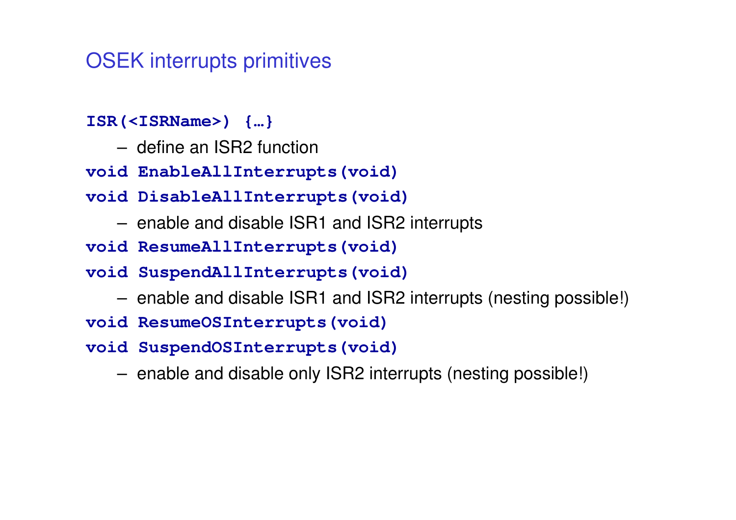# OSEK interrupts primitives

**`ISR(<ISRName>) {…}`**

- define an ISR2 function

**`void EnableAllInterrupts(void)`**

**`void DisableAllInterrupts(void)`**

- enable and disable ISR1 and ISR2 interrupts

**`void ResumeAllInterrupts(void)`**

**`void SuspendAllInterrupts(void)`**

- enable and disable ISR1 and ISR2 interrupts (nesting possible!)

**`void ResumeOSInterrupts(void)`**

**`void SuspendOSInterrupts(void)`**

- enable and disable only ISR2 interrupts (nesting possible!)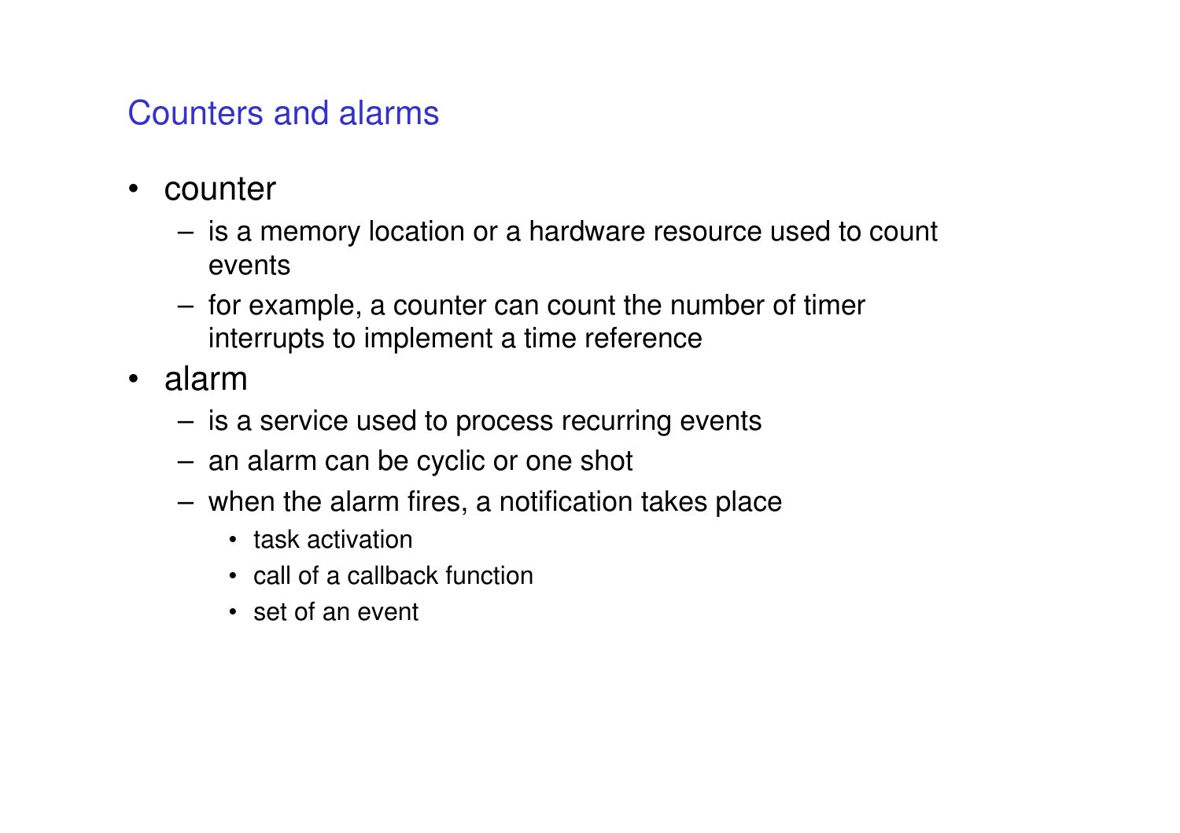## Counters and alarms

- counter
  - is a memory location or a hardware resource used to count events
  - for example, a counter can count the number of timer interrupts to implement a time reference
- alarm
  - is a service used to process recurring events
  - an alarm can be cyclic or one shot
  - when the alarm fires, a notification takes place
    - task activation
    - call of a callback function
    - set of an event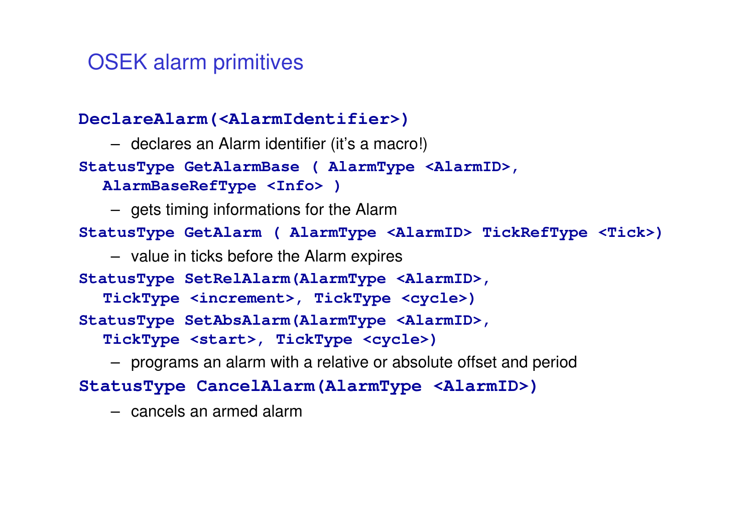# OSEK alarm primitives

**`DeclareAlarm(<AlarmIdentifier>)`**

- declares an Alarm identifier (it's a macro!)

**`StatusType GetAlarmBase ( AlarmType <AlarmID>, AlarmBaseRefType <Info> )`**

- gets timing informations for the Alarm

**`StatusType GetAlarm ( AlarmType <AlarmID> TickRefType <Tick>)`**

- value in ticks before the Alarm expires

**`StatusType SetRelAlarm(AlarmType <AlarmID>, TickType <increment>, TickType <cycle>)`**

**`StatusType SetAbsAlarm(AlarmType <AlarmID>, TickType <start>, TickType <cycle>)`**

- programs an alarm with a relative or absolute offset and period

**`StatusType CancelAlarm(AlarmType <AlarmID>)`**

- cancels an armed alarm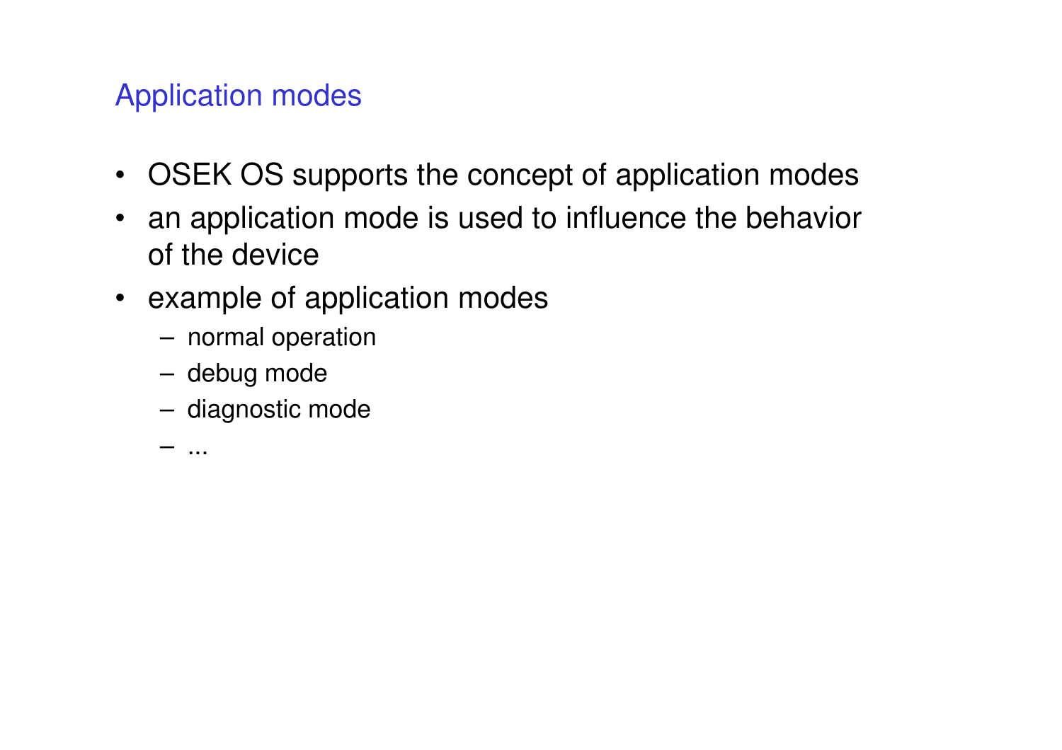## Application modes

- OSEK OS supports the concept of application modes
- an application mode is used to influence the behavior of the device
- example of application modes
  - normal operation
  - debug mode
  - diagnostic mode
  - ...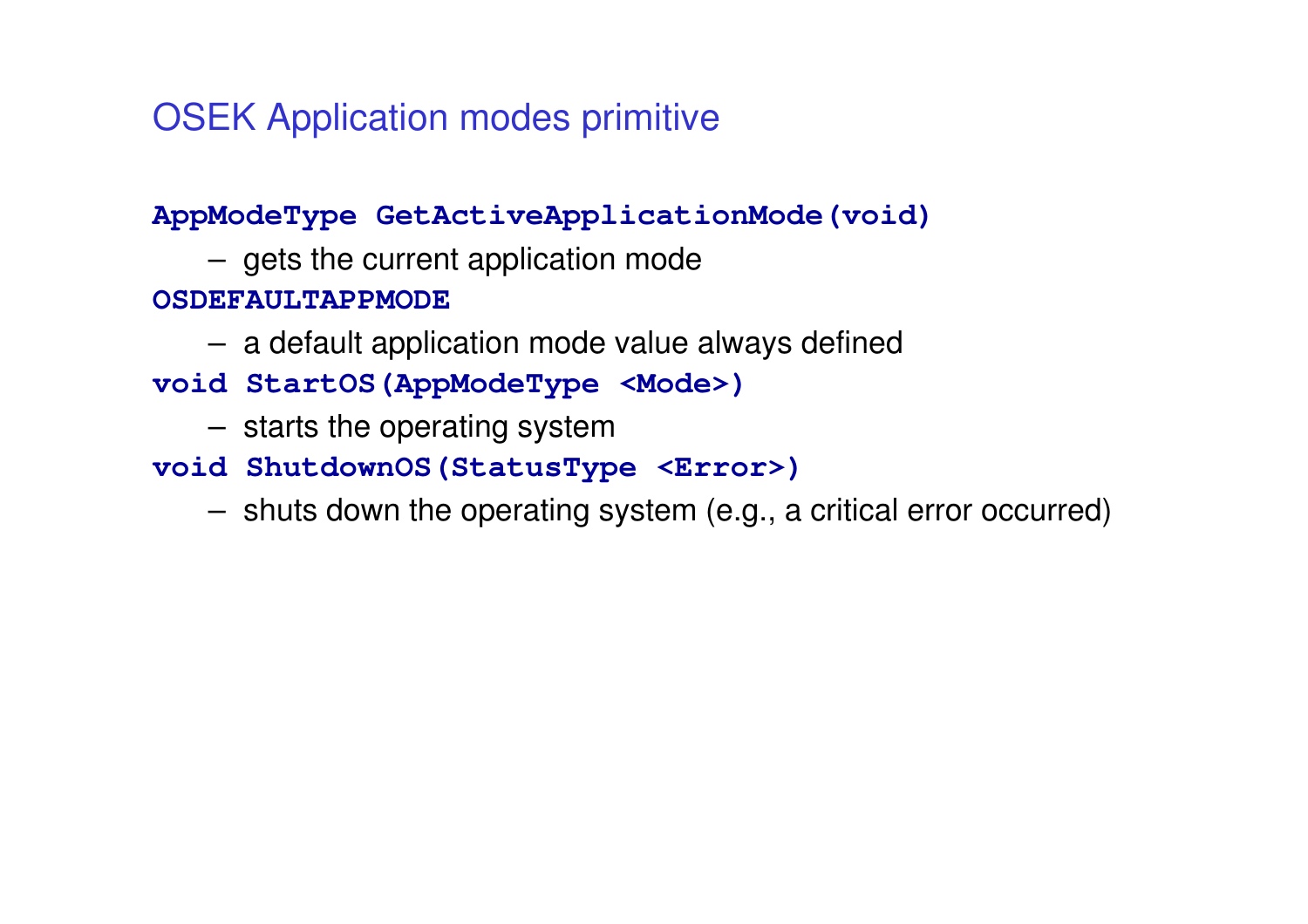# OSEK Application modes primitive

**`AppModeType GetActiveApplicationMode(void)`**

- gets the current application mode

**`OSDEFAULTAPPMODE`**

- a default application mode value always defined

**`void StartOS(AppModeType <Mode>)`**

- starts the operating system

**`void ShutdownOS(StatusType <Error>)`**

- shuts down the operating system (e.g., a critical error occurred)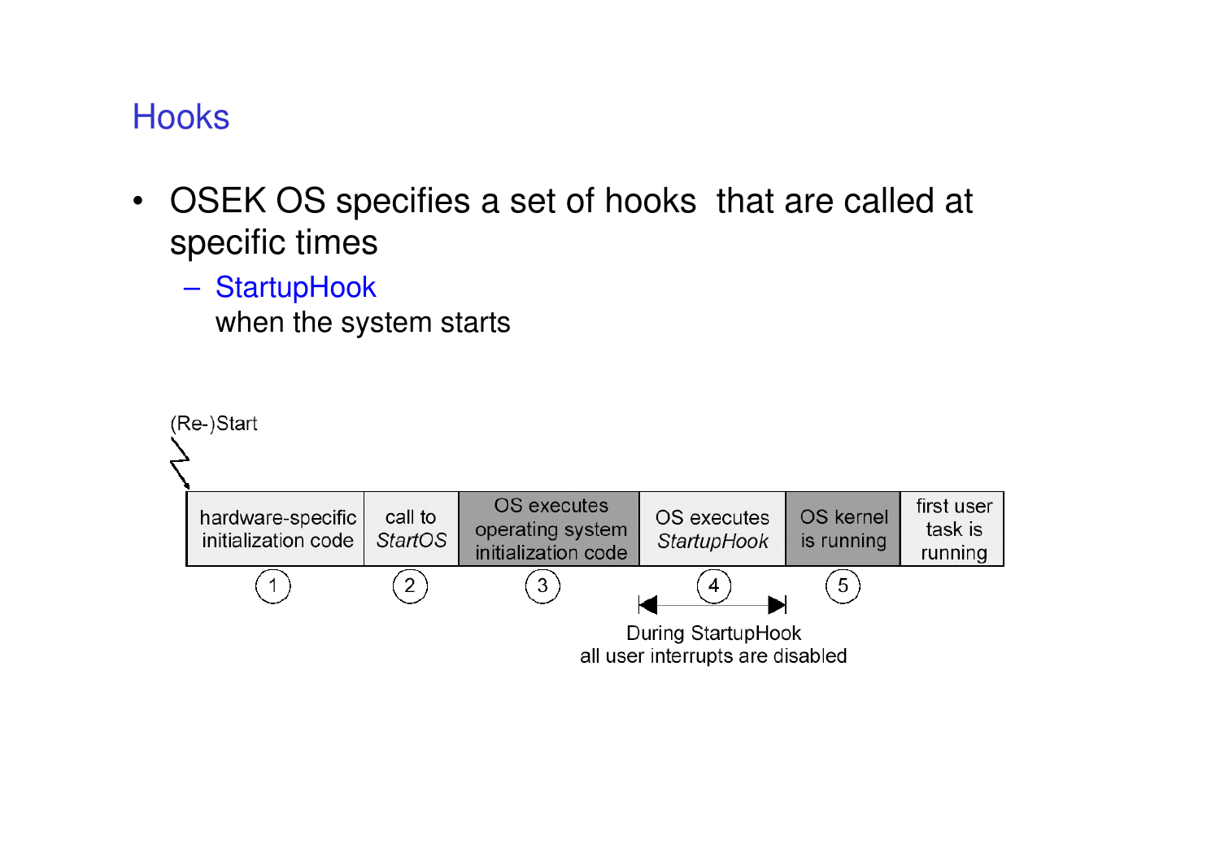# Hooks

- OSEK OS specifies a set of hooks that are called at specific times
  - StartupHook
    when the system starts

(Re-)Start

| hardware-specific initialization code | call to *StartOS* | OS executes operating system initialization code | OS executes *StartupHook* | OS kernel is running | first user task is running |
|---|---|---|---|---|---|
| 1 | 2 | 3 | 4 | 5 | |

During StartupHook all user interrupts are disabled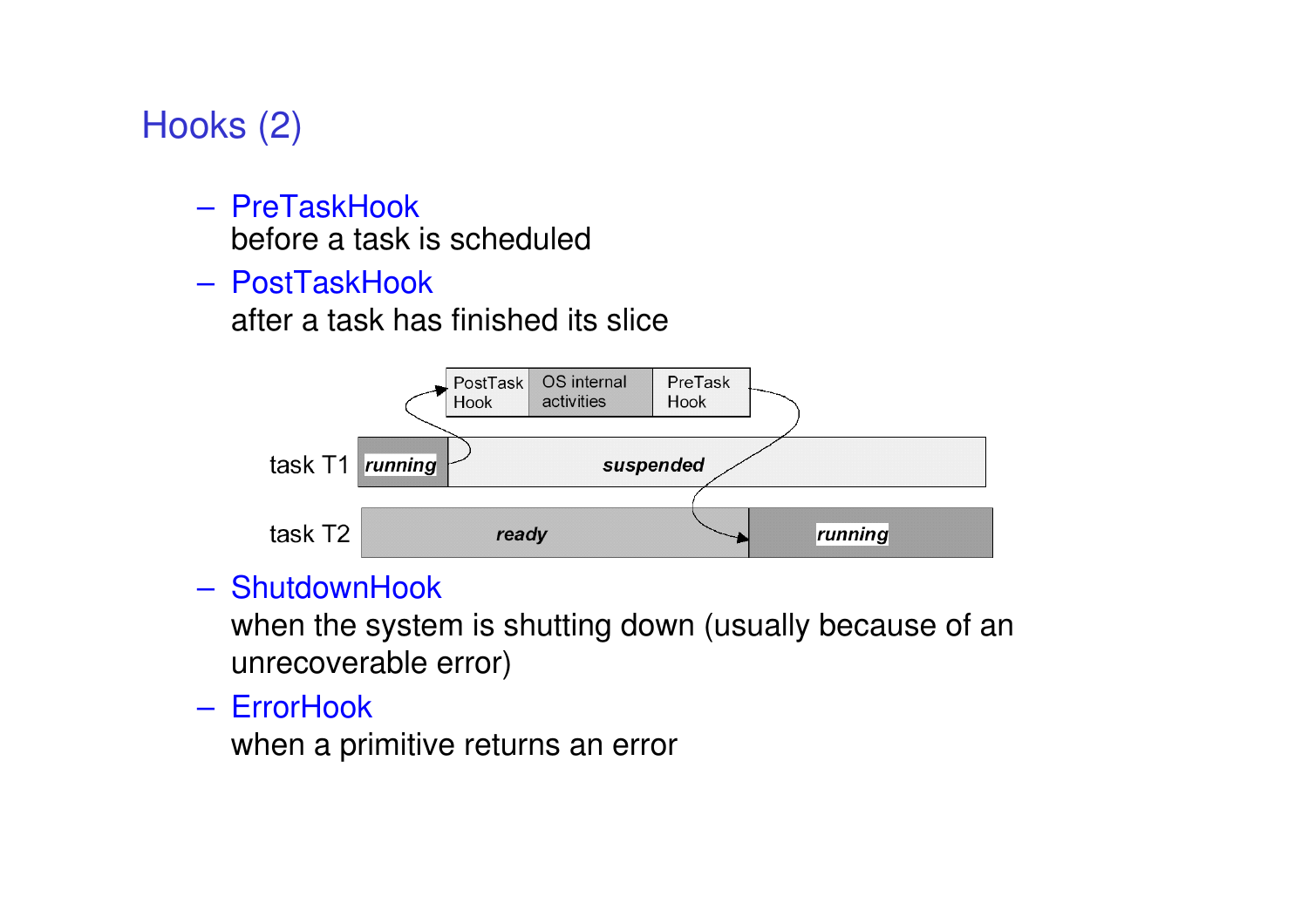# Hooks (2)

- PreTaskHook
  before a task is scheduled
- PostTaskHook
  after a task has finished its slice

- ShutdownHook
  when the system is shutting down (usually because of an unrecoverable error)
- ErrorHook
  when a primitive returns an error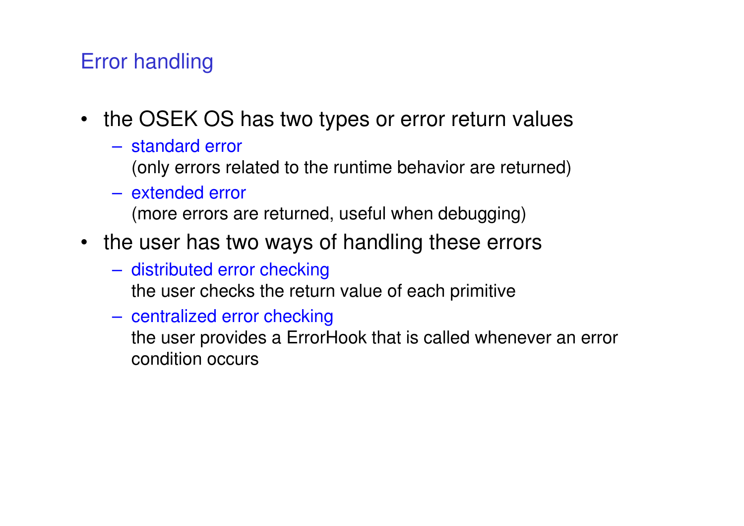# Error handling

- the OSEK OS has two types or error return values
  - standard error
    (only errors related to the runtime behavior are returned)
  - extended error
    (more errors are returned, useful when debugging)
- the user has two ways of handling these errors
  - distributed error checking
    the user checks the return value of each primitive
  - centralized error checking
    the user provides a ErrorHook that is called whenever an error condition occurs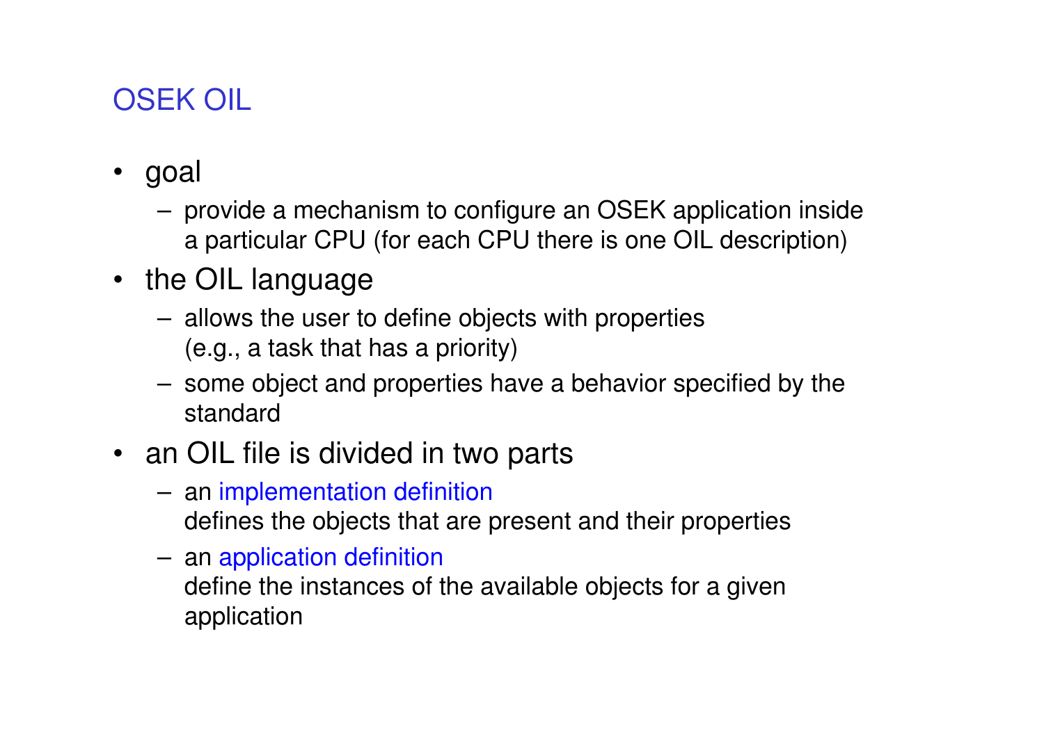# OSEK OIL

- goal
  - provide a mechanism to configure an OSEK application inside a particular CPU (for each CPU there is one OIL description)
- the OIL language
  - allows the user to define objects with properties (e.g., a task that has a priority)
  - some object and properties have a behavior specified by the standard
- an OIL file is divided in two parts
  - an implementation definition
    defines the objects that are present and their properties
  - an application definition
    define the instances of the available objects for a given application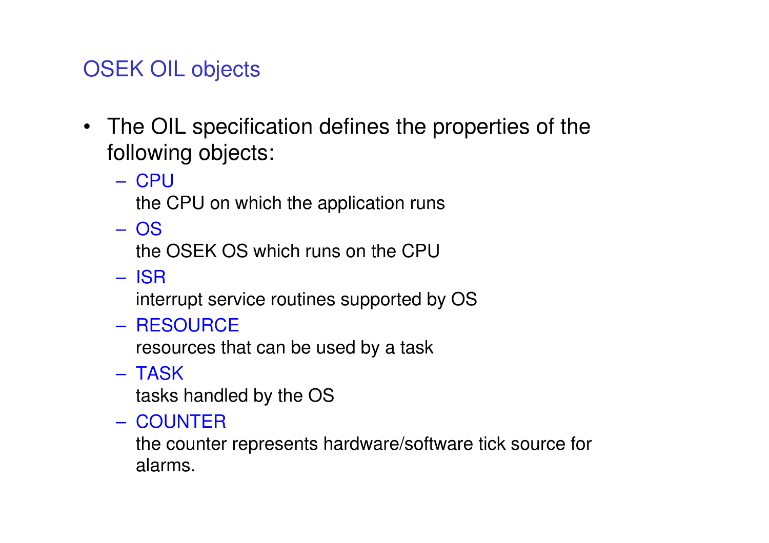## OSEK OIL objects

- The OIL specification defines the properties of the following objects:
  - CPU
    the CPU on which the application runs
  - OS
    the OSEK OS which runs on the CPU
  - ISR
    interrupt service routines supported by OS
  - RESOURCE
    resources that can be used by a task
  - TASK
    tasks handled by the OS
  - COUNTER
    the counter represents hardware/software tick source for alarms.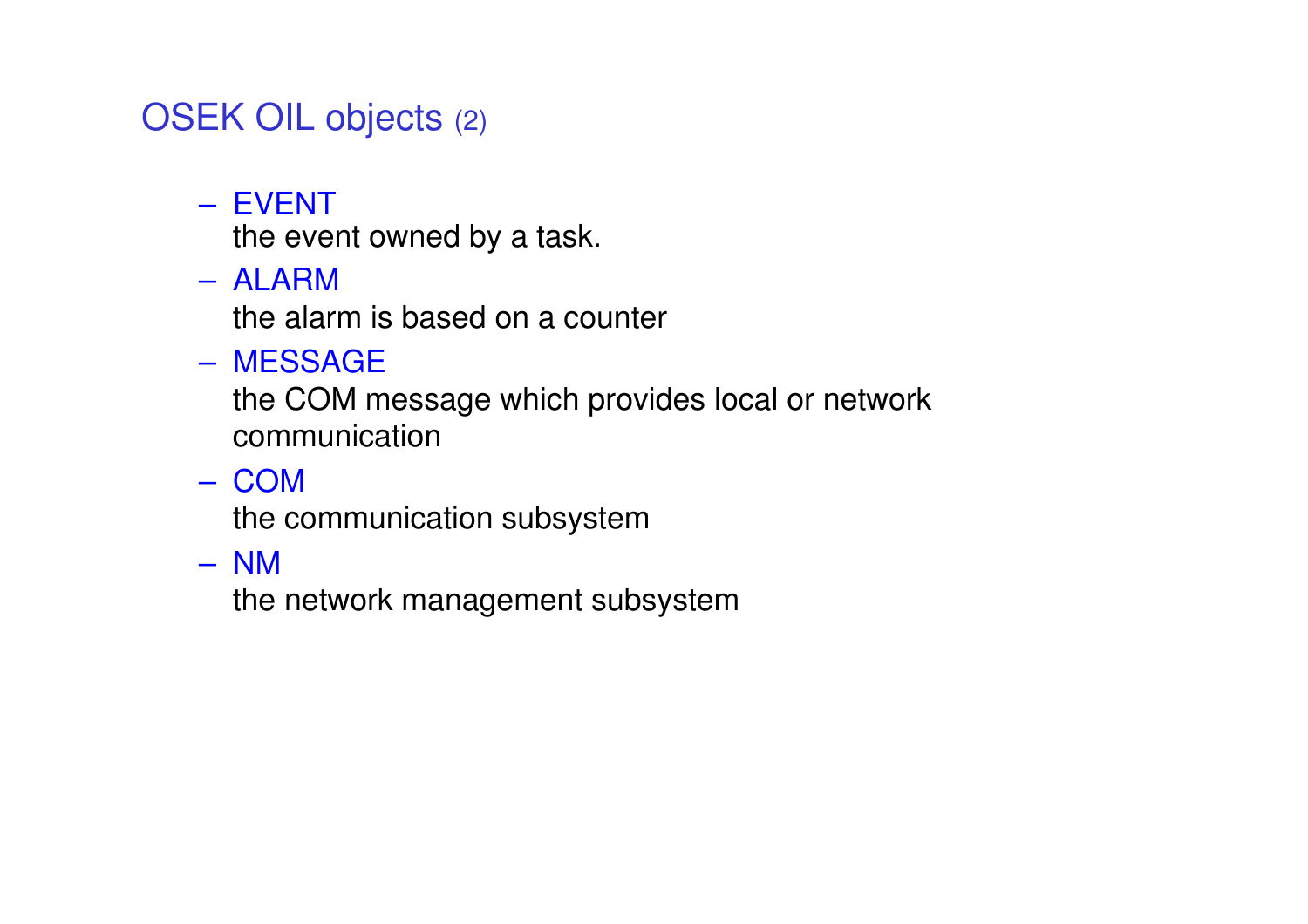## OSEK OIL objects (2)

- EVENT
  the event owned by a task.
- ALARM
  the alarm is based on a counter
- MESSAGE
  the COM message which provides local or network communication
- COM
  the communication subsystem
- NM
  the network management subsystem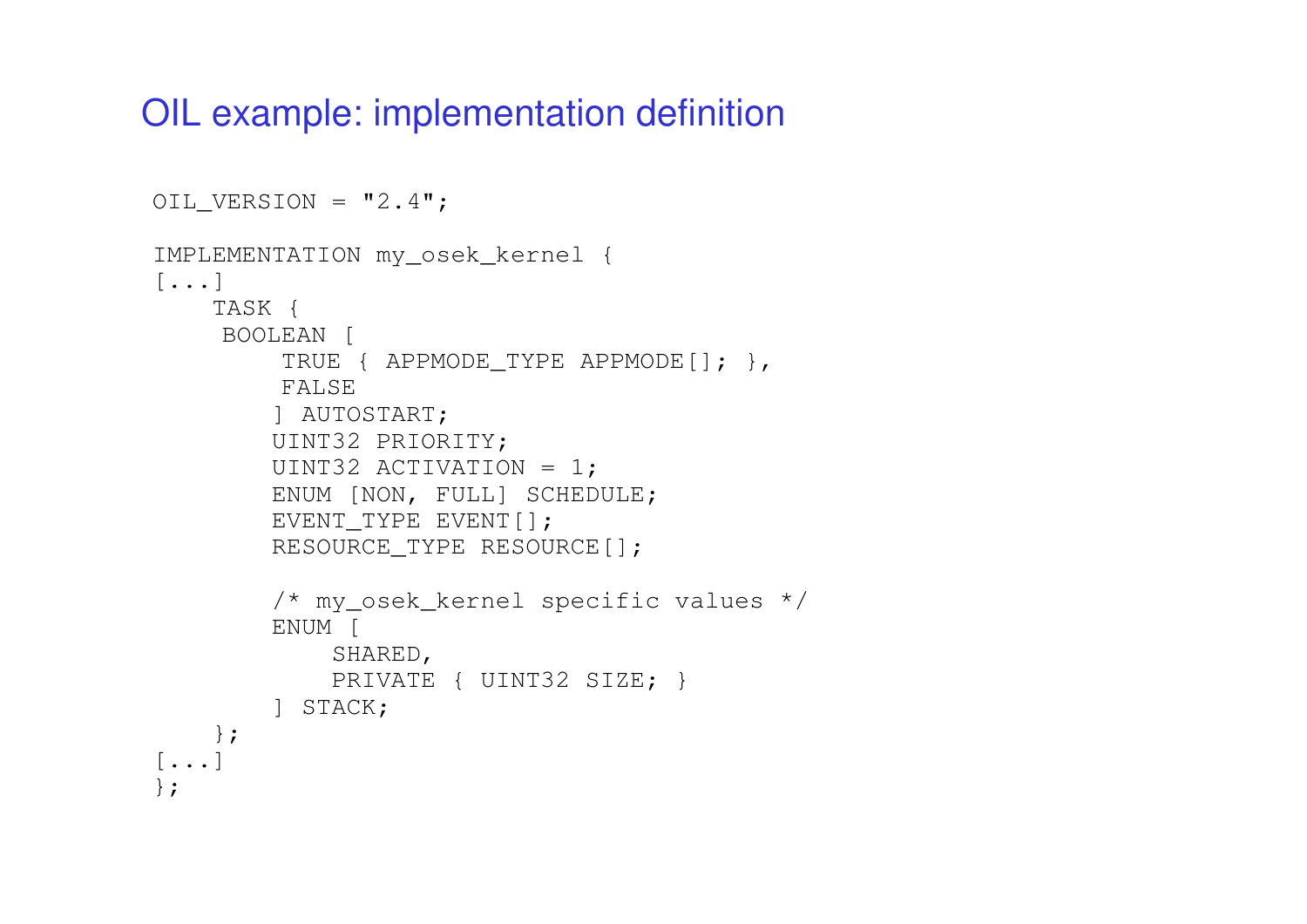# OIL example: implementation definition

```
OIL_VERSION = "2.4";

IMPLEMENTATION my_osek_kernel {
[...]
    TASK {
     BOOLEAN [
         TRUE { APPMODE_TYPE APPMODE[]; },
         FALSE
        ] AUTOSTART;
        UINT32 PRIORITY;
        UINT32 ACTIVATION = 1;
        ENUM [NON, FULL] SCHEDULE;
        EVENT_TYPE EVENT[];
        RESOURCE_TYPE RESOURCE[];

        /* my_osek_kernel specific values */
        ENUM [
            SHARED,
            PRIVATE { UINT32 SIZE; }
        ] STACK;
    };
[...]
};
```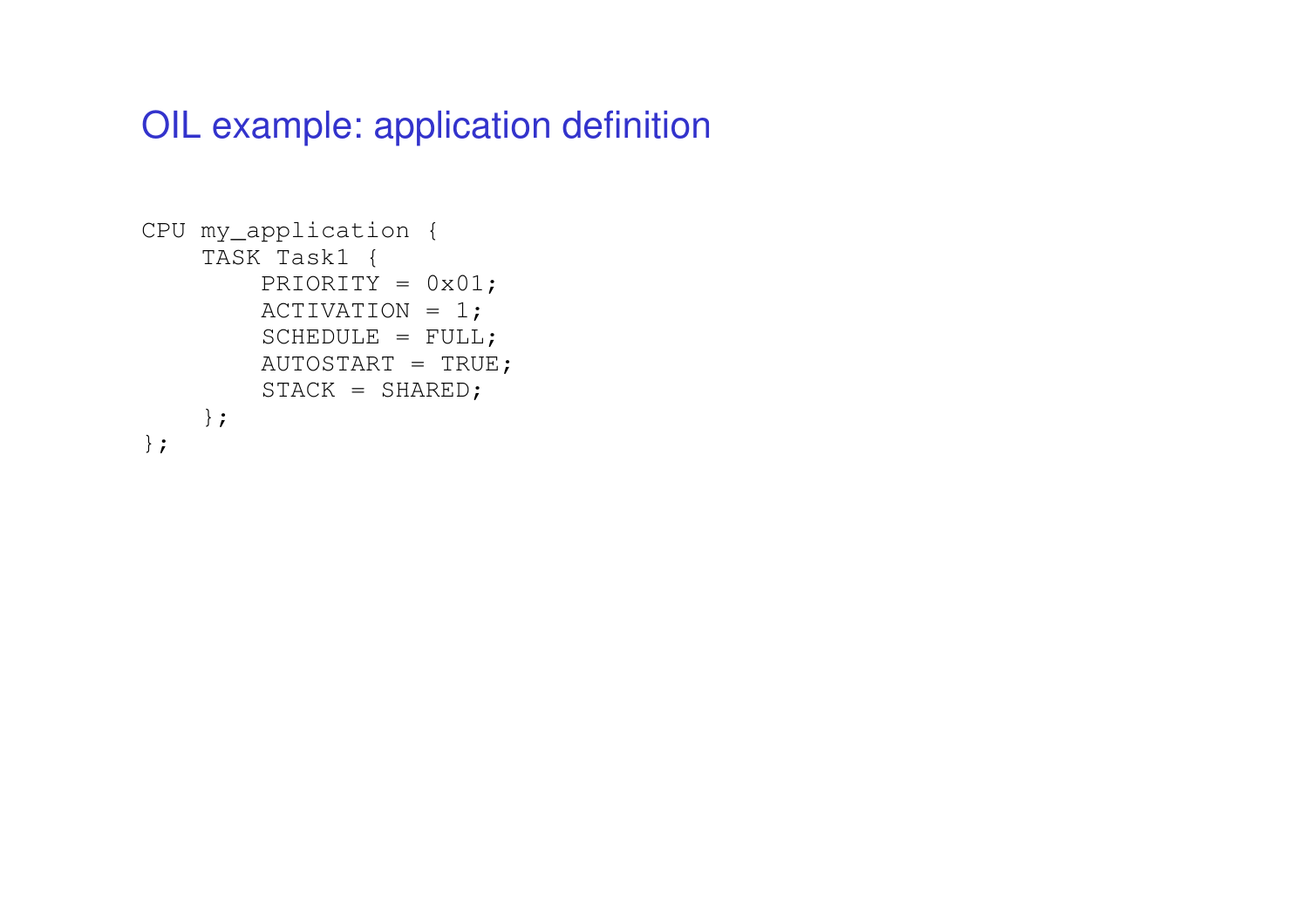# OIL example: application definition

```
CPU my_application {
    TASK Task1 {
        PRIORITY = 0x01;
        ACTIVATION = 1;
        SCHEDULE = FULL;
        AUTOSTART = TRUE;
        STACK = SHARED;
    };
};
```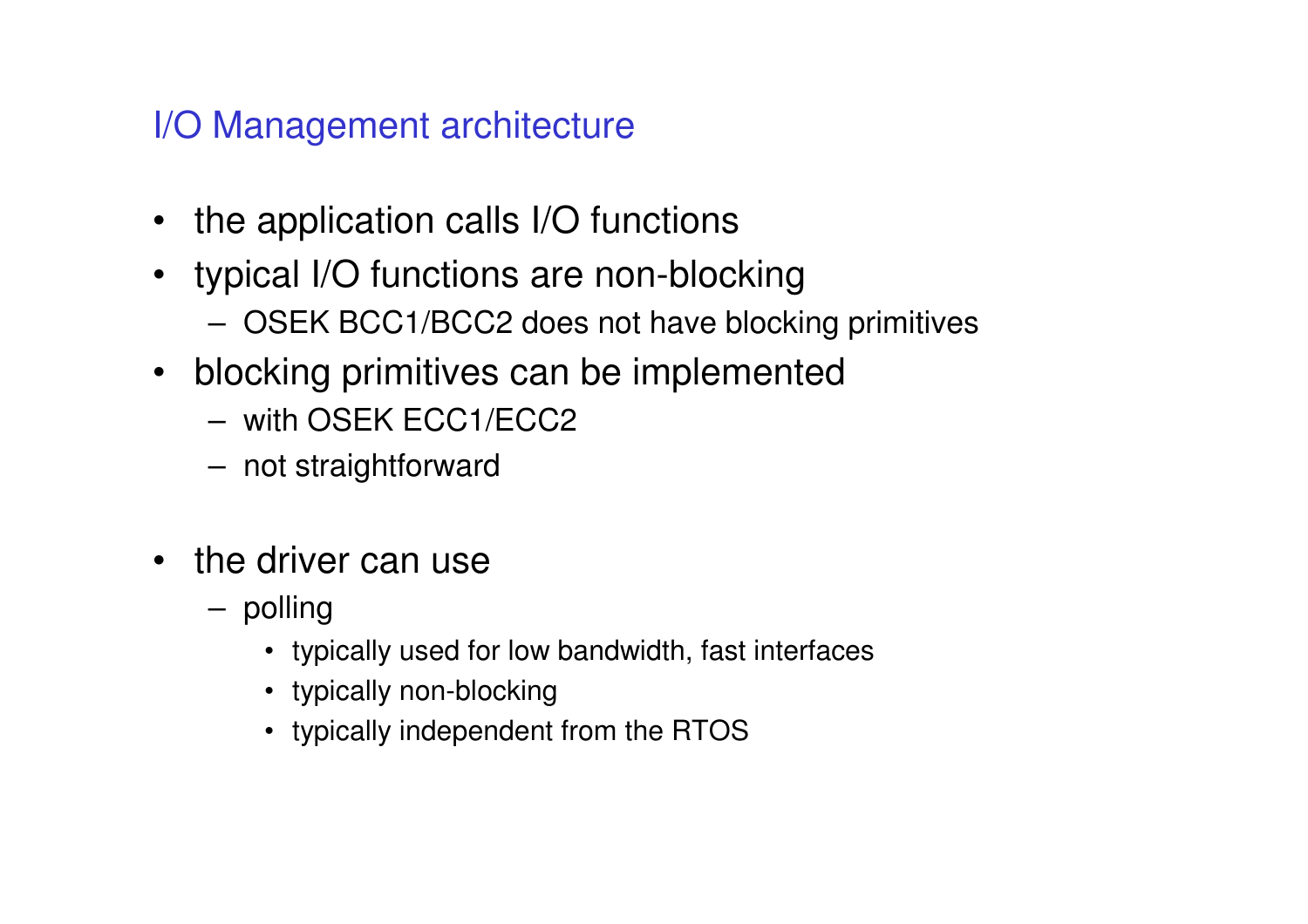## I/O Management architecture

- the application calls I/O functions
- typical I/O functions are non-blocking
  - OSEK BCC1/BCC2 does not have blocking primitives
- blocking primitives can be implemented
  - with OSEK ECC1/ECC2
  - not straightforward
- the driver can use
  - polling
    - typically used for low bandwidth, fast interfaces
    - typically non-blocking
    - typically independent from the RTOS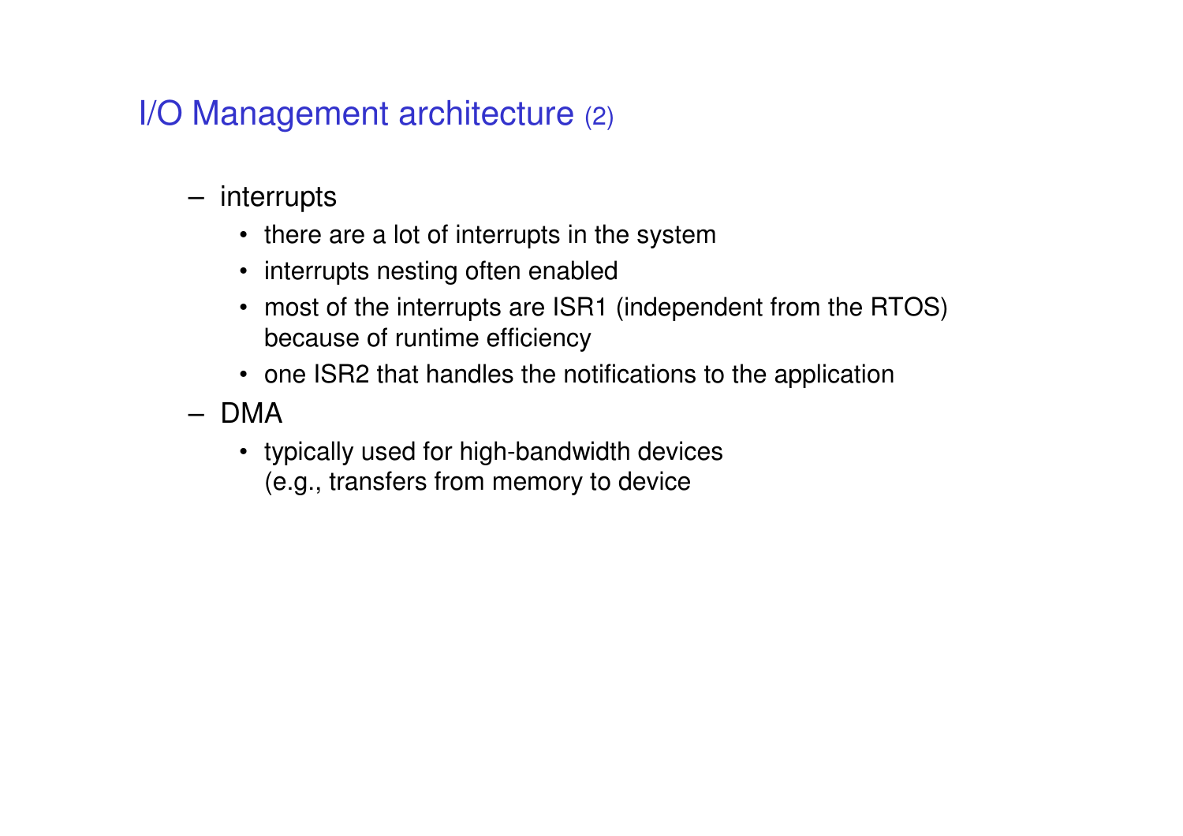## I/O Management architecture (2)

- interrupts
  - there are a lot of interrupts in the system
  - interrupts nesting often enabled
  - most of the interrupts are ISR1 (independent from the RTOS) because of runtime efficiency
  - one ISR2 that handles the notifications to the application
- DMA
  - typically used for high-bandwidth devices (e.g., transfers from memory to device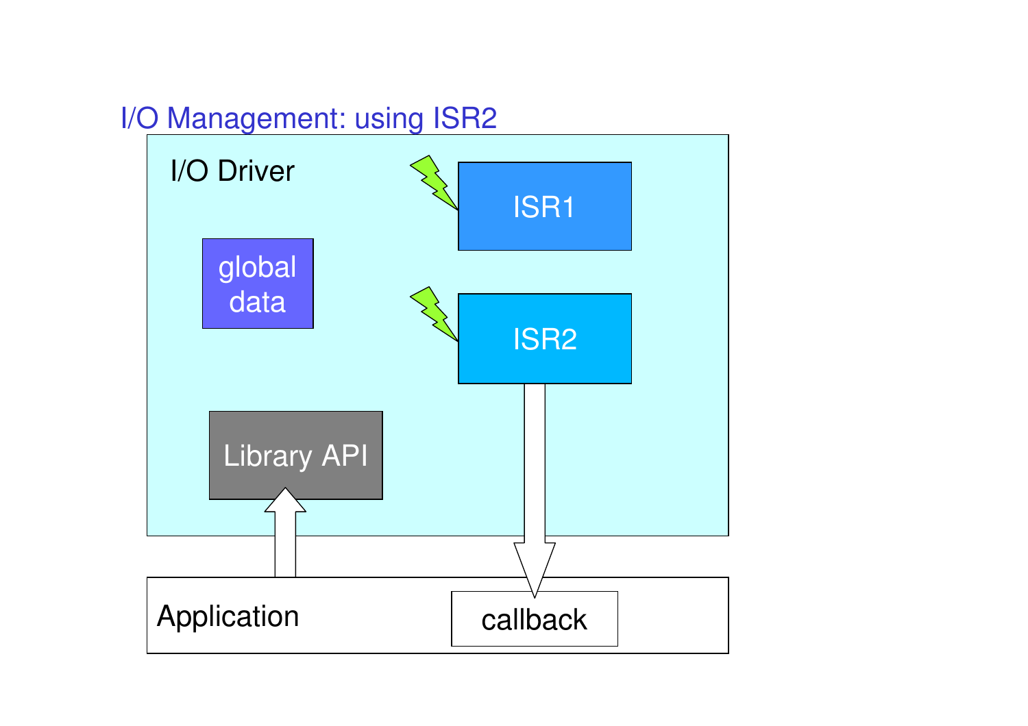## I/O Management: using ISR2

I/O Driver

global data

ISR1

ISR2

Library API

Application

callback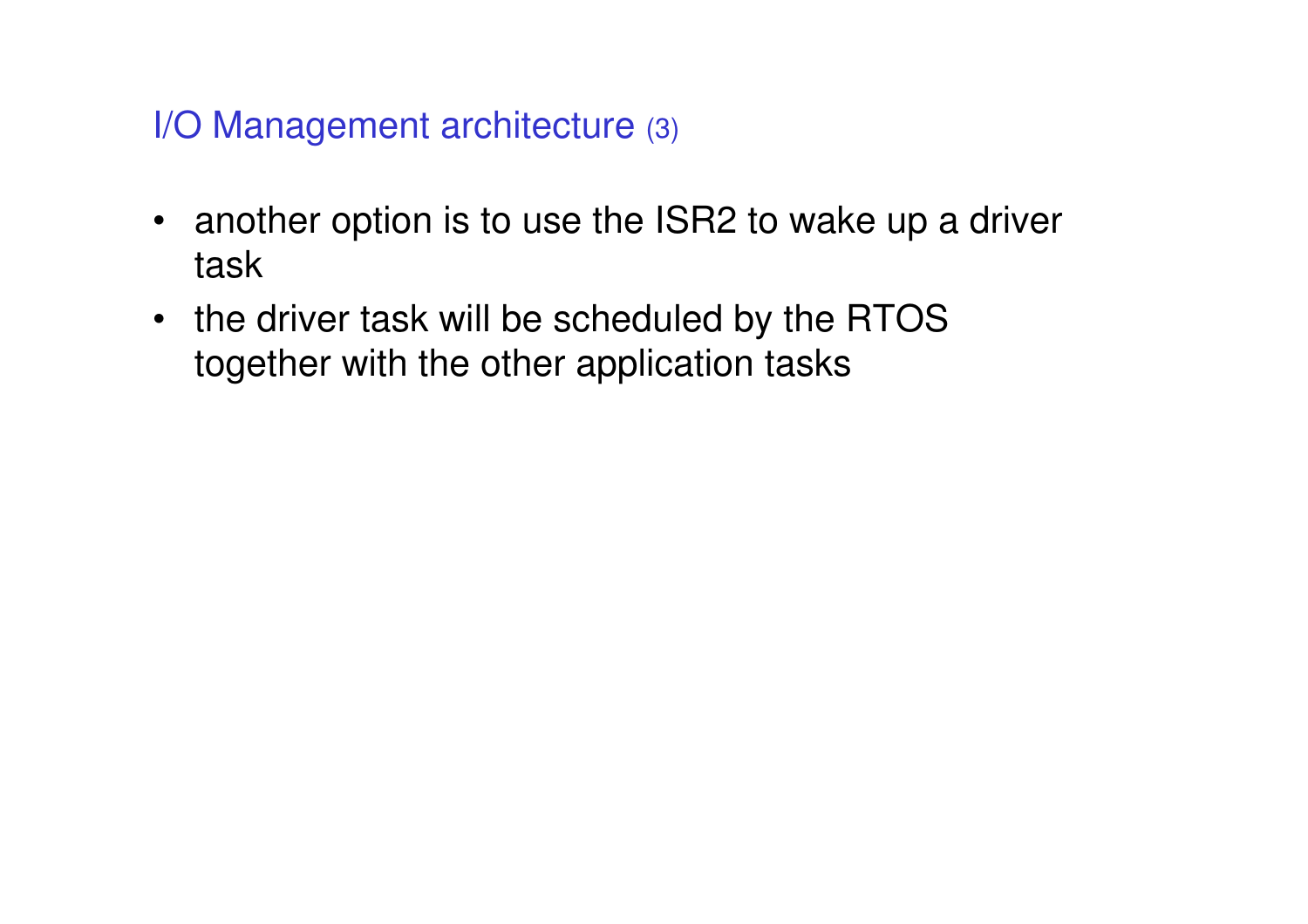## I/O Management architecture (3)

- another option is to use the ISR2 to wake up a driver task
- the driver task will be scheduled by the RTOS together with the other application tasks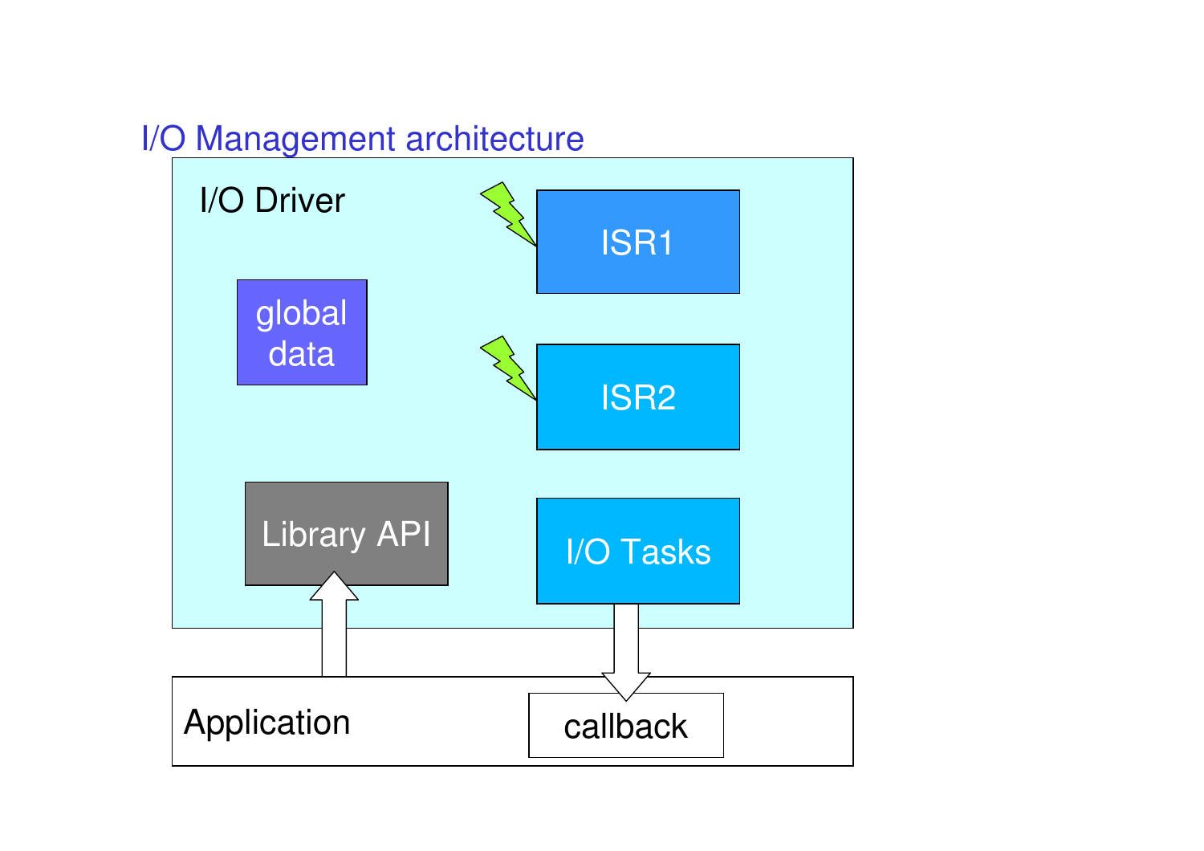## I/O Management architecture

I/O Driver

global data

ISR1

ISR2

Library API

I/O Tasks

Application

callback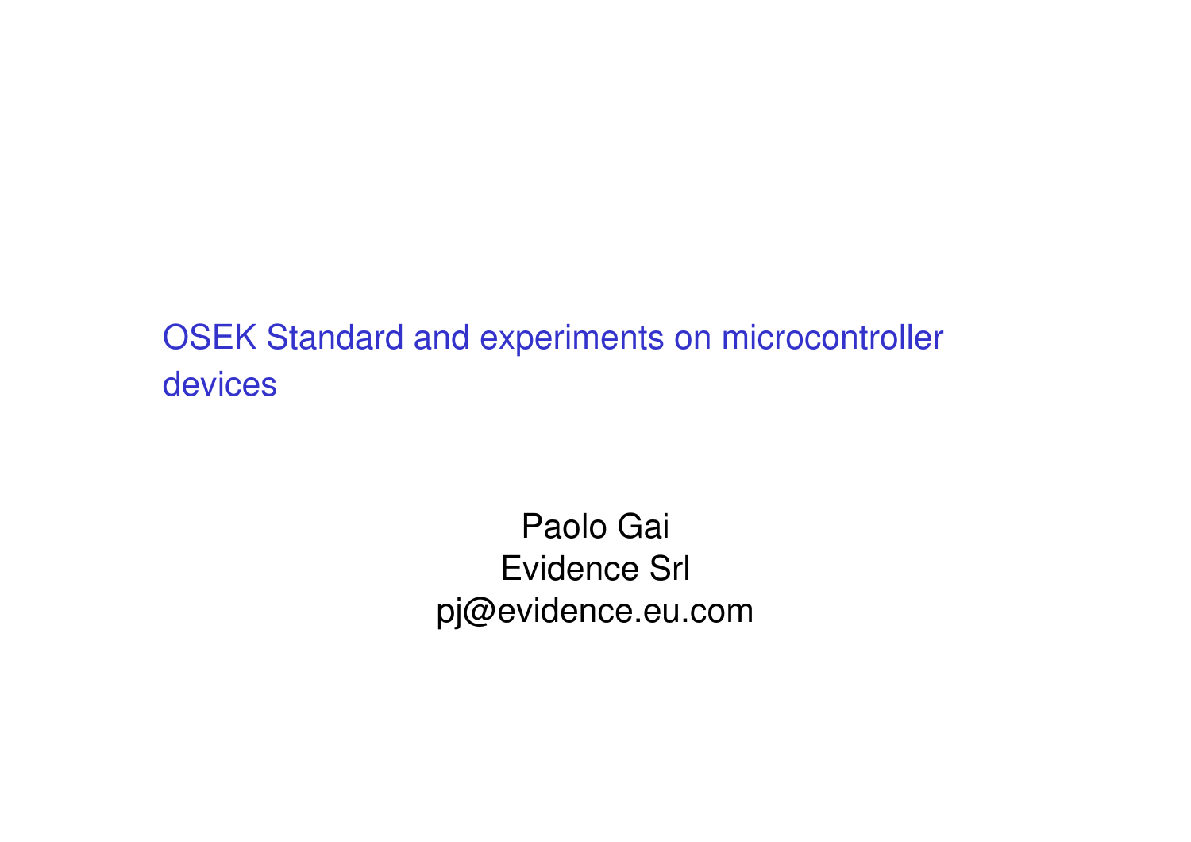# OSEK Standard and experiments on microcontroller devices

Paolo Gai
Evidence Srl
pj@evidence.eu.com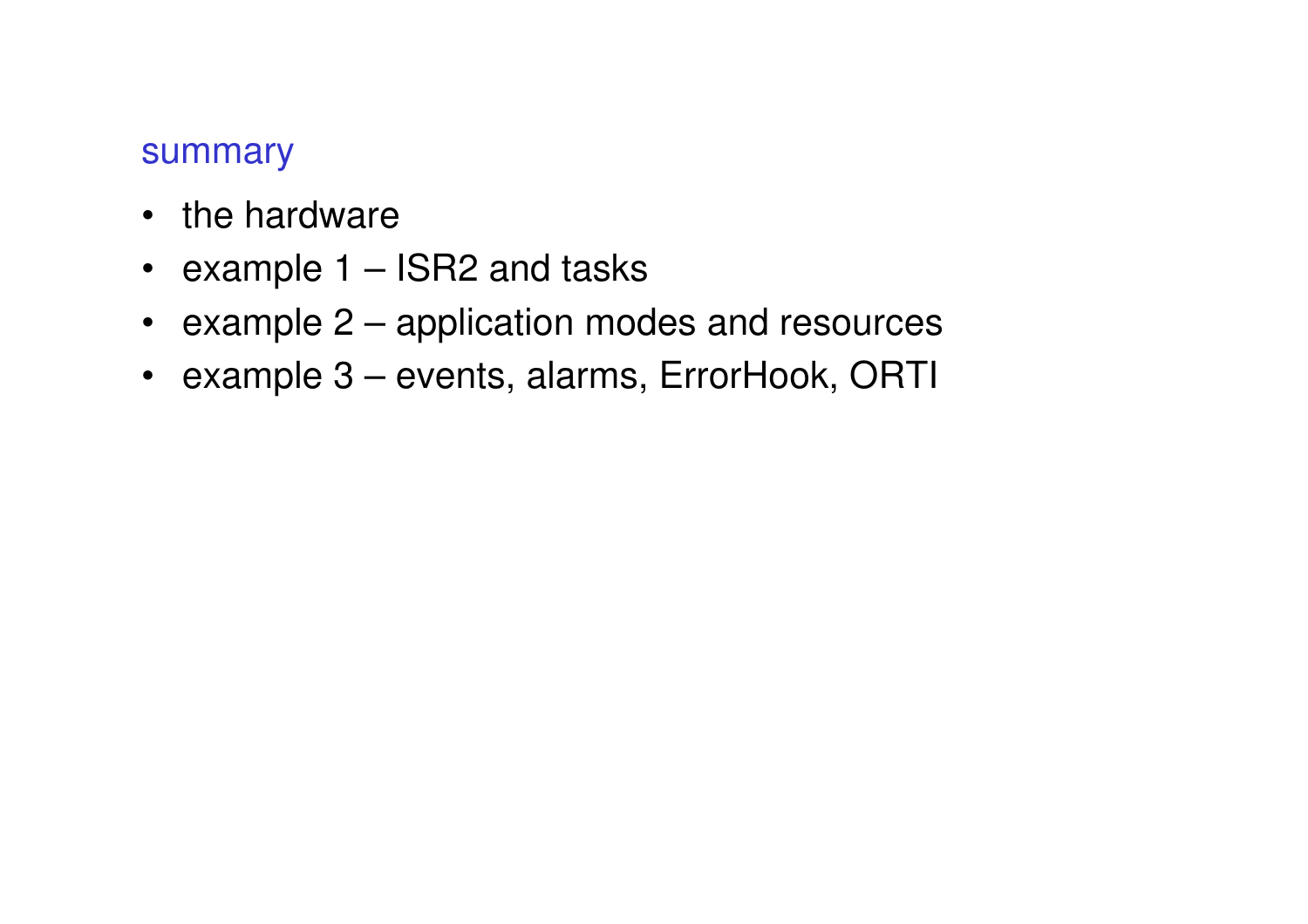## summary

- the hardware
- example 1 – ISR2 and tasks
- example 2 – application modes and resources
- example 3 – events, alarms, ErrorHook, ORTI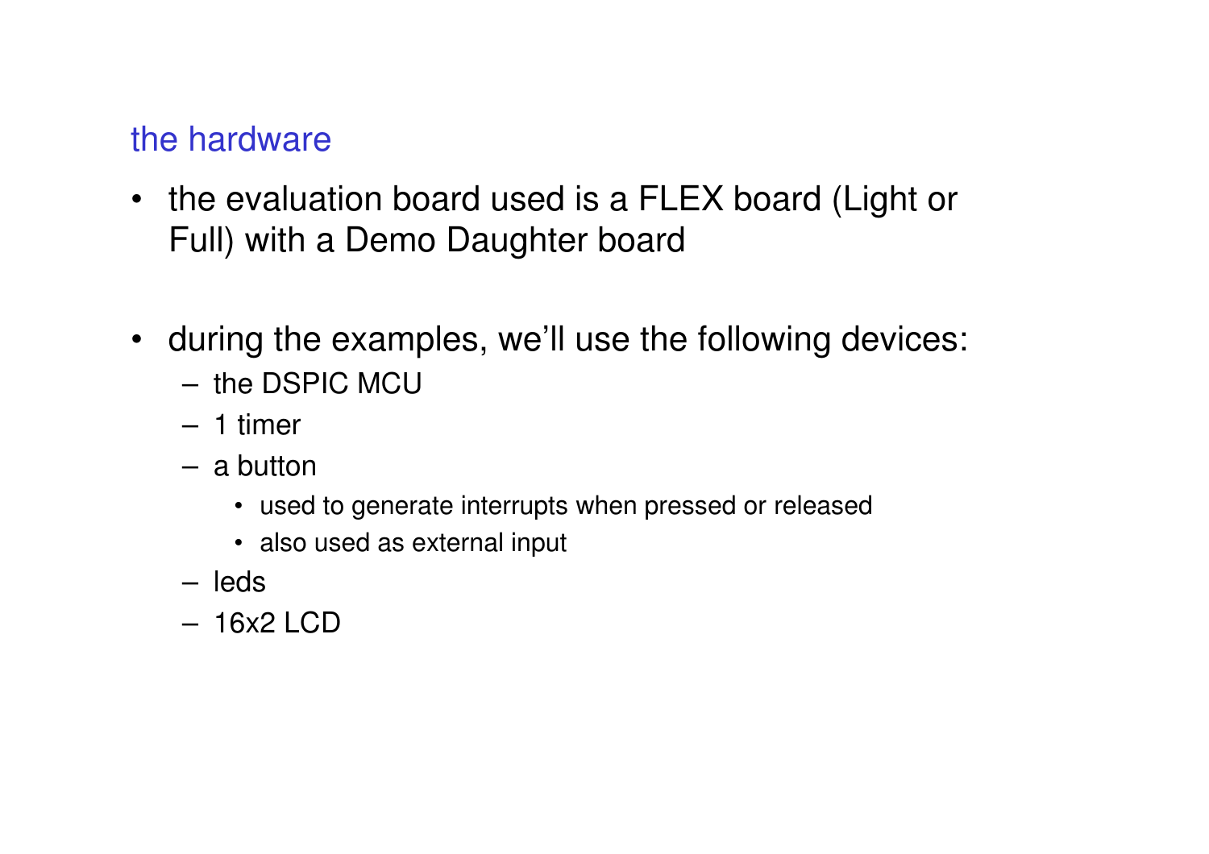## the hardware

- the evaluation board used is a FLEX board (Light or Full) with a Demo Daughter board

- during the examples, we'll use the following devices:
  - the DSPIC MCU
  - 1 timer
  - a button
    - used to generate interrupts when pressed or released
    - also used as external input
  - leds
  - 16x2 LCD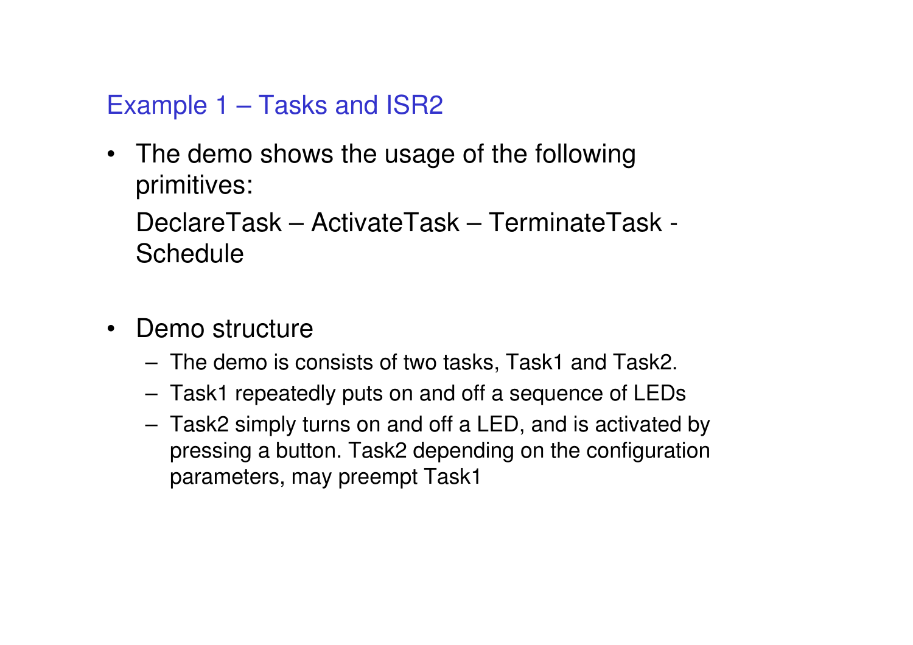## Example 1 – Tasks and ISR2

- The demo shows the usage of the following primitives:

  DeclareTask – ActivateTask – TerminateTask - Schedule

- Demo structure
  - The demo is consists of two tasks, Task1 and Task2.
  - Task1 repeatedly puts on and off a sequence of LEDs
  - Task2 simply turns on and off a LED, and is activated by pressing a button. Task2 depending on the configuration parameters, may preempt Task1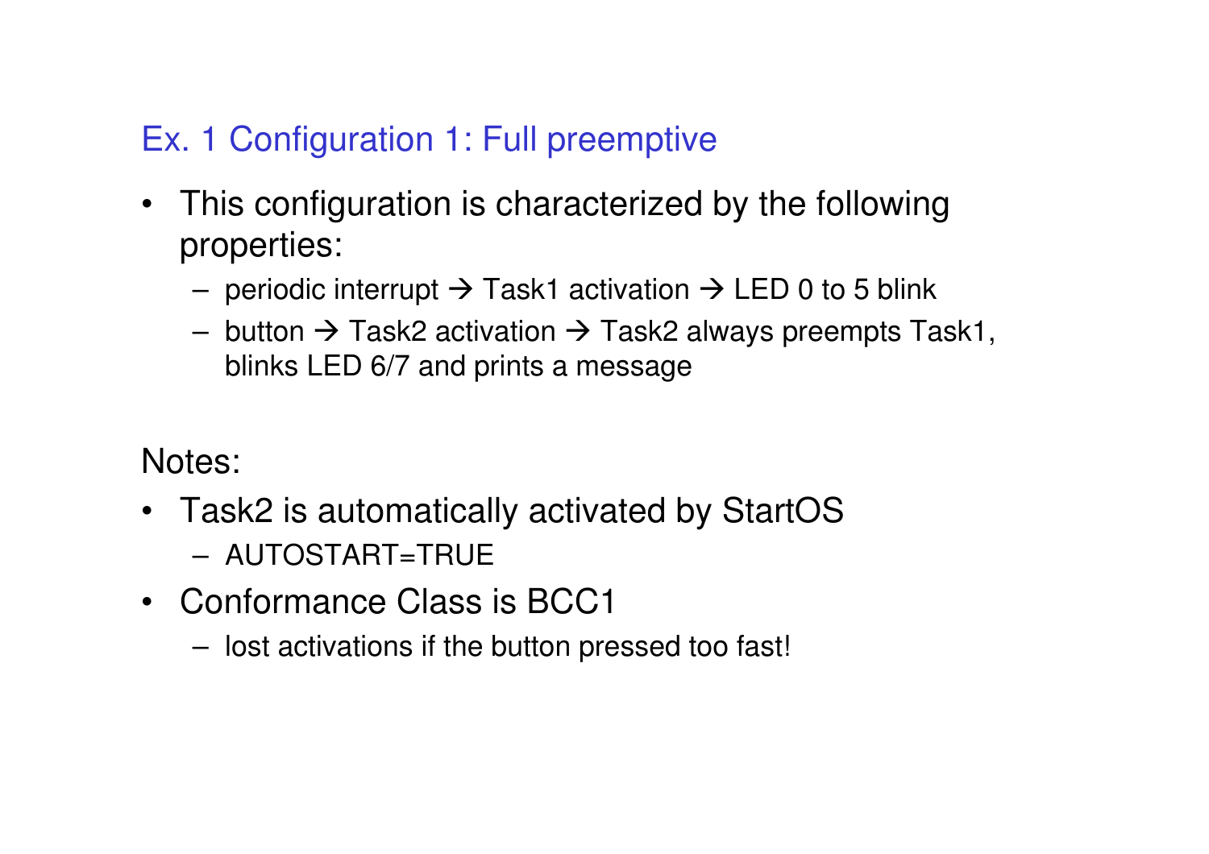## Ex. 1 Configuration 1: Full preemptive

- This configuration is characterized by the following properties:
  - periodic interrupt → Task1 activation → LED 0 to 5 blink
  - button → Task2 activation → Task2 always preempts Task1, blinks LED 6/7 and prints a message

Notes:

- Task2 is automatically activated by StartOS
  - AUTOSTART=TRUE
- Conformance Class is BCC1
  - lost activations if the button pressed too fast!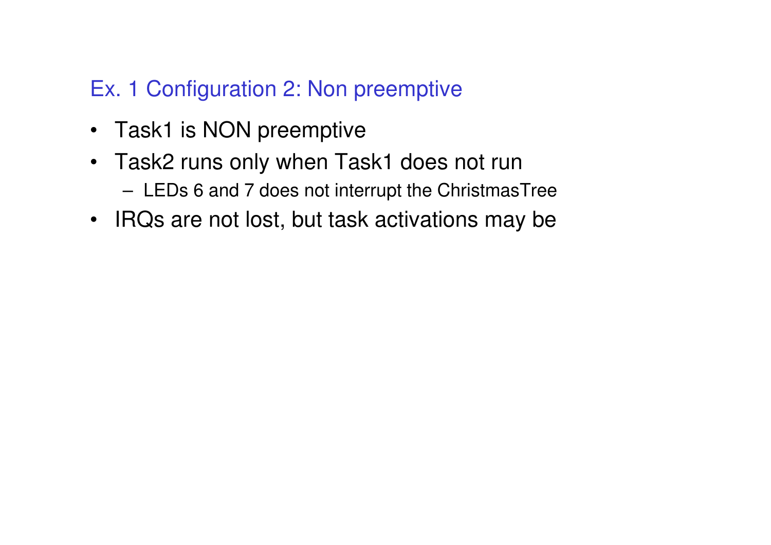## Ex. 1 Configuration 2: Non preemptive

- Task1 is NON preemptive
- Task2 runs only when Task1 does not run
  - LEDs 6 and 7 does not interrupt the ChristmasTree
- IRQs are not lost, but task activations may be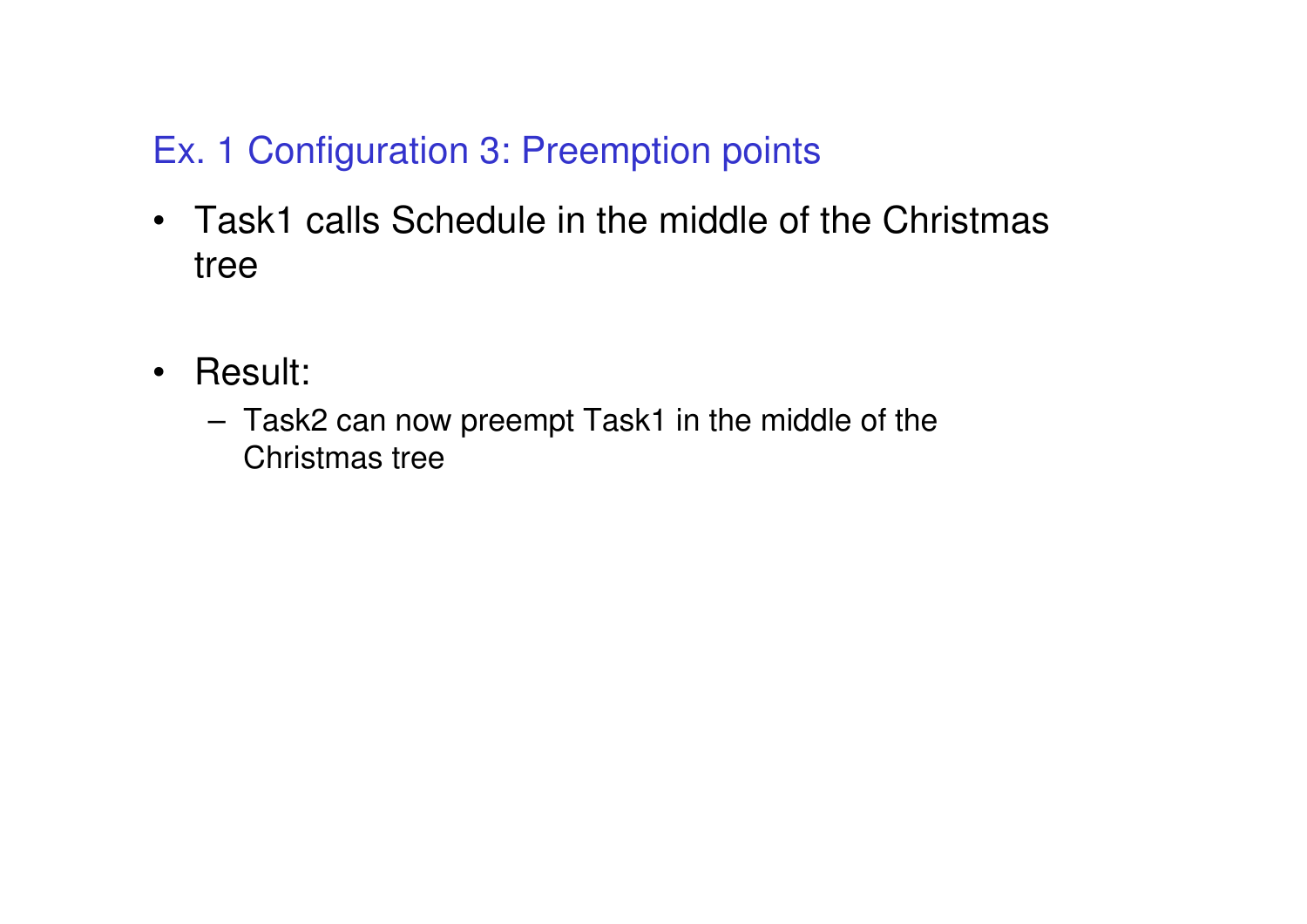## Ex. 1 Configuration 3: Preemption points

- Task1 calls Schedule in the middle of the Christmas tree

- Result:
  - Task2 can now preempt Task1 in the middle of the Christmas tree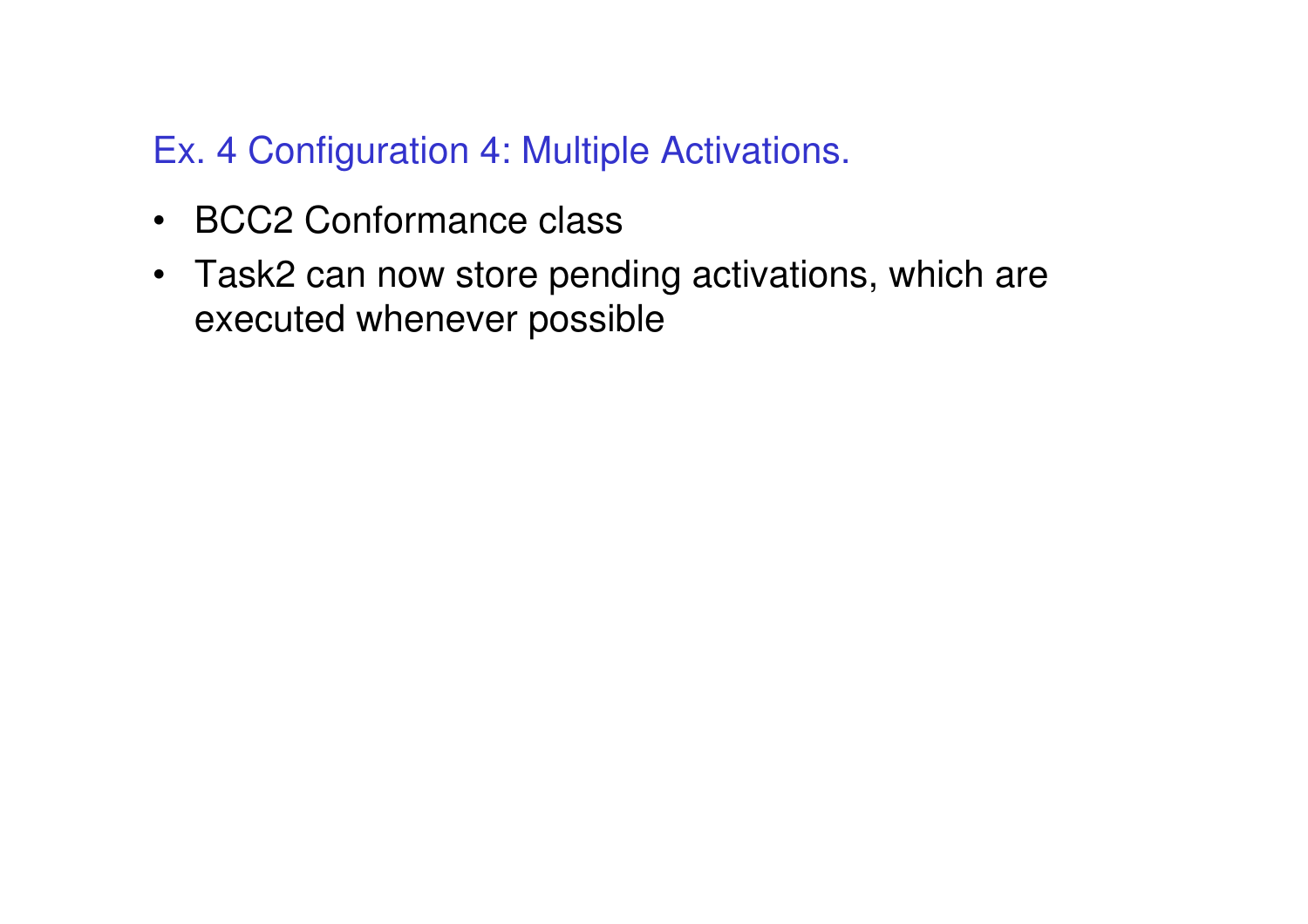## Ex. 4 Configuration 4: Multiple Activations.

- BCC2 Conformance class
- Task2 can now store pending activations, which are executed whenever possible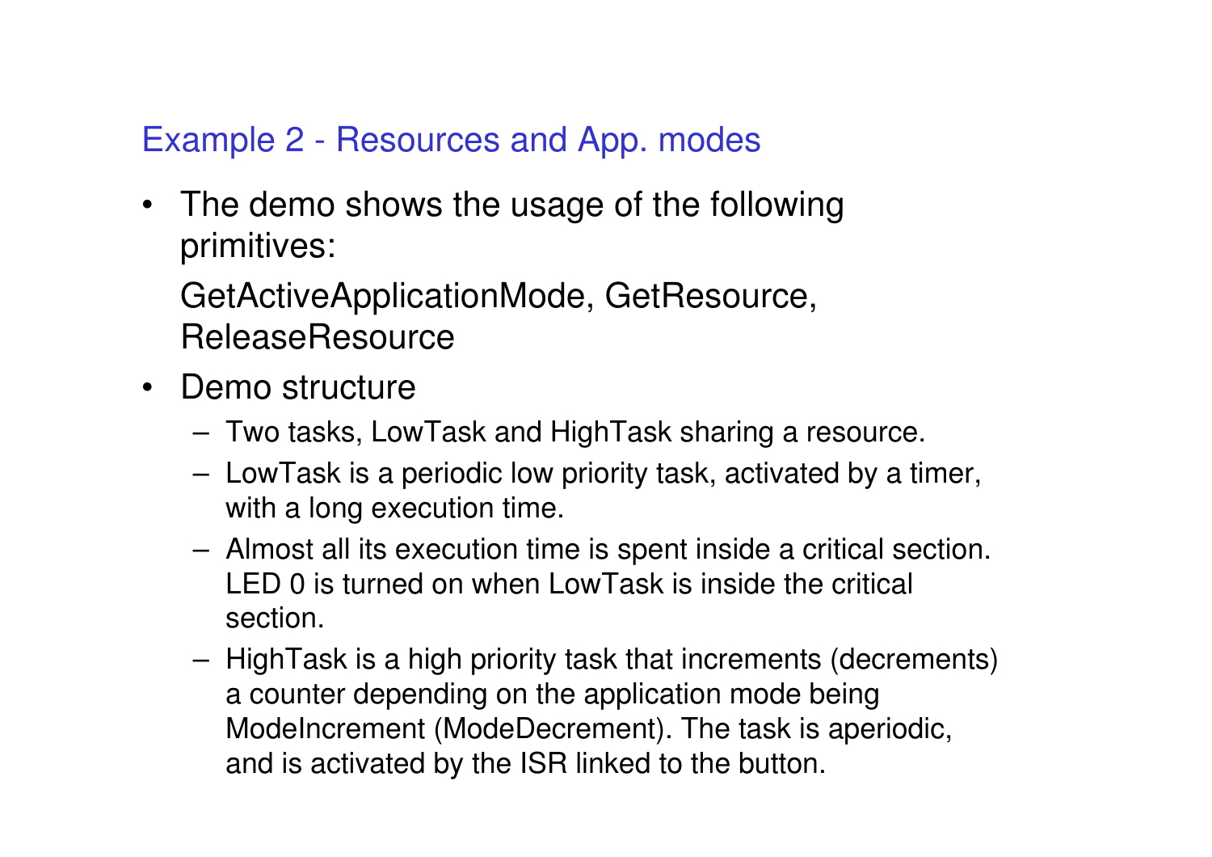## Example 2 - Resources and App. modes

- The demo shows the usage of the following primitives:

  GetActiveApplicationMode, GetResource, ReleaseResource

- Demo structure
  - Two tasks, LowTask and HighTask sharing a resource.
  - LowTask is a periodic low priority task, activated by a timer, with a long execution time.
  - Almost all its execution time is spent inside a critical section. LED 0 is turned on when LowTask is inside the critical section.
  - HighTask is a high priority task that increments (decrements) a counter depending on the application mode being ModeIncrement (ModeDecrement). The task is aperiodic, and is activated by the ISR linked to the button.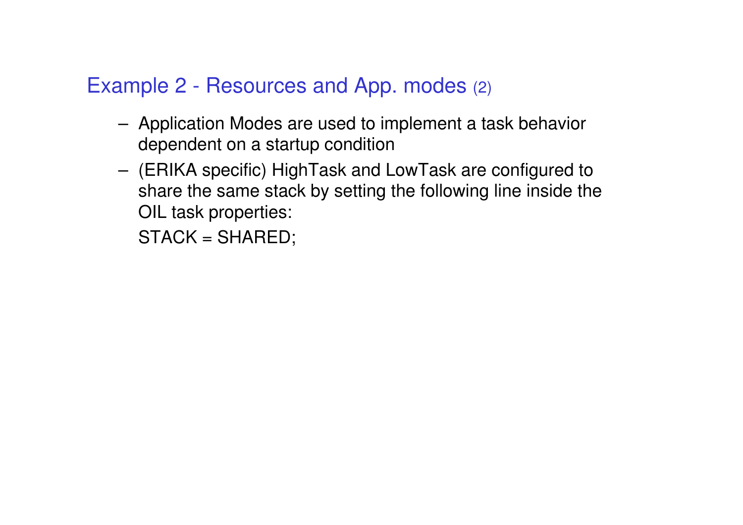## Example 2 - Resources and App. modes (2)

- Application Modes are used to implement a task behavior dependent on a startup condition
- (ERIKA specific) HighTask and LowTask are configured to share the same stack by setting the following line inside the OIL task properties:

  STACK = SHARED;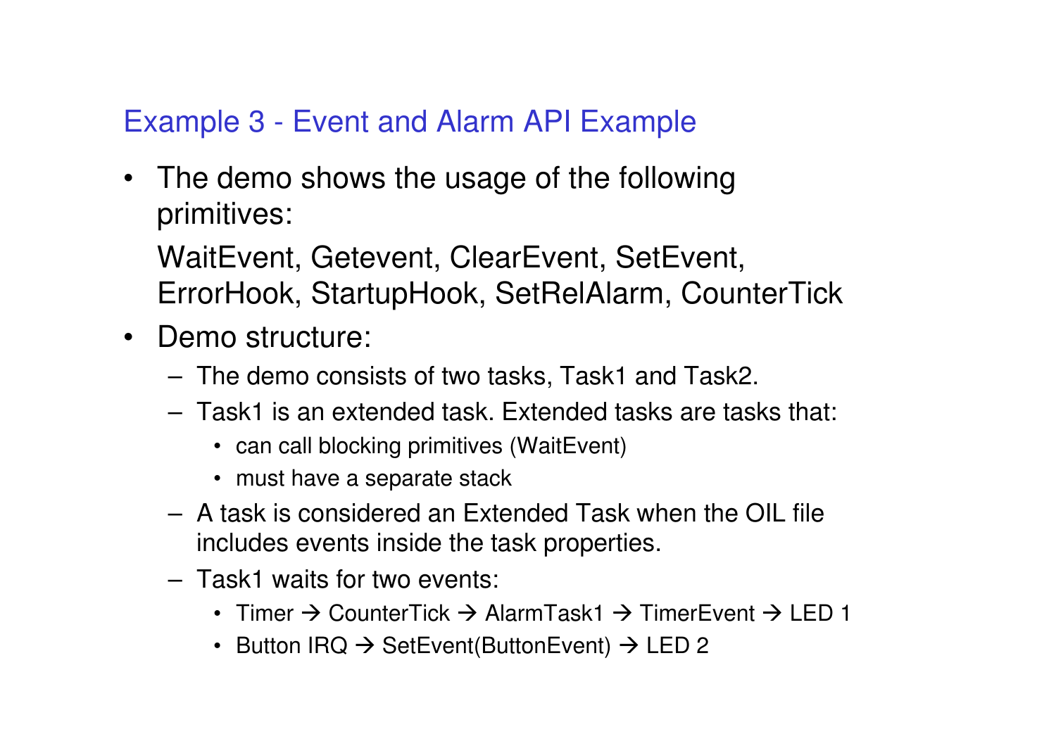## Example 3 - Event and Alarm API Example

- The demo shows the usage of the following primitives:

  WaitEvent, Getevent, ClearEvent, SetEvent, ErrorHook, StartupHook, SetRelAlarm, CounterTick

- Demo structure:
  - The demo consists of two tasks, Task1 and Task2.
  - Task1 is an extended task. Extended tasks are tasks that:
    - can call blocking primitives (WaitEvent)
    - must have a separate stack
  - A task is considered an Extended Task when the OIL file includes events inside the task properties.
  - Task1 waits for two events:
    - Timer → CounterTick → AlarmTask1 → TimerEvent → LED 1
    - Button IRQ → SetEvent(ButtonEvent) → LED 2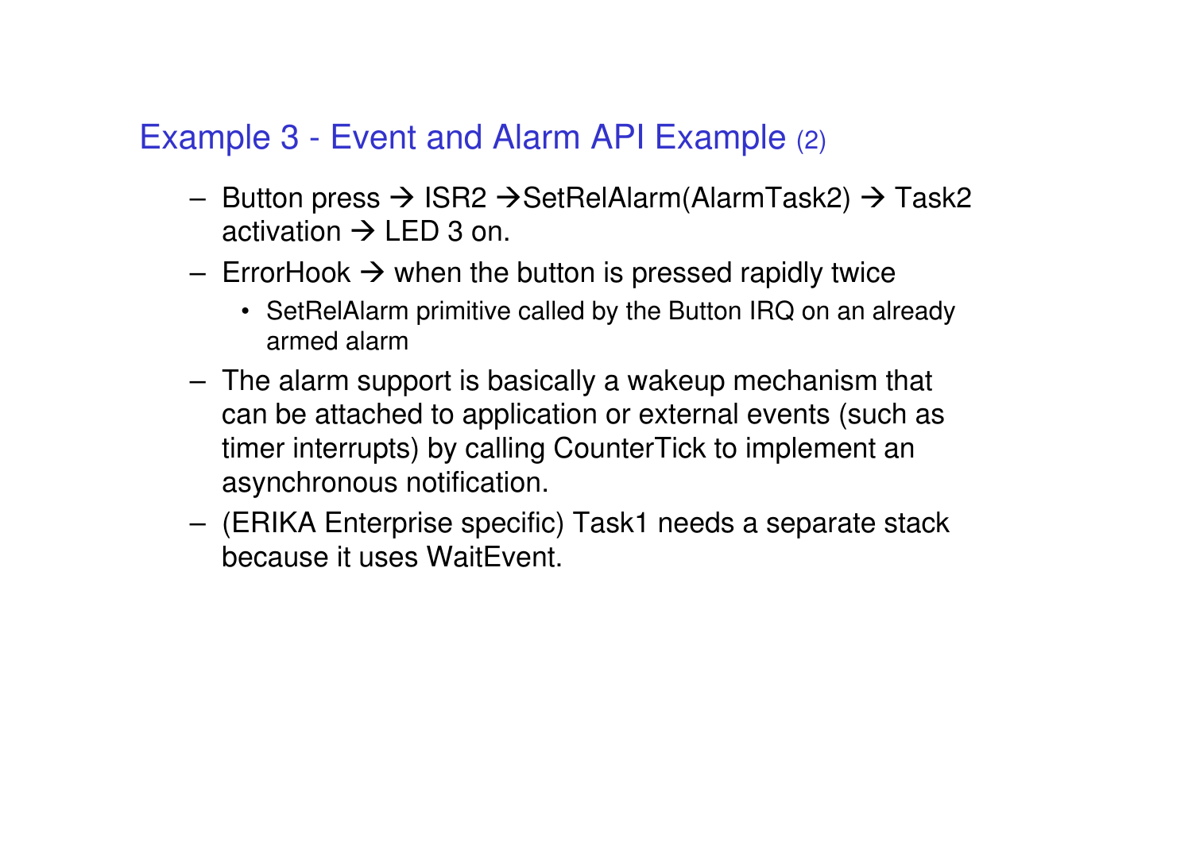## Example 3 - Event and Alarm API Example (2)

- Button press → ISR2 →SetRelAlarm(AlarmTask2) → Task2 activation → LED 3 on.
- ErrorHook → when the button is pressed rapidly twice
  - SetRelAlarm primitive called by the Button IRQ on an already armed alarm
- The alarm support is basically a wakeup mechanism that can be attached to application or external events (such as timer interrupts) by calling CounterTick to implement an asynchronous notification.
- (ERIKA Enterprise specific) Task1 needs a separate stack because it uses WaitEvent.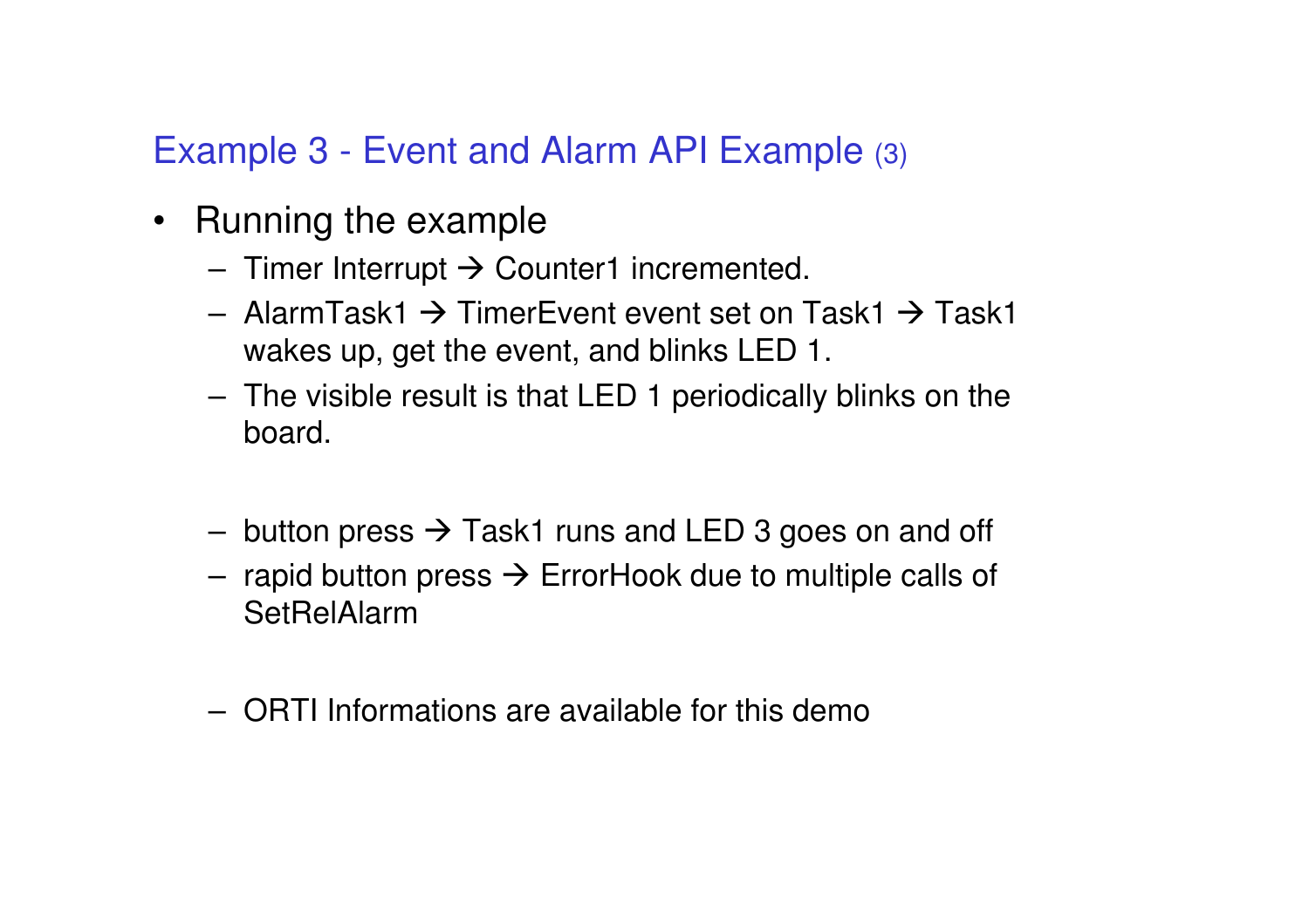## Example 3 - Event and Alarm API Example (3)

- Running the example
  - Timer Interrupt → Counter1 incremented.
  - AlarmTask1 → TimerEvent event set on Task1 → Task1 wakes up, get the event, and blinks LED 1.
  - The visible result is that LED 1 periodically blinks on the board.

  - button press → Task1 runs and LED 3 goes on and off
  - rapid button press → ErrorHook due to multiple calls of SetRelAlarm

  - ORTI Informations are available for this demo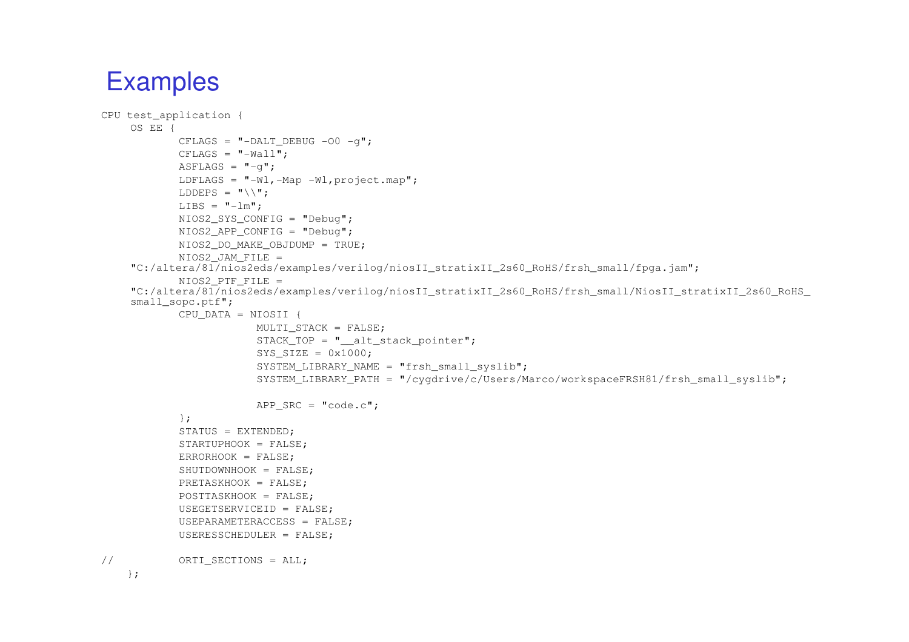# Examples

```
CPU test_application {
    OS EE {
            CFLAGS = "-DALT_DEBUG -O0 -g";
            CFLAGS = "-Wall";
            ASFLAGS = "-g";
            LDFLAGS = "-Wl,-Map -Wl,project.map";
            LDDEPS = "\\";
            LIBS = "-lm";
            NIOS2_SYS_CONFIG = "Debug";
            NIOS2_APP_CONFIG = "Debug";
            NIOS2_DO_MAKE_OBJDUMP = TRUE;
            NIOS2_JAM_FILE =
    "C:/altera/81/nios2eds/examples/verilog/niosII_stratixII_2s60_RoHS/frsh_small/fpga.jam";
            NIOS2_PTF_FILE =
    "C:/altera/81/nios2eds/examples/verilog/niosII_stratixII_2s60_RoHS/frsh_small/NiosII_stratixII_2s60_RoHS_
    small_sopc.ptf";
            CPU_DATA = NIOSII {
                        MULTI_STACK = FALSE;
                        STACK_TOP = "__alt_stack_pointer";
                        SYS_SIZE = 0x1000;
                        SYSTEM_LIBRARY_NAME = "frsh_small_syslib";
                        SYSTEM_LIBRARY_PATH = "/cygdrive/c/Users/Marco/workspaceFRSH81/frsh_small_syslib";

                        APP_SRC = "code.c";
            };
            STATUS = EXTENDED;
            STARTUPHOOK = FALSE;
            ERRORHOOK = FALSE;
            SHUTDOWNHOOK = FALSE;
            PRETASKHOOK = FALSE;
            POSTTASKHOOK = FALSE;
            USEGETSERVICEID = FALSE;
            USEPARAMETERACCESS = FALSE;
            USERESSCHEDULER = FALSE;

//          ORTI_SECTIONS = ALL;
    };
```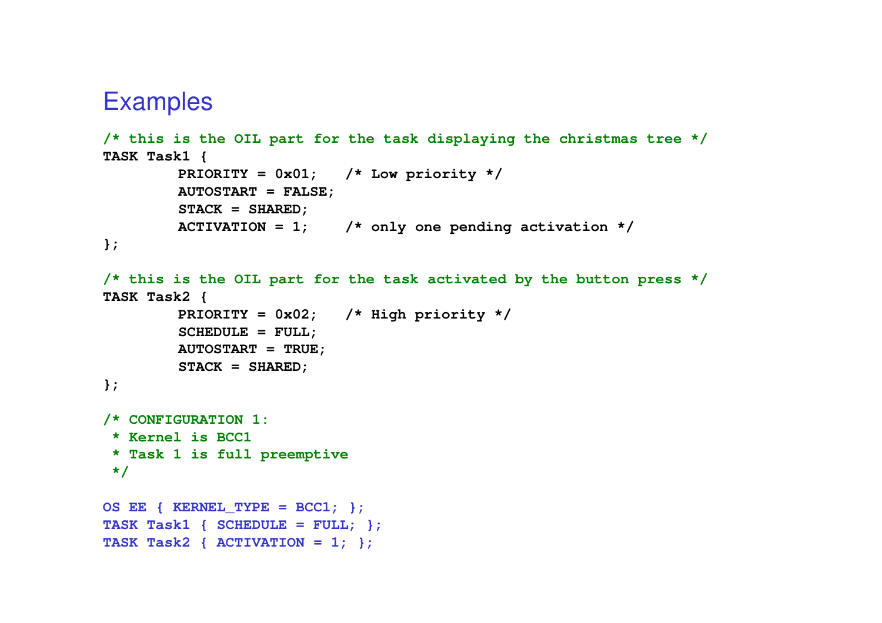# Examples

```
/* this is the OIL part for the task displaying the christmas tree */
TASK Task1 {
        PRIORITY = 0x01;   /* Low priority */
        AUTOSTART = FALSE;
        STACK = SHARED;
        ACTIVATION = 1;    /* only one pending activation */
};

/* this is the OIL part for the task activated by the button press */
TASK Task2 {
        PRIORITY = 0x02;   /* High priority */
        SCHEDULE = FULL;
        AUTOSTART = TRUE;
        STACK = SHARED;
};

/* CONFIGURATION 1:
 * Kernel is BCC1
 * Task 1 is full preemptive
 */

OS EE { KERNEL_TYPE = BCC1; };
TASK Task1 { SCHEDULE = FULL; };
TASK Task2 { ACTIVATION = 1; };
```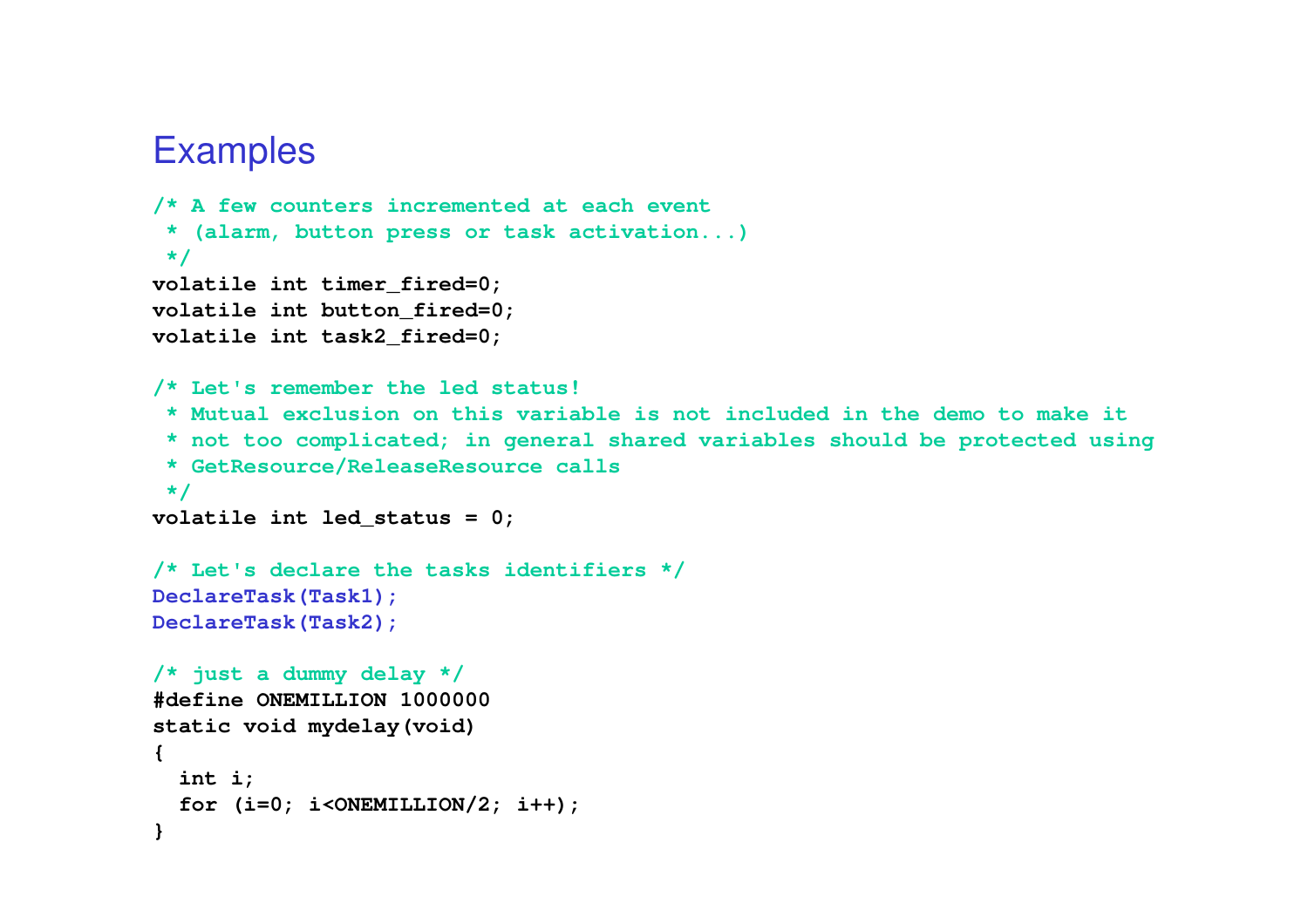# Examples

```c
/* A few counters incremented at each event
 * (alarm, button press or task activation...)
 */
volatile int timer_fired=0;
volatile int button_fired=0;
volatile int task2_fired=0;

/* Let's remember the led status!
 * Mutual exclusion on this variable is not included in the demo to make it
 * not too complicated; in general shared variables should be protected using
 * GetResource/ReleaseResource calls
 */
volatile int led_status = 0;

/* Let's declare the tasks identifiers */
DeclareTask(Task1);
DeclareTask(Task2);

/* just a dummy delay */
#define ONEMILLION 1000000
static void mydelay(void)
{
  int i;
  for (i=0; i<ONEMILLION/2; i++);
}
```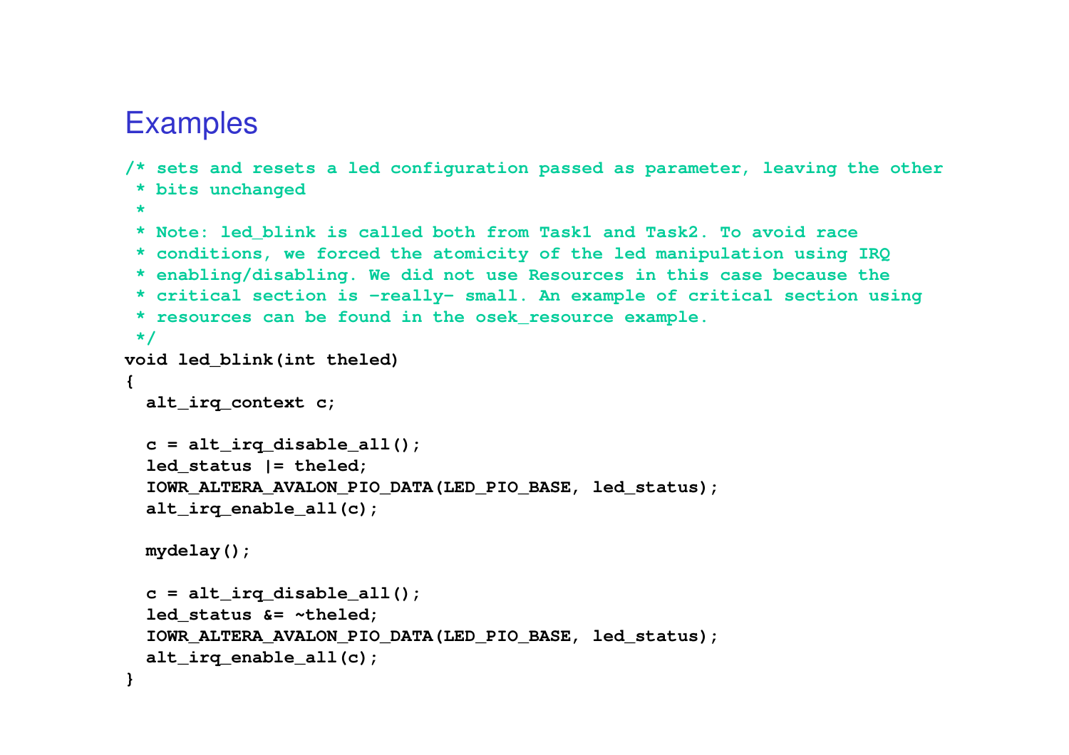# Examples

```
/* sets and resets a led configuration passed as parameter, leaving the other
 * bits unchanged
 *
 * Note: led_blink is called both from Task1 and Task2. To avoid race
 * conditions, we forced the atomicity of the led manipulation using IRQ
 * enabling/disabling. We did not use Resources in this case because the
 * critical section is -really- small. An example of critical section using
 * resources can be found in the osek_resource example.
 */
void led_blink(int theled)
{
  alt_irq_context c;

  c = alt_irq_disable_all();
  led_status |= theled;
  IOWR_ALTERA_AVALON_PIO_DATA(LED_PIO_BASE, led_status);
  alt_irq_enable_all(c);

  mydelay();

  c = alt_irq_disable_all();
  led_status &= ~theled;
  IOWR_ALTERA_AVALON_PIO_DATA(LED_PIO_BASE, led_status);
  alt_irq_enable_all(c);
}
```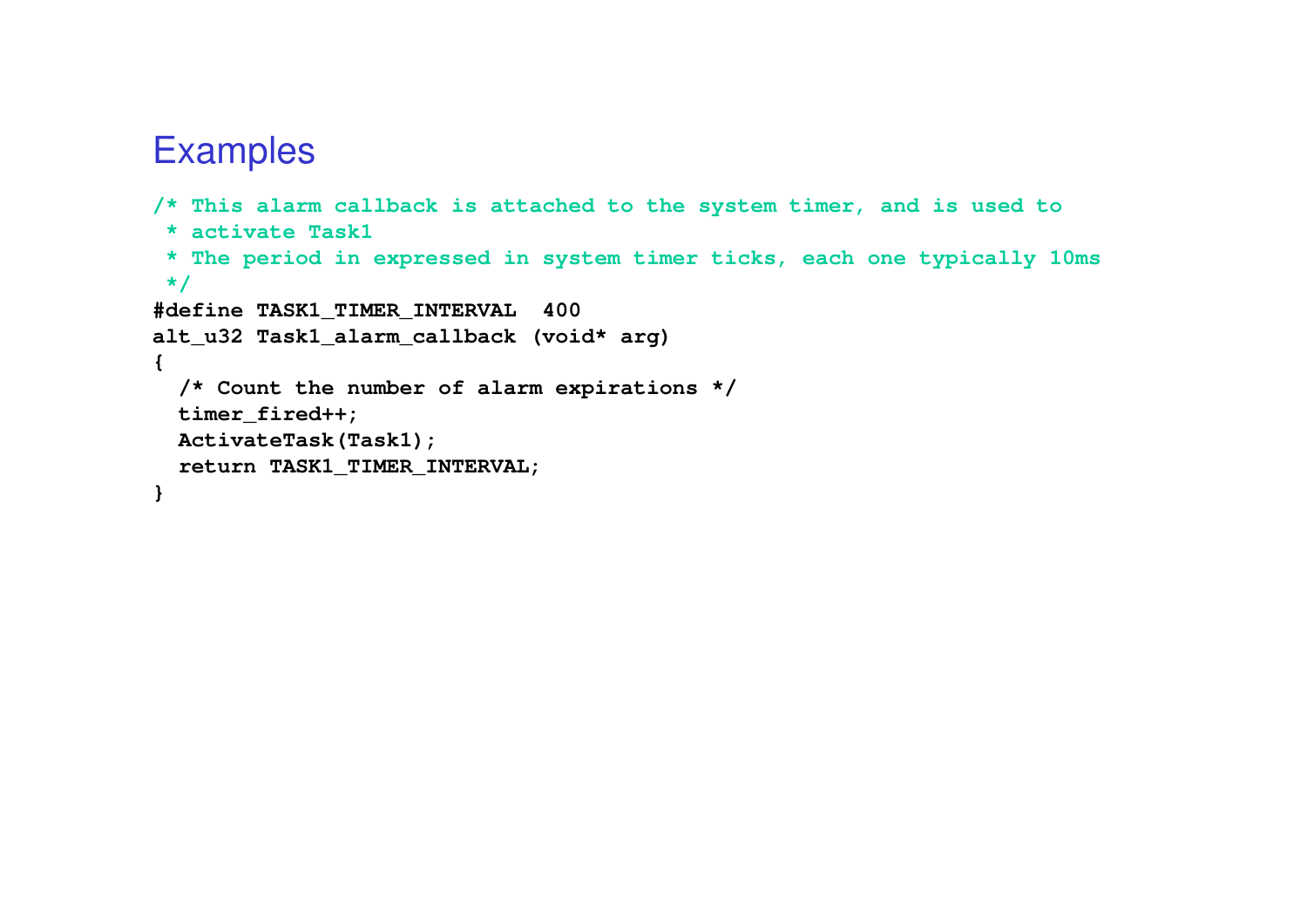# Examples

```
/* This alarm callback is attached to the system timer, and is used to
 * activate Task1
 * The period in expressed in system timer ticks, each one typically 10ms
 */
#define TASK1_TIMER_INTERVAL  400
alt_u32 Task1_alarm_callback (void* arg)
{
  /* Count the number of alarm expirations */
  timer_fired++;
  ActivateTask(Task1);
  return TASK1_TIMER_INTERVAL;
}
```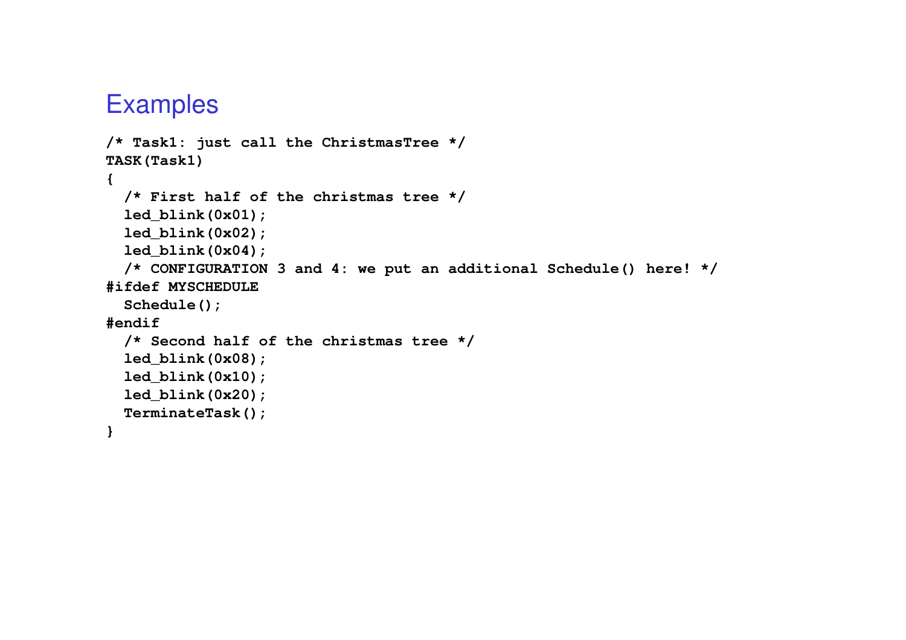## Examples

```
/* Task1: just call the ChristmasTree */
TASK(Task1)
{
  /* First half of the christmas tree */
  led_blink(0x01);
  led_blink(0x02);
  led_blink(0x04);
  /* CONFIGURATION 3 and 4: we put an additional Schedule() here! */
#ifdef MYSCHEDULE
  Schedule();
#endif
  /* Second half of the christmas tree */
  led_blink(0x08);
  led_blink(0x10);
  led_blink(0x20);
  TerminateTask();
}
```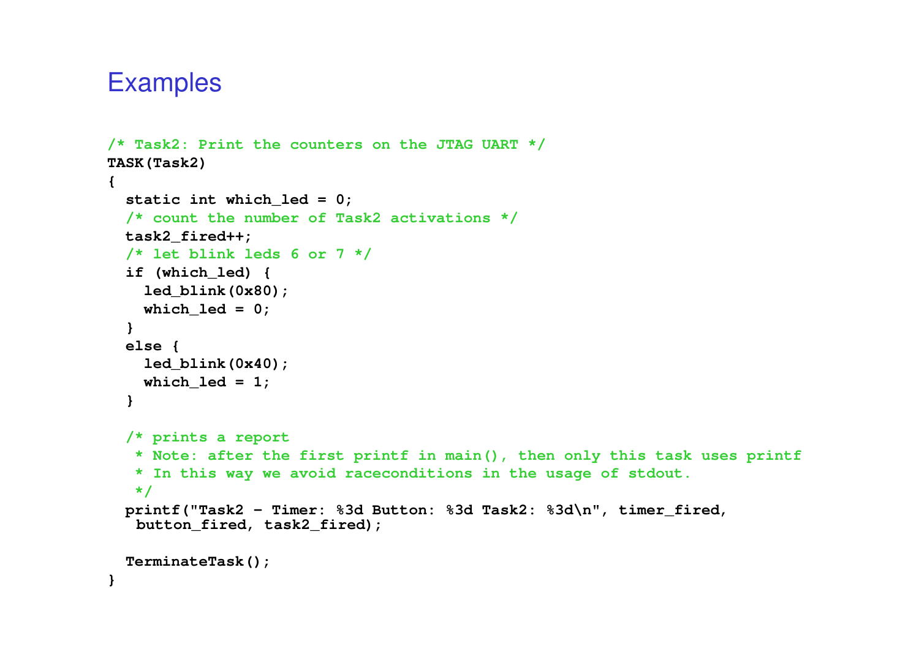# Examples

```c
/* Task2: Print the counters on the JTAG UART */
TASK(Task2)
{
  static int which_led = 0;
  /* count the number of Task2 activations */
  task2_fired++;
  /* let blink leds 6 or 7 */
  if (which_led) {
    led_blink(0x80);
    which_led = 0;
  }
  else {
    led_blink(0x40);
    which_led = 1;
  }

  /* prints a report
   * Note: after the first printf in main(), then only this task uses printf
   * In this way we avoid raceconditions in the usage of stdout.
   */
  printf("Task2 - Timer: %3d Button: %3d Task2: %3d\n", timer_fired,
   button_fired, task2_fired);

  TerminateTask();
}
```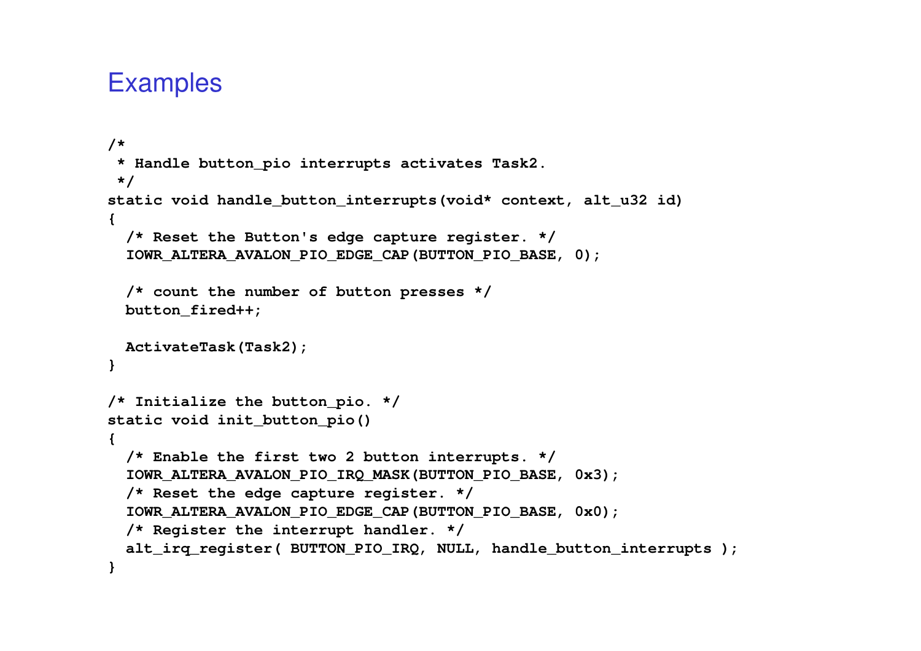## Examples

```
/*
 * Handle button_pio interrupts activates Task2.
 */
static void handle_button_interrupts(void* context, alt_u32 id)
{
  /* Reset the Button's edge capture register. */
  IOWR_ALTERA_AVALON_PIO_EDGE_CAP(BUTTON_PIO_BASE, 0);

  /* count the number of button presses */
  button_fired++;

  ActivateTask(Task2);
}

/* Initialize the button_pio. */
static void init_button_pio()
{
  /* Enable the first two 2 button interrupts. */
  IOWR_ALTERA_AVALON_PIO_IRQ_MASK(BUTTON_PIO_BASE, 0x3);
  /* Reset the edge capture register. */
  IOWR_ALTERA_AVALON_PIO_EDGE_CAP(BUTTON_PIO_BASE, 0x0);
  /* Register the interrupt handler. */
  alt_irq_register( BUTTON_PIO_IRQ, NULL, handle_button_interrupts );
}
```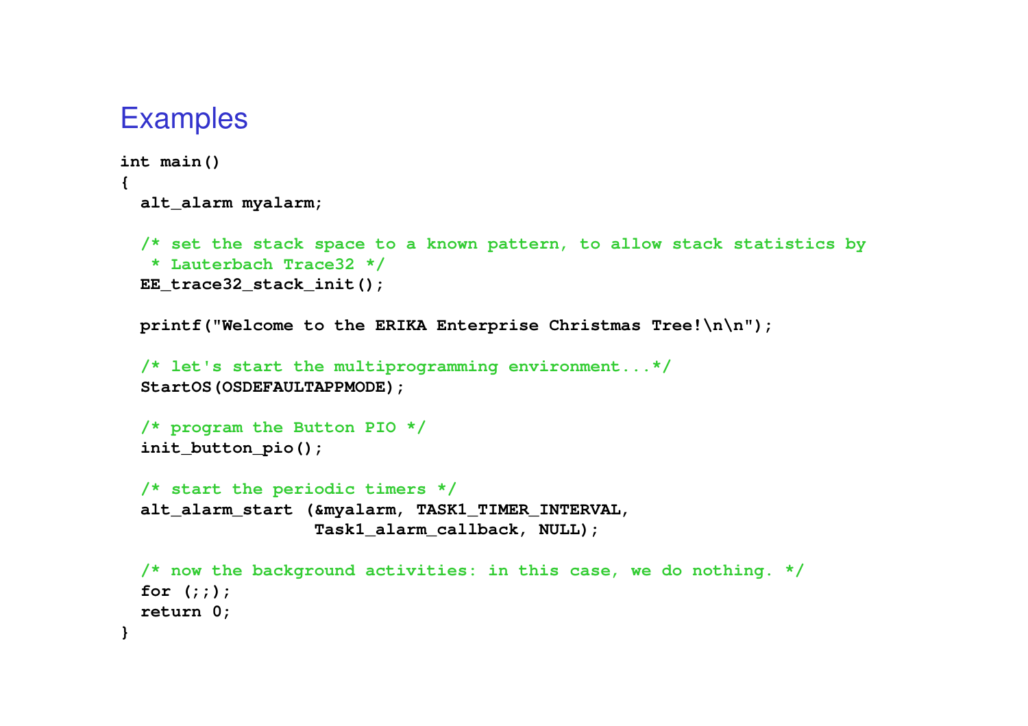# Examples

```
int main()
{
  alt_alarm myalarm;

  /* set the stack space to a known pattern, to allow stack statistics by
   * Lauterbach Trace32 */
  EE_trace32_stack_init();

  printf("Welcome to the ERIKA Enterprise Christmas Tree!\n\n");

  /* let's start the multiprogramming environment...*/
  StartOS(OSDEFAULTAPPMODE);

  /* program the Button PIO */
  init_button_pio();

  /* start the periodic timers */
  alt_alarm_start (&myalarm, TASK1_TIMER_INTERVAL,
                   Task1_alarm_callback, NULL);

  /* now the background activities: in this case, we do nothing. */
  for (;;);
  return 0;
}
```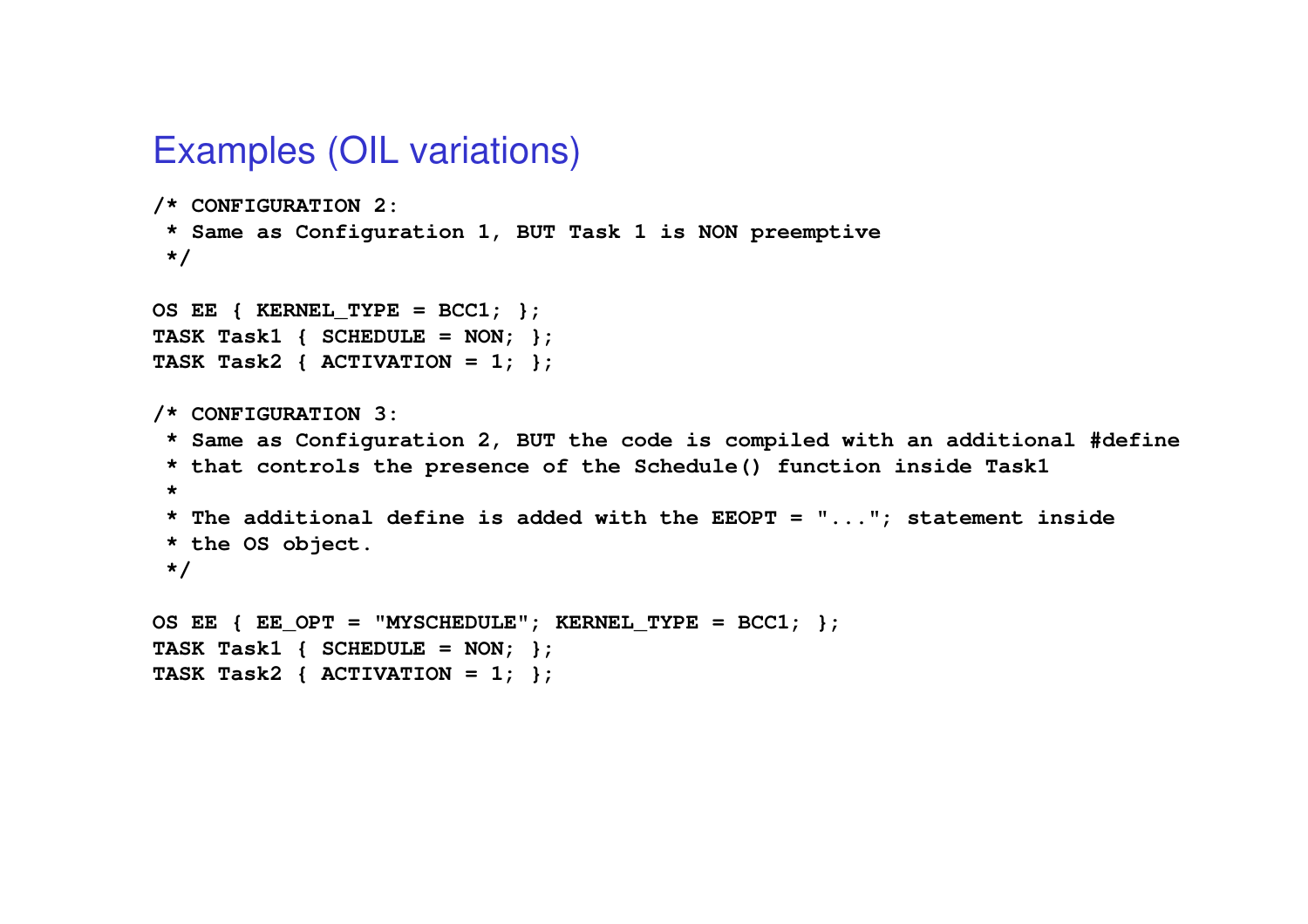# Examples (OIL variations)

```
/* CONFIGURATION 2:
 * Same as Configuration 1, BUT Task 1 is NON preemptive
 */

OS EE { KERNEL_TYPE = BCC1; };
TASK Task1 { SCHEDULE = NON; };
TASK Task2 { ACTIVATION = 1; };

/* CONFIGURATION 3:
 * Same as Configuration 2, BUT the code is compiled with an additional #define
 * that controls the presence of the Schedule() function inside Task1
 *
 * The additional define is added with the EEOPT = "..."; statement inside
 * the OS object.
 */

OS EE { EE_OPT = "MYSCHEDULE"; KERNEL_TYPE = BCC1; };
TASK Task1 { SCHEDULE = NON; };
TASK Task2 { ACTIVATION = 1; };
```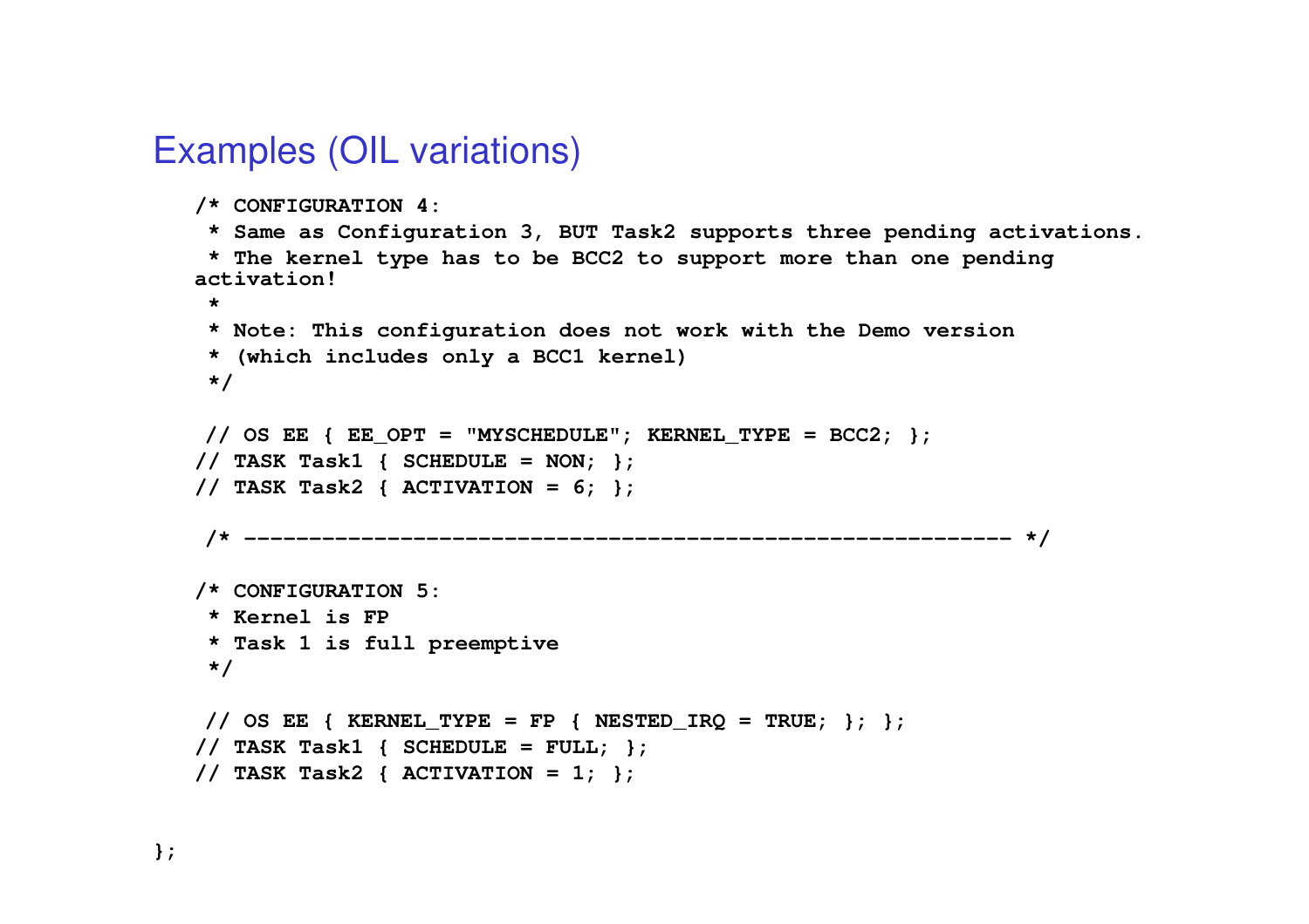## Examples (OIL variations)

```
/* CONFIGURATION 4:
 * Same as Configuration 3, BUT Task2 supports three pending activations.
 * The kernel type has to be BCC2 to support more than one pending
activation!
 *
 * Note: This configuration does not work with the Demo version
 * (which includes only a BCC1 kernel)
 */

 // OS EE { EE_OPT = "MYSCHEDULE"; KERNEL_TYPE = BCC2; };
// TASK Task1 { SCHEDULE = NON; };
// TASK Task2 { ACTIVATION = 6; };

 /* ------------------------------------------------------------ */

/* CONFIGURATION 5:
 * Kernel is FP
 * Task 1 is full preemptive
 */

 // OS EE { KERNEL_TYPE = FP { NESTED_IRQ = TRUE; }; };
// TASK Task1 { SCHEDULE = FULL; };
// TASK Task2 { ACTIVATION = 1; };


};
```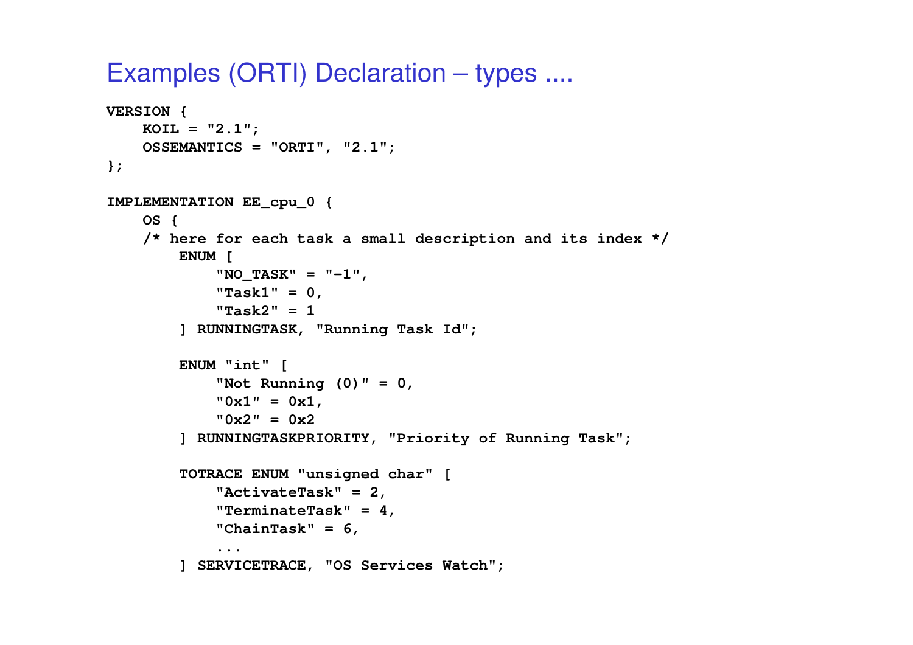# Examples (ORTI) Declaration – types ....

```
VERSION {
    KOIL = "2.1";
    OSSEMANTICS = "ORTI", "2.1";
};

IMPLEMENTATION EE_cpu_0 {
    OS {
    /* here for each task a small description and its index */
        ENUM [
            "NO_TASK" = "-1",
            "Task1" = 0,
            "Task2" = 1
        ] RUNNINGTASK, "Running Task Id";

        ENUM "int" [
            "Not Running (0)" = 0,
            "0x1" = 0x1,
            "0x2" = 0x2
        ] RUNNINGTASKPRIORITY, "Priority of Running Task";

        TOTRACE ENUM "unsigned char" [
            "ActivateTask" = 2,
            "TerminateTask" = 4,
            "ChainTask" = 6,
            ...
        ] SERVICETRACE, "OS Services Watch";
```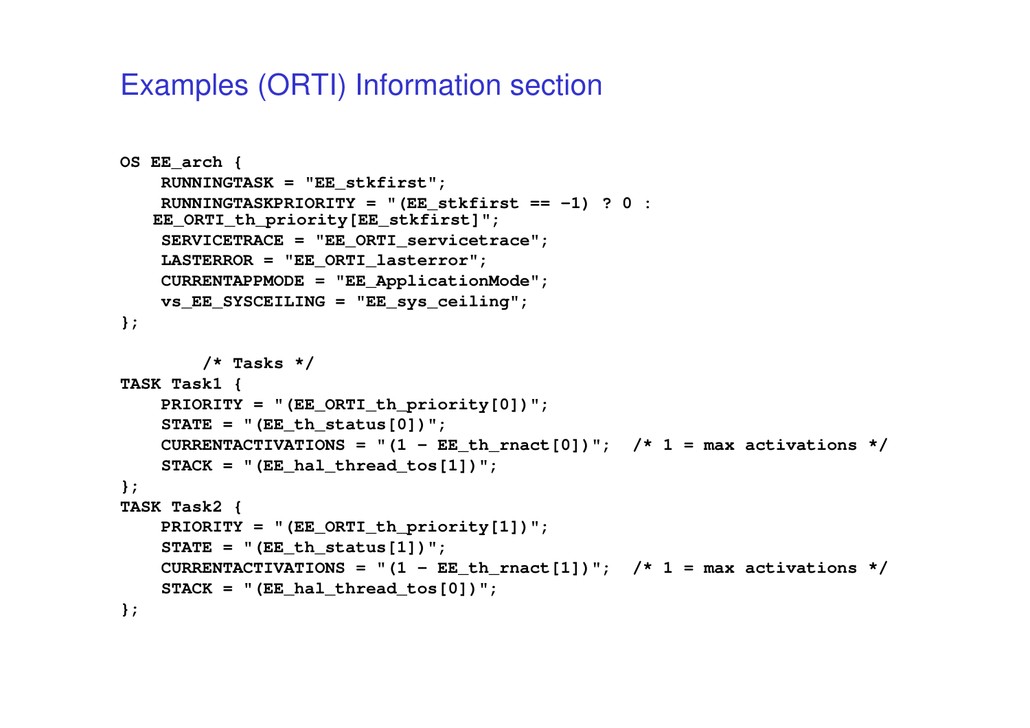# Examples (ORTI) Information section

```
OS EE_arch {
    RUNNINGTASK = "EE_stkfirst";
    RUNNINGTASKPRIORITY = "(EE_stkfirst == -1) ? 0 :
   EE_ORTI_th_priority[EE_stkfirst]";
    SERVICETRACE = "EE_ORTI_servicetrace";
    LASTERROR = "EE_ORTI_lasterror";
    CURRENTAPPMODE = "EE_ApplicationMode";
    vs_EE_SYSCEILING = "EE_sys_ceiling";
};

        /* Tasks */
TASK Task1 {
    PRIORITY = "(EE_ORTI_th_priority[0])";
    STATE = "(EE_th_status[0])";
    CURRENTACTIVATIONS = "(1 - EE_th_rnact[0])";  /* 1 = max activations */
    STACK = "(EE_hal_thread_tos[1])";
};
TASK Task2 {
    PRIORITY = "(EE_ORTI_th_priority[1])";
    STATE = "(EE_th_status[1])";
    CURRENTACTIVATIONS = "(1 - EE_th_rnact[1])";  /* 1 = max activations */
    STACK = "(EE_hal_thread_tos[0])";
};
```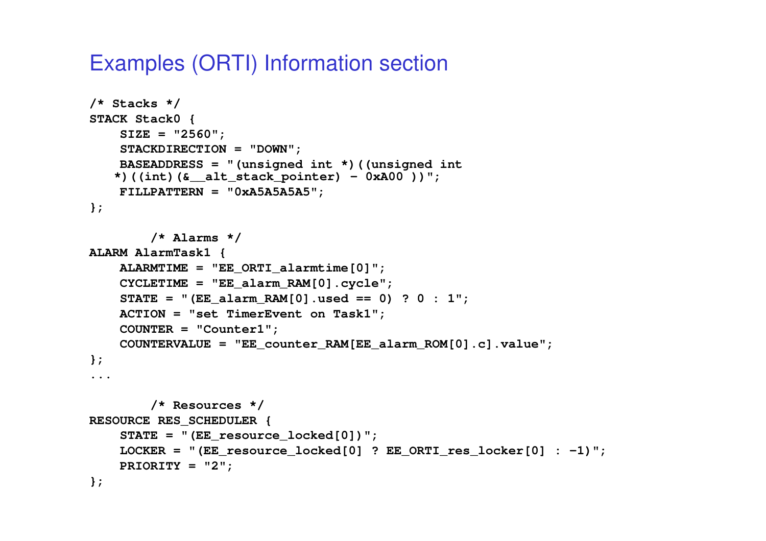# Examples (ORTI) Information section

```
/* Stacks */
STACK Stack0 {
    SIZE = "2560";
    STACKDIRECTION = "DOWN";
    BASEADDRESS = "(unsigned int *)((unsigned int
   *)((int)(&__alt_stack_pointer) - 0xA00 ))";
    FILLPATTERN = "0xA5A5A5A5";
};

        /* Alarms */
ALARM AlarmTask1 {
    ALARMTIME = "EE_ORTI_alarmtime[0]";
    CYCLETIME = "EE_alarm_RAM[0].cycle";
    STATE = "(EE_alarm_RAM[0].used == 0) ? 0 : 1";
    ACTION = "set TimerEvent on Task1";
    COUNTER = "Counter1";
    COUNTERVALUE = "EE_counter_RAM[EE_alarm_ROM[0].c].value";
};
...

        /* Resources */
RESOURCE RES_SCHEDULER {
    STATE = "(EE_resource_locked[0])";
    LOCKER = "(EE_resource_locked[0] ? EE_ORTI_res_locker[0] : -1)";
    PRIORITY = "2";
};
```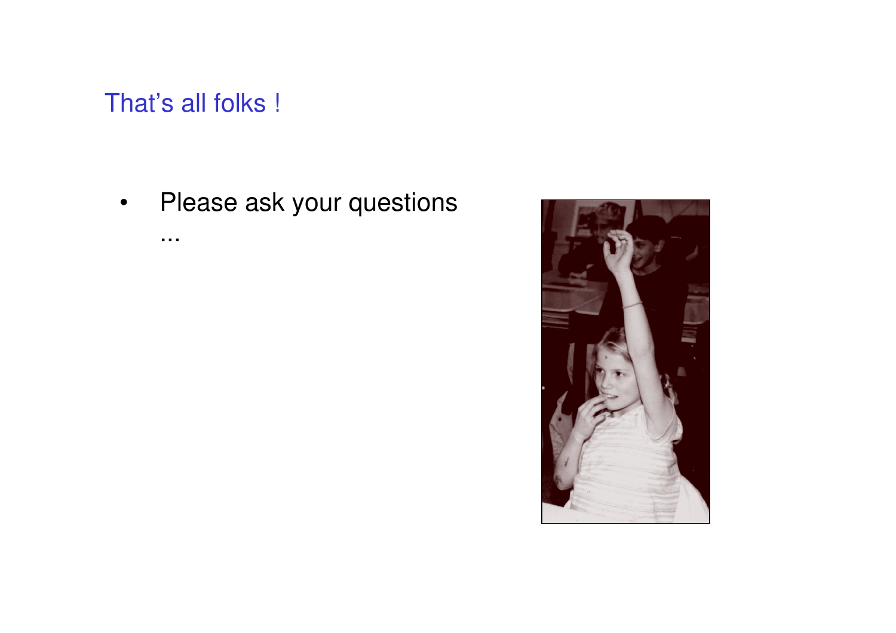## That's all folks !

- Please ask your questions ...